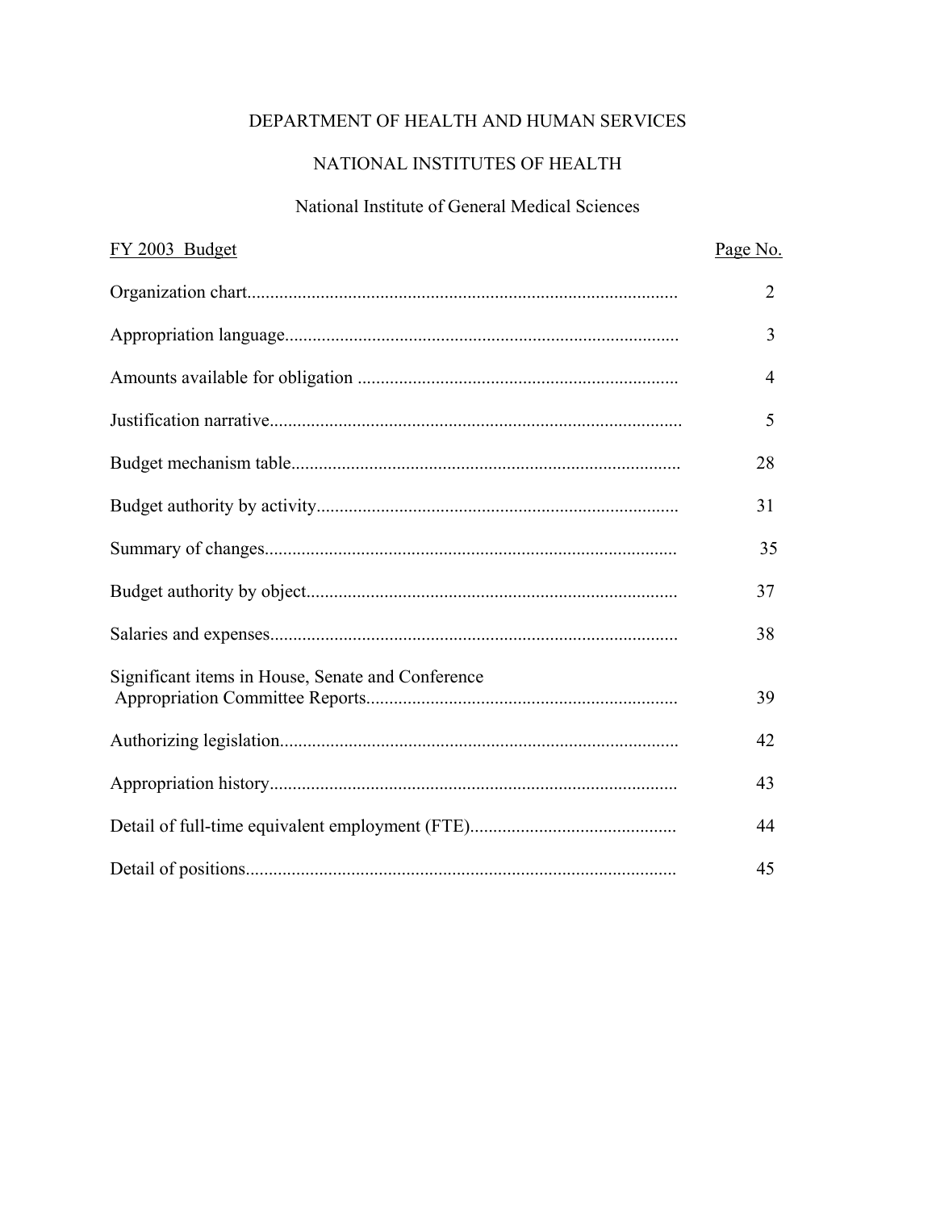# DEPARTMENT OF HEALTH AND HUMAN SERVICES

## NATIONAL INSTITUTES OF HEALTH

### National Institute of General Medical Sciences

| FY 2003 Budget | Page No. |
|---|---|
| Organization chart | 2 |
| Appropriation language | 3 |
| Amounts available for obligation | 4 |
| Justification narrative | 5 |
| Budget mechanism table | 28 |
| Budget authority by activity | 31 |
| Summary of changes | 35 |
| Budget authority by object | 37 |
| Salaries and expenses | 38 |
| Significant items in House, Senate and Conference Appropriation Committee Reports | 39 |
| Authorizing legislation | 42 |
| Appropriation history | 43 |
| Detail of full-time equivalent employment (FTE) | 44 |
| Detail of positions | 45 |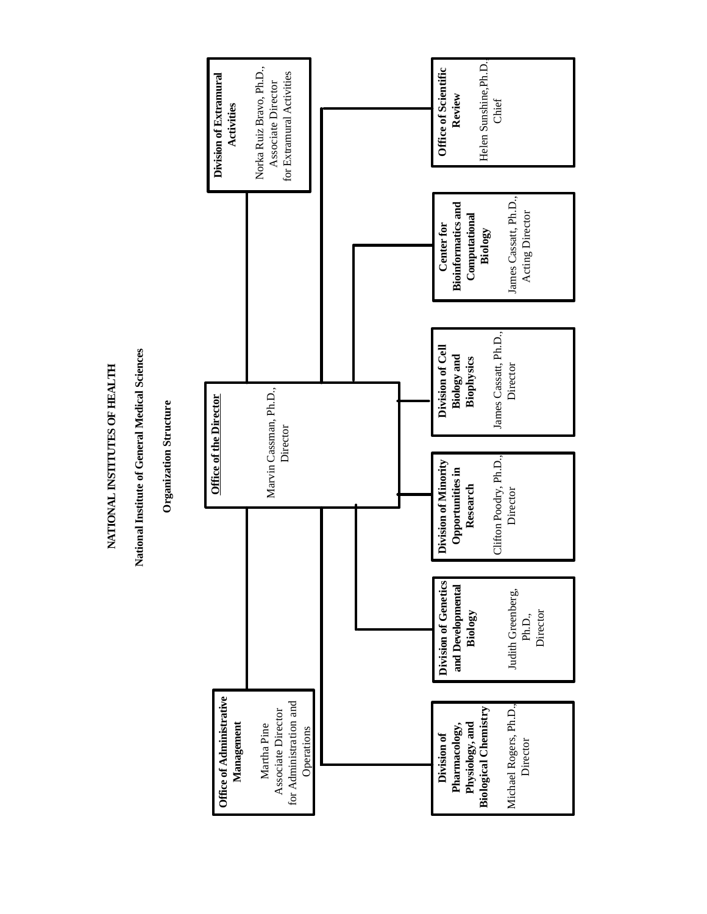# NATIONAL INSTITUTES OF HEALTH

## National Institute of General Medical Sciences

### Organization Structure

**Office of the Director**

Marvin Cassman, Ph.D., Director

**Office of Administrative Management**

Martha Pine
Associate Director for Administration and Operations

**Division of Extramural Activities**

Norka Ruiz Bravo, Ph.D., Associate Director for Extramural Activities

**Division of Pharmacology, Physiology, and Biological Chemistry**

Michael Rogers, Ph.D., Director

**Division of Genetics and Developmental Biology**

Judith Greenberg, Ph.D., Director

**Division of Minority Opportunities in Research**

Clifton Poodry, Ph.D., Director

**Division of Cell Biology and Biophysics**

James Cassatt, Ph.D., Director

**Center for Bioinformatics and Computational Biology**

James Cassatt, Ph.D., Acting Director

**Office of Scientific Review**

Helen Sunshine, Ph.D., Chief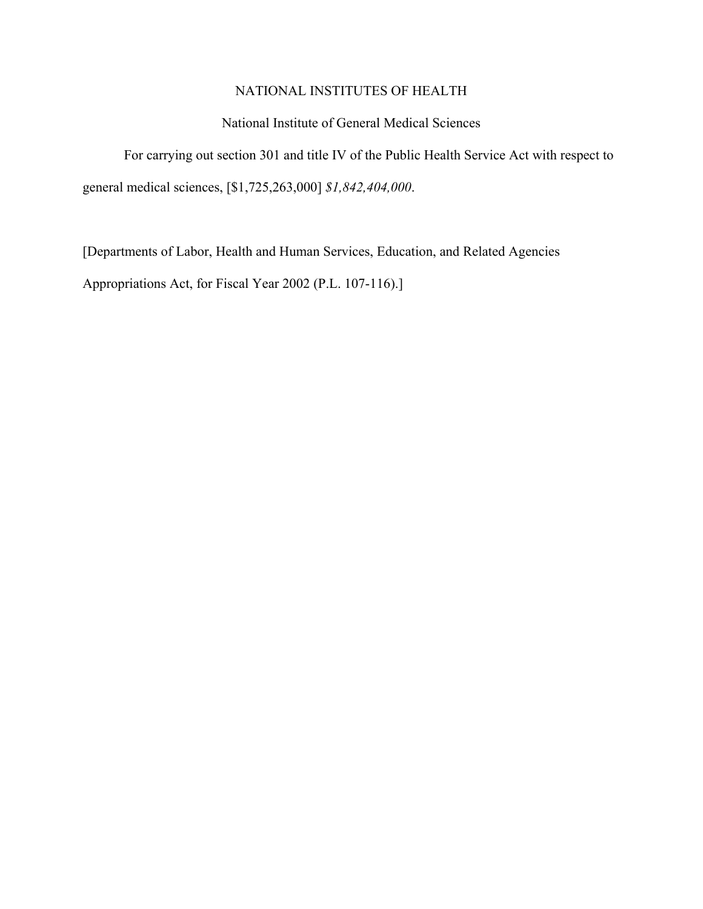NATIONAL INSTITUTES OF HEALTH

National Institute of General Medical Sciences

For carrying out section 301 and title IV of the Public Health Service Act with respect to general medical sciences, [$1,725,263,000] *$1,842,404,000*.

[Departments of Labor, Health and Human Services, Education, and Related Agencies Appropriations Act, for Fiscal Year 2002 (P.L. 107-116).]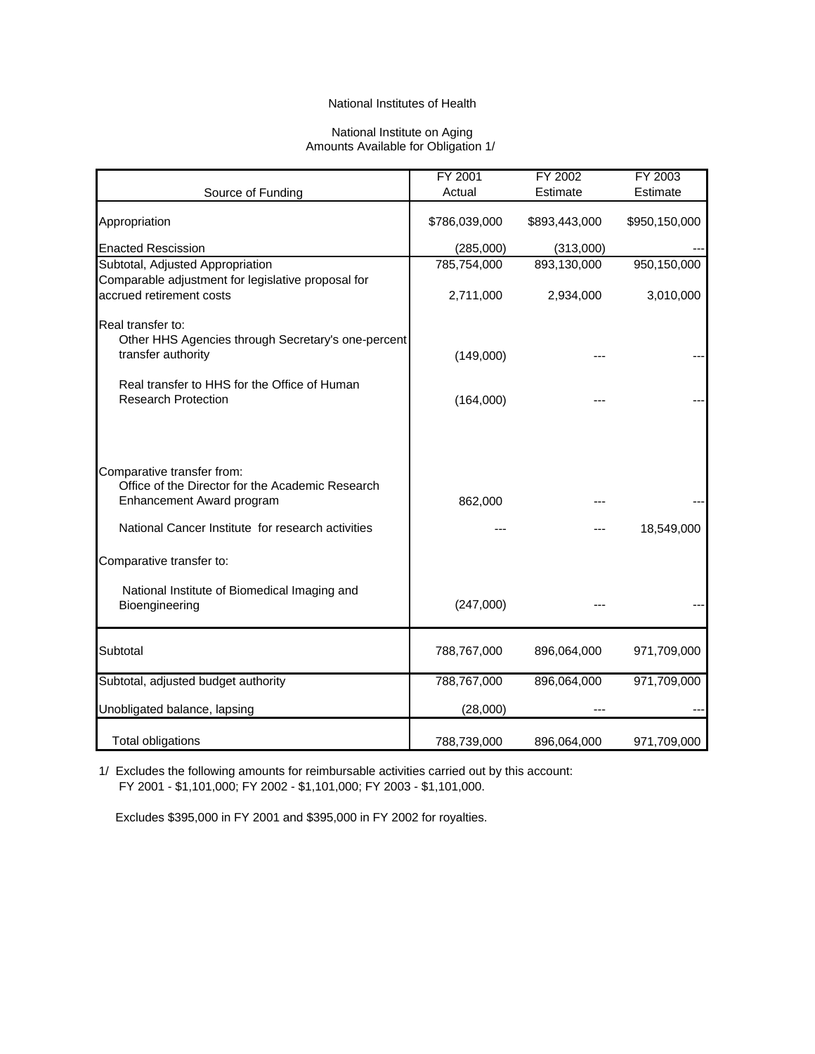National Institutes of Health

National Institute on Aging
Amounts Available for Obligation 1/

| Source of Funding | FY 2001 Actual | FY 2002 Estimate | FY 2003 Estimate |
|---|---|---|---|
| Appropriation | $786,039,000 | $893,443,000 | $950,150,000 |
| Enacted Rescission | (285,000) | (313,000) | --- |
| Subtotal, Adjusted Appropriation | 785,754,000 | 893,130,000 | 950,150,000 |
| Comparable adjustment for legislative proposal for accrued retirement costs | 2,711,000 | 2,934,000 | 3,010,000 |
| Real transfer to: | | | |
| Other HHS Agencies through Secretary's one-percent transfer authority | (149,000) | --- | --- |
| Real transfer to HHS for the Office of Human Research Protection | (164,000) | --- | --- |
| Comparative transfer from: | | | |
| Office of the Director for the Academic Research Enhancement Award program | 862,000 | --- | --- |
| National Cancer Institute for research activities | --- | --- | 18,549,000 |
| Comparative transfer to: | | | |
| National Institute of Biomedical Imaging and Bioengineering | (247,000) | --- | --- |
| Subtotal | 788,767,000 | 896,064,000 | 971,709,000 |
| Subtotal, adjusted budget authority | 788,767,000 | 896,064,000 | 971,709,000 |
| Unobligated balance, lapsing | (28,000) | --- | --- |
| Total obligations | 788,739,000 | 896,064,000 | 971,709,000 |

1/ Excludes the following amounts for reimbursable activities carried out by this account:
FY 2001 - $1,101,000; FY 2002 - $1,101,000; FY 2003 - $1,101,000.

Excludes $395,000 in FY 2001 and $395,000 in FY 2002 for royalties.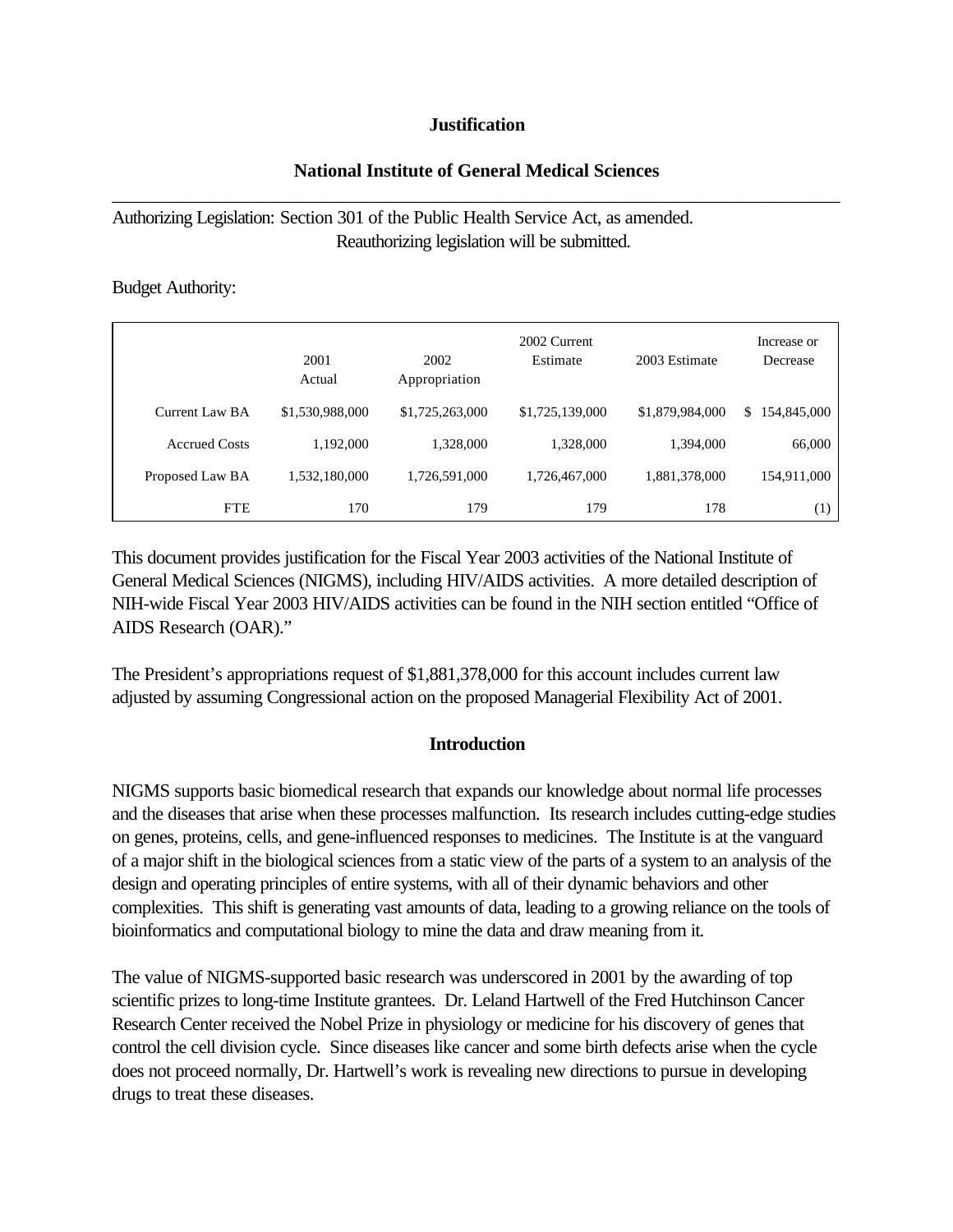## Justification

## National Institute of General Medical Sciences

Authorizing Legislation: Section 301 of the Public Health Service Act, as amended.
Reauthorizing legislation will be submitted.

Budget Authority:

| | 2001 Actual | 2002 Appropriation | 2002 Current Estimate | 2003 Estimate | Increase or Decrease |
|---|---|---|---|---|---|
| Current Law BA | $1,530,988,000 | $1,725,263,000 | $1,725,139,000 | $1,879,984,000 | $ 154,845,000 |
| Accrued Costs | 1,192,000 | 1,328,000 | 1,328,000 | 1,394,000 | 66,000 |
| Proposed Law BA | 1,532,180,000 | 1,726,591,000 | 1,726,467,000 | 1,881,378,000 | 154,911,000 |
| FTE | 170 | 179 | 179 | 178 | (1) |

This document provides justification for the Fiscal Year 2003 activities of the National Institute of General Medical Sciences (NIGMS), including HIV/AIDS activities. A more detailed description of NIH-wide Fiscal Year 2003 HIV/AIDS activities can be found in the NIH section entitled "Office of AIDS Research (OAR)."

The President's appropriations request of $1,881,378,000 for this account includes current law adjusted by assuming Congressional action on the proposed Managerial Flexibility Act of 2001.

## Introduction

NIGMS supports basic biomedical research that expands our knowledge about normal life processes and the diseases that arise when these processes malfunction. Its research includes cutting-edge studies on genes, proteins, cells, and gene-influenced responses to medicines. The Institute is at the vanguard of a major shift in the biological sciences from a static view of the parts of a system to an analysis of the design and operating principles of entire systems, with all of their dynamic behaviors and other complexities. This shift is generating vast amounts of data, leading to a growing reliance on the tools of bioinformatics and computational biology to mine the data and draw meaning from it.

The value of NIGMS-supported basic research was underscored in 2001 by the awarding of top scientific prizes to long-time Institute grantees. Dr. Leland Hartwell of the Fred Hutchinson Cancer Research Center received the Nobel Prize in physiology or medicine for his discovery of genes that control the cell division cycle. Since diseases like cancer and some birth defects arise when the cycle does not proceed normally, Dr. Hartwell's work is revealing new directions to pursue in developing drugs to treat these diseases.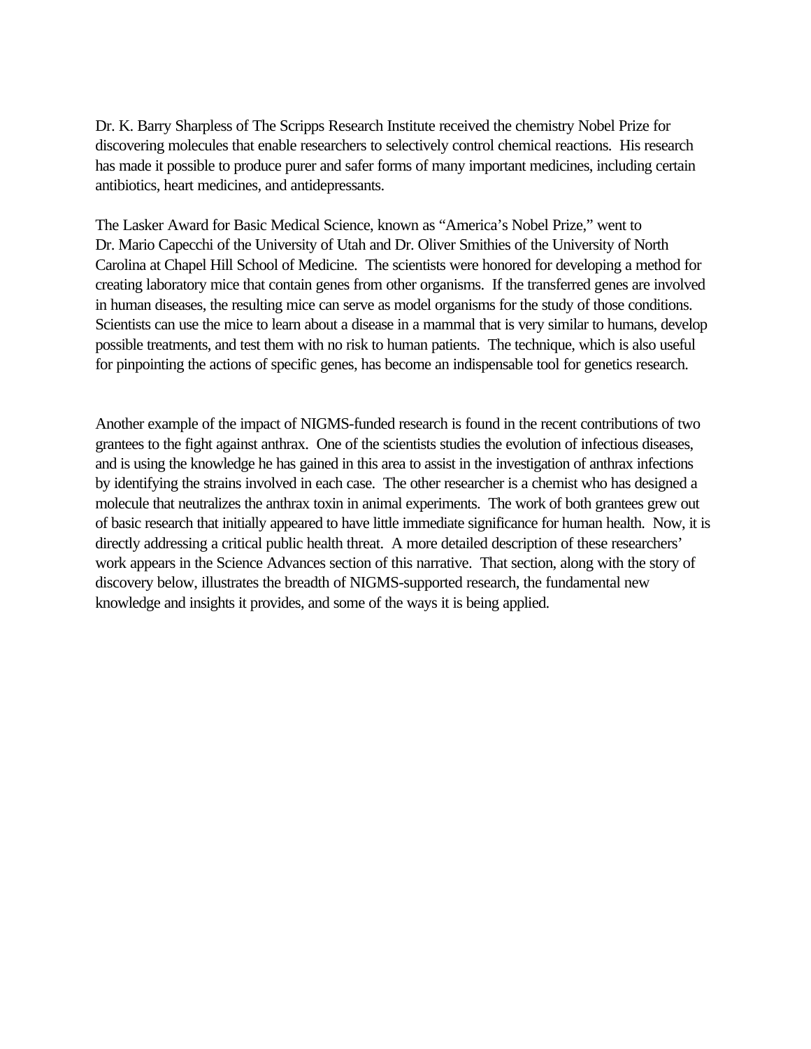Dr. K. Barry Sharpless of The Scripps Research Institute received the chemistry Nobel Prize for discovering molecules that enable researchers to selectively control chemical reactions. His research has made it possible to produce purer and safer forms of many important medicines, including certain antibiotics, heart medicines, and antidepressants.

The Lasker Award for Basic Medical Science, known as "America's Nobel Prize," went to Dr. Mario Capecchi of the University of Utah and Dr. Oliver Smithies of the University of North Carolina at Chapel Hill School of Medicine. The scientists were honored for developing a method for creating laboratory mice that contain genes from other organisms. If the transferred genes are involved in human diseases, the resulting mice can serve as model organisms for the study of those conditions. Scientists can use the mice to learn about a disease in a mammal that is very similar to humans, develop possible treatments, and test them with no risk to human patients. The technique, which is also useful for pinpointing the actions of specific genes, has become an indispensable tool for genetics research.

Another example of the impact of NIGMS-funded research is found in the recent contributions of two grantees to the fight against anthrax. One of the scientists studies the evolution of infectious diseases, and is using the knowledge he has gained in this area to assist in the investigation of anthrax infections by identifying the strains involved in each case. The other researcher is a chemist who has designed a molecule that neutralizes the anthrax toxin in animal experiments. The work of both grantees grew out of basic research that initially appeared to have little immediate significance for human health. Now, it is directly addressing a critical public health threat. A more detailed description of these researchers' work appears in the Science Advances section of this narrative. That section, along with the story of discovery below, illustrates the breadth of NIGMS-supported research, the fundamental new knowledge and insights it provides, and some of the ways it is being applied.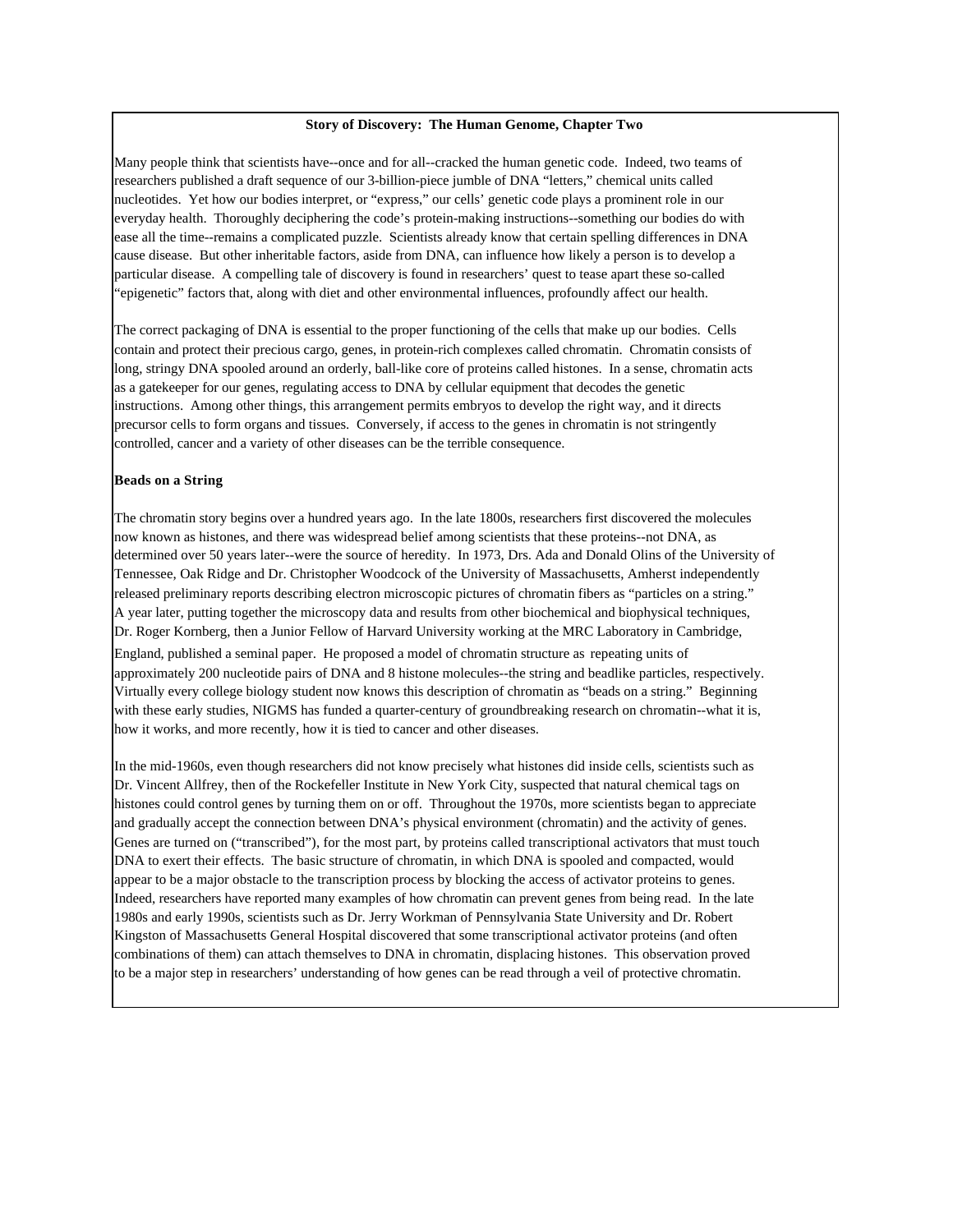**Story of Discovery: The Human Genome, Chapter Two**

Many people think that scientists have--once and for all--cracked the human genetic code. Indeed, two teams of researchers published a draft sequence of our 3-billion-piece jumble of DNA "letters," chemical units called nucleotides. Yet how our bodies interpret, or "express," our cells' genetic code plays a prominent role in our everyday health. Thoroughly deciphering the code's protein-making instructions--something our bodies do with ease all the time--remains a complicated puzzle. Scientists already know that certain spelling differences in DNA cause disease. But other inheritable factors, aside from DNA, can influence how likely a person is to develop a particular disease. A compelling tale of discovery is found in researchers' quest to tease apart these so-called "epigenetic" factors that, along with diet and other environmental influences, profoundly affect our health.

The correct packaging of DNA is essential to the proper functioning of the cells that make up our bodies. Cells contain and protect their precious cargo, genes, in protein-rich complexes called chromatin. Chromatin consists of long, stringy DNA spooled around an orderly, ball-like core of proteins called histones. In a sense, chromatin acts as a gatekeeper for our genes, regulating access to DNA by cellular equipment that decodes the genetic instructions. Among other things, this arrangement permits embryos to develop the right way, and it directs precursor cells to form organs and tissues. Conversely, if access to the genes in chromatin is not stringently controlled, cancer and a variety of other diseases can be the terrible consequence.

**Beads on a String**

The chromatin story begins over a hundred years ago. In the late 1800s, researchers first discovered the molecules now known as histones, and there was widespread belief among scientists that these proteins--not DNA, as determined over 50 years later--were the source of heredity. In 1973, Drs. Ada and Donald Olins of the University of Tennessee, Oak Ridge and Dr. Christopher Woodcock of the University of Massachusetts, Amherst independently released preliminary reports describing electron microscopic pictures of chromatin fibers as "particles on a string." A year later, putting together the microscopy data and results from other biochemical and biophysical techniques, Dr. Roger Kornberg, then a Junior Fellow of Harvard University working at the MRC Laboratory in Cambridge, England, published a seminal paper. He proposed a model of chromatin structure as repeating units of approximately 200 nucleotide pairs of DNA and 8 histone molecules--the string and beadlike particles, respectively. Virtually every college biology student now knows this description of chromatin as "beads on a string." Beginning with these early studies, NIGMS has funded a quarter-century of groundbreaking research on chromatin--what it is, how it works, and more recently, how it is tied to cancer and other diseases.

In the mid-1960s, even though researchers did not know precisely what histones did inside cells, scientists such as Dr. Vincent Allfrey, then of the Rockefeller Institute in New York City, suspected that natural chemical tags on histones could control genes by turning them on or off. Throughout the 1970s, more scientists began to appreciate and gradually accept the connection between DNA's physical environment (chromatin) and the activity of genes. Genes are turned on ("transcribed"), for the most part, by proteins called transcriptional activators that must touch DNA to exert their effects. The basic structure of chromatin, in which DNA is spooled and compacted, would appear to be a major obstacle to the transcription process by blocking the access of activator proteins to genes. Indeed, researchers have reported many examples of how chromatin can prevent genes from being read. In the late 1980s and early 1990s, scientists such as Dr. Jerry Workman of Pennsylvania State University and Dr. Robert Kingston of Massachusetts General Hospital discovered that some transcriptional activator proteins (and often combinations of them) can attach themselves to DNA in chromatin, displacing histones. This observation proved to be a major step in researchers' understanding of how genes can be read through a veil of protective chromatin.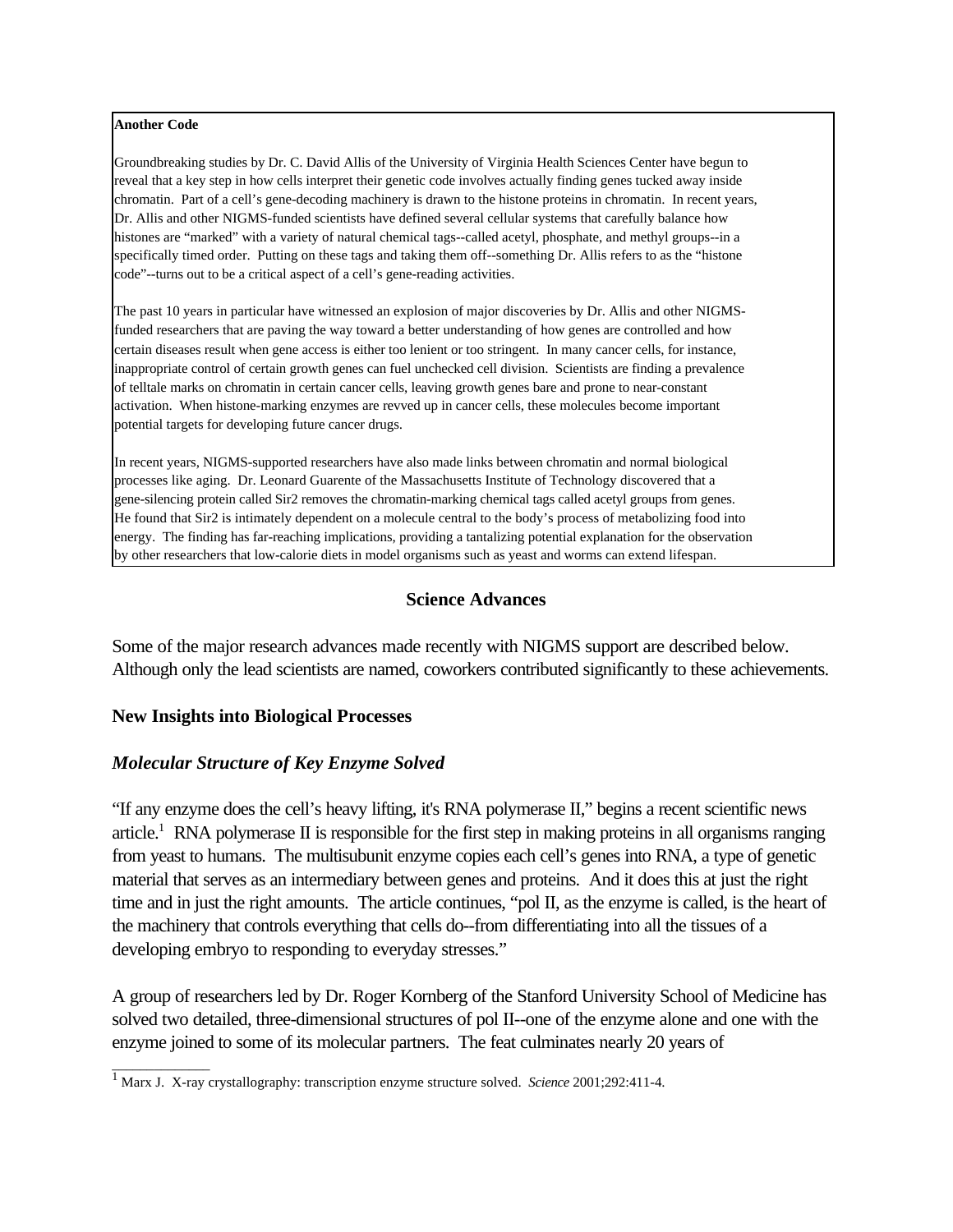**Another Code**

Groundbreaking studies by Dr. C. David Allis of the University of Virginia Health Sciences Center have begun to reveal that a key step in how cells interpret their genetic code involves actually finding genes tucked away inside chromatin. Part of a cell's gene-decoding machinery is drawn to the histone proteins in chromatin. In recent years, Dr. Allis and other NIGMS-funded scientists have defined several cellular systems that carefully balance how histones are "marked" with a variety of natural chemical tags--called acetyl, phosphate, and methyl groups--in a specifically timed order. Putting on these tags and taking them off--something Dr. Allis refers to as the "histone code"--turns out to be a critical aspect of a cell's gene-reading activities.

The past 10 years in particular have witnessed an explosion of major discoveries by Dr. Allis and other NIGMS-funded researchers that are paving the way toward a better understanding of how genes are controlled and how certain diseases result when gene access is either too lenient or too stringent. In many cancer cells, for instance, inappropriate control of certain growth genes can fuel unchecked cell division. Scientists are finding a prevalence of telltale marks on chromatin in certain cancer cells, leaving growth genes bare and prone to near-constant activation. When histone-marking enzymes are revved up in cancer cells, these molecules become important potential targets for developing future cancer drugs.

In recent years, NIGMS-supported researchers have also made links between chromatin and normal biological processes like aging. Dr. Leonard Guarente of the Massachusetts Institute of Technology discovered that a gene-silencing protein called Sir2 removes the chromatin-marking chemical tags called acetyl groups from genes. He found that Sir2 is intimately dependent on a molecule central to the body's process of metabolizing food into energy. The finding has far-reaching implications, providing a tantalizing potential explanation for the observation by other researchers that low-calorie diets in model organisms such as yeast and worms can extend lifespan.

## Science Advances

Some of the major research advances made recently with NIGMS support are described below. Although only the lead scientists are named, coworkers contributed significantly to these achievements.

### New Insights into Biological Processes

#### *Molecular Structure of Key Enzyme Solved*

"If any enzyme does the cell's heavy lifting, it's RNA polymerase II," begins a recent scientific news article.[1] RNA polymerase II is responsible for the first step in making proteins in all organisms ranging from yeast to humans. The multisubunit enzyme copies each cell's genes into RNA, a type of genetic material that serves as an intermediary between genes and proteins. And it does this at just the right time and in just the right amounts. The article continues, "pol II, as the enzyme is called, is the heart of the machinery that controls everything that cells do--from differentiating into all the tissues of a developing embryo to responding to everyday stresses."

A group of researchers led by Dr. Roger Kornberg of the Stanford University School of Medicine has solved two detailed, three-dimensional structures of pol II--one of the enzyme alone and one with the enzyme joined to some of its molecular partners. The feat culminates nearly 20 years of

---

[1] Marx J. X-ray crystallography: transcription enzyme structure solved. *Science* 2001;292:411-4.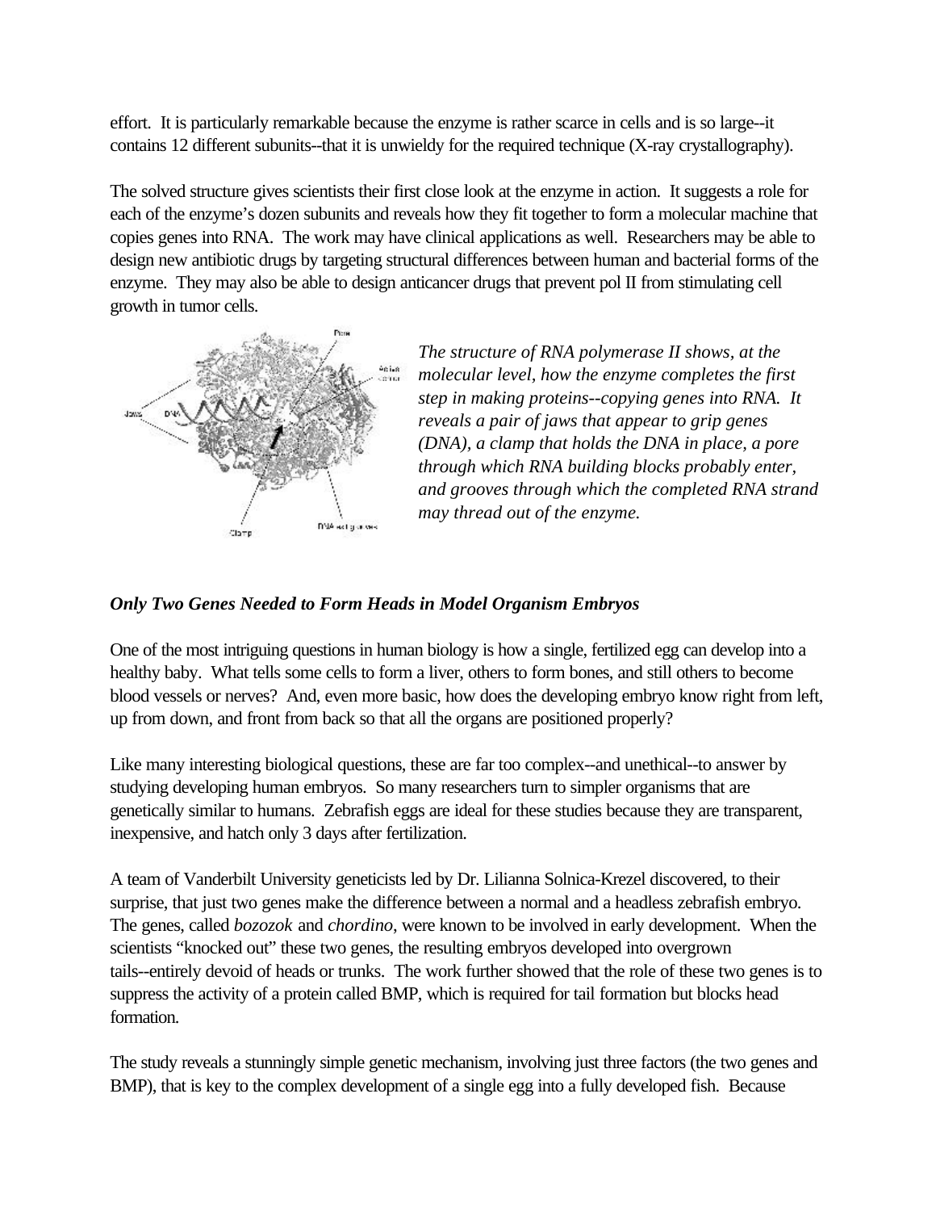effort. It is particularly remarkable because the enzyme is rather scarce in cells and is so large--it contains 12 different subunits--that it is unwieldy for the required technique (X-ray crystallography).

The solved structure gives scientists their first close look at the enzyme in action. It suggests a role for each of the enzyme's dozen subunits and reveals how they fit together to form a molecular machine that copies genes into RNA. The work may have clinical applications as well. Researchers may be able to design new antibiotic drugs by targeting structural differences between human and bacterial forms of the enzyme. They may also be able to design anticancer drugs that prevent pol II from stimulating cell growth in tumor cells.

*The structure of RNA polymerase II shows, at the molecular level, how the enzyme completes the first step in making proteins--copying genes into RNA. It reveals a pair of jaws that appear to grip genes (DNA), a clamp that holds the DNA in place, a pore through which RNA building blocks probably enter, and grooves through which the completed RNA strand may thread out of the enzyme.*

### *Only Two Genes Needed to Form Heads in Model Organism Embryos*

One of the most intriguing questions in human biology is how a single, fertilized egg can develop into a healthy baby. What tells some cells to form a liver, others to form bones, and still others to become blood vessels or nerves? And, even more basic, how does the developing embryo know right from left, up from down, and front from back so that all the organs are positioned properly?

Like many interesting biological questions, these are far too complex--and unethical--to answer by studying developing human embryos. So many researchers turn to simpler organisms that are genetically similar to humans. Zebrafish eggs are ideal for these studies because they are transparent, inexpensive, and hatch only 3 days after fertilization.

A team of Vanderbilt University geneticists led by Dr. Lilianna Solnica-Krezel discovered, to their surprise, that just two genes make the difference between a normal and a headless zebrafish embryo. The genes, called *bozozok* and *chordino*, were known to be involved in early development. When the scientists "knocked out" these two genes, the resulting embryos developed into overgrown tails--entirely devoid of heads or trunks. The work further showed that the role of these two genes is to suppress the activity of a protein called BMP, which is required for tail formation but blocks head formation.

The study reveals a stunningly simple genetic mechanism, involving just three factors (the two genes and BMP), that is key to the complex development of a single egg into a fully developed fish. Because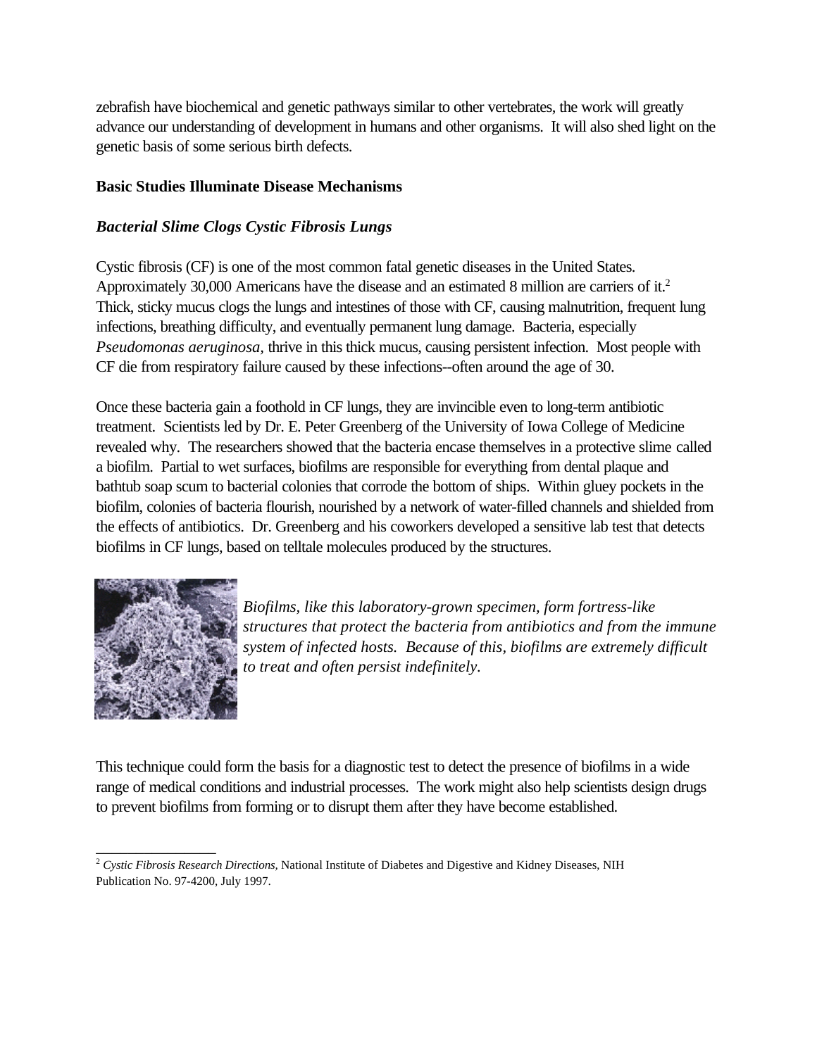zebrafish have biochemical and genetic pathways similar to other vertebrates, the work will greatly advance our understanding of development in humans and other organisms. It will also shed light on the genetic basis of some serious birth defects.

**Basic Studies Illuminate Disease Mechanisms**

***Bacterial Slime Clogs Cystic Fibrosis Lungs***

Cystic fibrosis (CF) is one of the most common fatal genetic diseases in the United States. Approximately 30,000 Americans have the disease and an estimated 8 million are carriers of it.[2] Thick, sticky mucus clogs the lungs and intestines of those with CF, causing malnutrition, frequent lung infections, breathing difficulty, and eventually permanent lung damage. Bacteria, especially *Pseudomonas aeruginosa,* thrive in this thick mucus, causing persistent infection. Most people with CF die from respiratory failure caused by these infections--often around the age of 30.

Once these bacteria gain a foothold in CF lungs, they are invincible even to long-term antibiotic treatment. Scientists led by Dr. E. Peter Greenberg of the University of Iowa College of Medicine revealed why. The researchers showed that the bacteria encase themselves in a protective slime called a biofilm. Partial to wet surfaces, biofilms are responsible for everything from dental plaque and bathtub soap scum to bacterial colonies that corrode the bottom of ships. Within gluey pockets in the biofilm, colonies of bacteria flourish, nourished by a network of water-filled channels and shielded from the effects of antibiotics. Dr. Greenberg and his coworkers developed a sensitive lab test that detects biofilms in CF lungs, based on telltale molecules produced by the structures.

*Biofilms, like this laboratory-grown specimen, form fortress-like structures that protect the bacteria from antibiotics and from the immune system of infected hosts. Because of this, biofilms are extremely difficult to treat and often persist indefinitely.*

This technique could form the basis for a diagnostic test to detect the presence of biofilms in a wide range of medical conditions and industrial processes. The work might also help scientists design drugs to prevent biofilms from forming or to disrupt them after they have become established.

---

[2] *Cystic Fibrosis Research Directions,* National Institute of Diabetes and Digestive and Kidney Diseases, NIH Publication No. 97-4200, July 1997.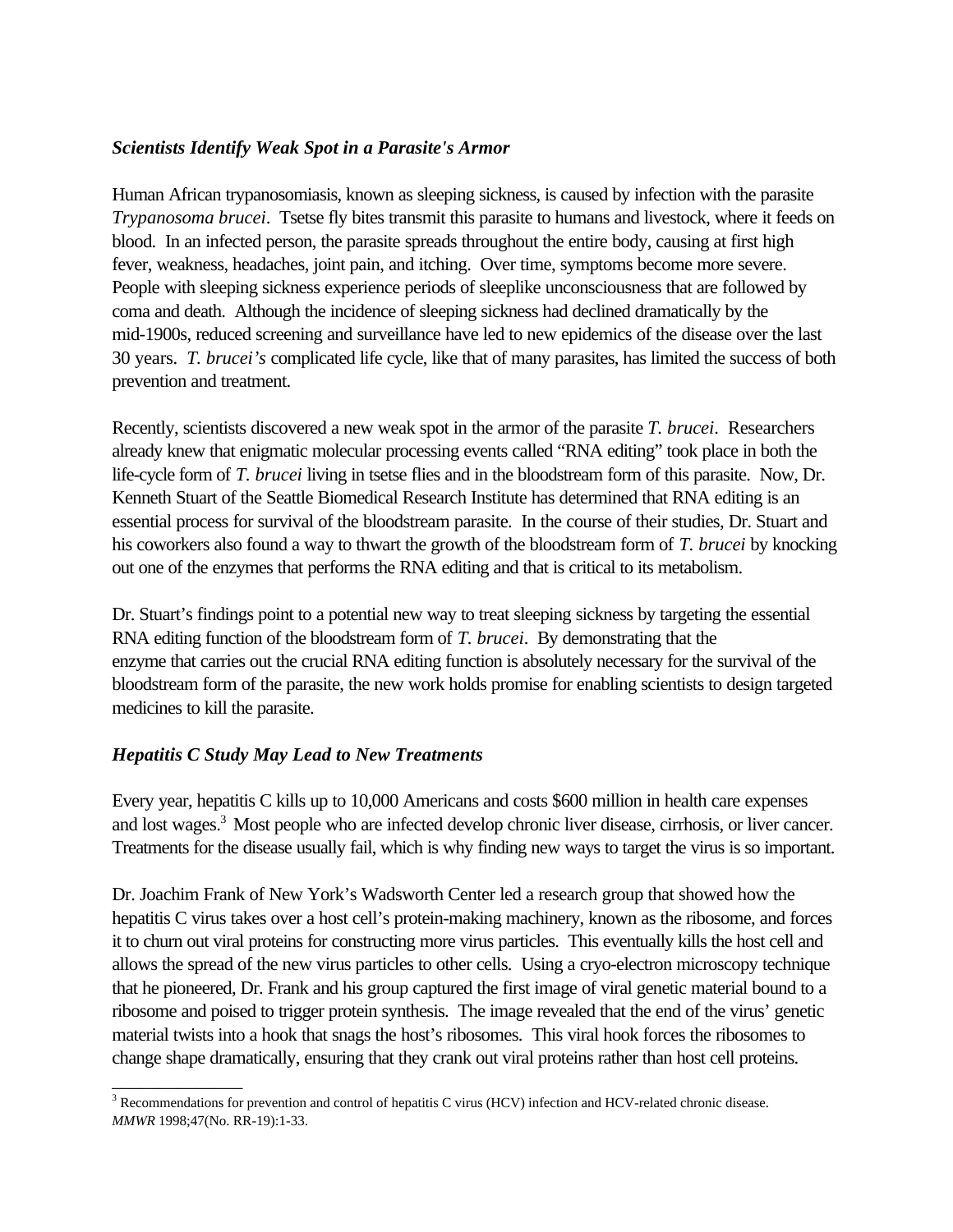### *Scientists Identify Weak Spot in a Parasite's Armor*

Human African trypanosomiasis, known as sleeping sickness, is caused by infection with the parasite *Trypanosoma brucei*. Tsetse fly bites transmit this parasite to humans and livestock, where it feeds on blood. In an infected person, the parasite spreads throughout the entire body, causing at first high fever, weakness, headaches, joint pain, and itching. Over time, symptoms become more severe. People with sleeping sickness experience periods of sleeplike unconsciousness that are followed by coma and death. Although the incidence of sleeping sickness had declined dramatically by the mid-1900s, reduced screening and surveillance have led to new epidemics of the disease over the last 30 years. *T. brucei's* complicated life cycle, like that of many parasites, has limited the success of both prevention and treatment.

Recently, scientists discovered a new weak spot in the armor of the parasite *T. brucei*. Researchers already knew that enigmatic molecular processing events called "RNA editing" took place in both the life-cycle form of *T. brucei* living in tsetse flies and in the bloodstream form of this parasite. Now, Dr. Kenneth Stuart of the Seattle Biomedical Research Institute has determined that RNA editing is an essential process for survival of the bloodstream parasite. In the course of their studies, Dr. Stuart and his coworkers also found a way to thwart the growth of the bloodstream form of *T. brucei* by knocking out one of the enzymes that performs the RNA editing and that is critical to its metabolism.

Dr. Stuart's findings point to a potential new way to treat sleeping sickness by targeting the essential RNA editing function of the bloodstream form of *T. brucei*. By demonstrating that the enzyme that carries out the crucial RNA editing function is absolutely necessary for the survival of the bloodstream form of the parasite, the new work holds promise for enabling scientists to design targeted medicines to kill the parasite.

### *Hepatitis C Study May Lead to New Treatments*

Every year, hepatitis C kills up to 10,000 Americans and costs $600 million in health care expenses and lost wages.[3] Most people who are infected develop chronic liver disease, cirrhosis, or liver cancer. Treatments for the disease usually fail, which is why finding new ways to target the virus is so important.

Dr. Joachim Frank of New York's Wadsworth Center led a research group that showed how the hepatitis C virus takes over a host cell's protein-making machinery, known as the ribosome, and forces it to churn out viral proteins for constructing more virus particles. This eventually kills the host cell and allows the spread of the new virus particles to other cells. Using a cryo-electron microscopy technique that he pioneered, Dr. Frank and his group captured the first image of viral genetic material bound to a ribosome and poised to trigger protein synthesis. The image revealed that the end of the virus' genetic material twists into a hook that snags the host's ribosomes. This viral hook forces the ribosomes to change shape dramatically, ensuring that they crank out viral proteins rather than host cell proteins.

---

[3] Recommendations for prevention and control of hepatitis C virus (HCV) infection and HCV-related chronic disease. *MMWR* 1998;47(No. RR-19):1-33.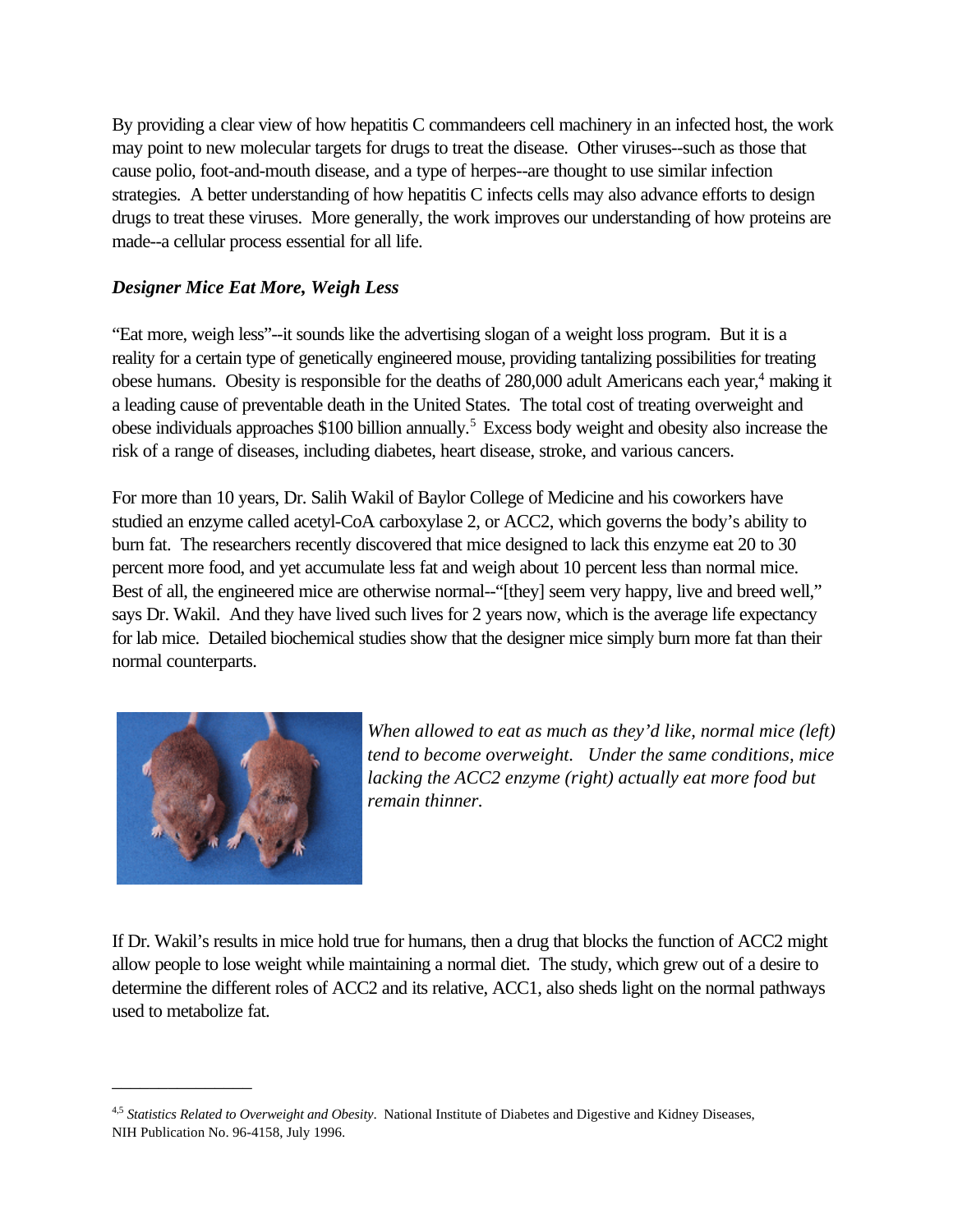By providing a clear view of how hepatitis C commandeers cell machinery in an infected host, the work may point to new molecular targets for drugs to treat the disease. Other viruses--such as those that cause polio, foot-and-mouth disease, and a type of herpes--are thought to use similar infection strategies. A better understanding of how hepatitis C infects cells may also advance efforts to design drugs to treat these viruses. More generally, the work improves our understanding of how proteins are made--a cellular process essential for all life.

### *Designer Mice Eat More, Weigh Less*

"Eat more, weigh less"--it sounds like the advertising slogan of a weight loss program. But it is a reality for a certain type of genetically engineered mouse, providing tantalizing possibilities for treating obese humans. Obesity is responsible for the deaths of 280,000 adult Americans each year,[4] making it a leading cause of preventable death in the United States. The total cost of treating overweight and obese individuals approaches $100 billion annually.[5] Excess body weight and obesity also increase the risk of a range of diseases, including diabetes, heart disease, stroke, and various cancers.

For more than 10 years, Dr. Salih Wakil of Baylor College of Medicine and his coworkers have studied an enzyme called acetyl-CoA carboxylase 2, or ACC2, which governs the body's ability to burn fat. The researchers recently discovered that mice designed to lack this enzyme eat 20 to 30 percent more food, and yet accumulate less fat and weigh about 10 percent less than normal mice. Best of all, the engineered mice are otherwise normal--"[they] seem very happy, live and breed well," says Dr. Wakil. And they have lived such lives for 2 years now, which is the average life expectancy for lab mice. Detailed biochemical studies show that the designer mice simply burn more fat than their normal counterparts.

*When allowed to eat as much as they'd like, normal mice (left) tend to become overweight. Under the same conditions, mice lacking the ACC2 enzyme (right) actually eat more food but remain thinner.*

If Dr. Wakil's results in mice hold true for humans, then a drug that blocks the function of ACC2 might allow people to lose weight while maintaining a normal diet. The study, which grew out of a desire to determine the different roles of ACC2 and its relative, ACC1, also sheds light on the normal pathways used to metabolize fat.

---

[4,5] *Statistics Related to Overweight and Obesity*. National Institute of Diabetes and Digestive and Kidney Diseases, NIH Publication No. 96-4158, July 1996.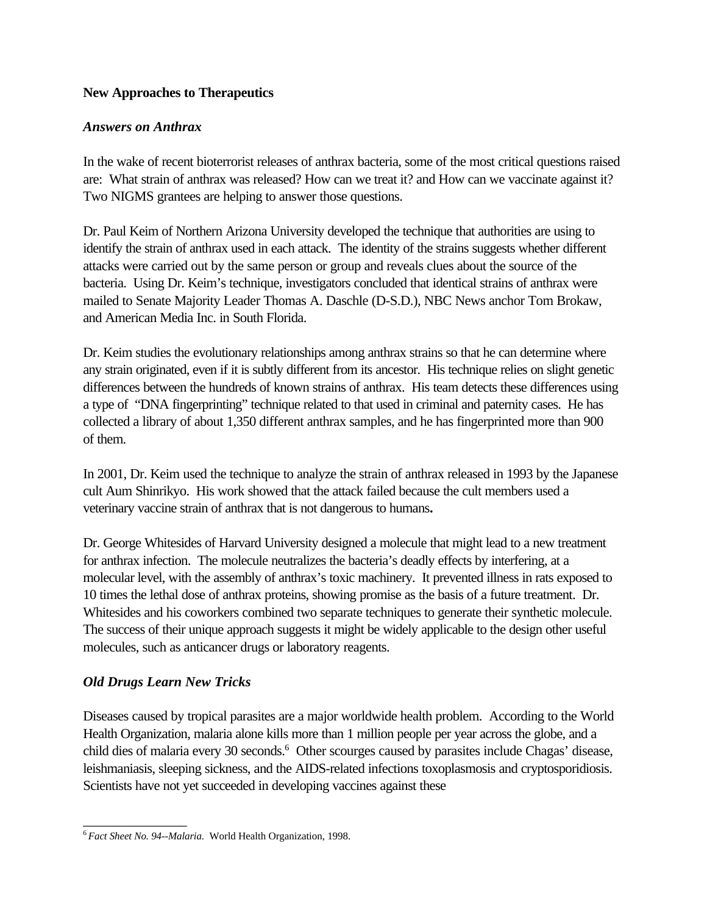**New Approaches to Therapeutics**

***Answers on Anthrax***

In the wake of recent bioterrorist releases of anthrax bacteria, some of the most critical questions raised are: What strain of anthrax was released? How can we treat it? and How can we vaccinate against it? Two NIGMS grantees are helping to answer those questions.

Dr. Paul Keim of Northern Arizona University developed the technique that authorities are using to identify the strain of anthrax used in each attack. The identity of the strains suggests whether different attacks were carried out by the same person or group and reveals clues about the source of the bacteria. Using Dr. Keim's technique, investigators concluded that identical strains of anthrax were mailed to Senate Majority Leader Thomas A. Daschle (D-S.D.), NBC News anchor Tom Brokaw, and American Media Inc. in South Florida.

Dr. Keim studies the evolutionary relationships among anthrax strains so that he can determine where any strain originated, even if it is subtly different from its ancestor. His technique relies on slight genetic differences between the hundreds of known strains of anthrax. His team detects these differences using a type of "DNA fingerprinting" technique related to that used in criminal and paternity cases. He has collected a library of about 1,350 different anthrax samples, and he has fingerprinted more than 900 of them.

In 2001, Dr. Keim used the technique to analyze the strain of anthrax released in 1993 by the Japanese cult Aum Shinrikyo. His work showed that the attack failed because the cult members used a veterinary vaccine strain of anthrax that is not dangerous to humans**.**

Dr. George Whitesides of Harvard University designed a molecule that might lead to a new treatment for anthrax infection. The molecule neutralizes the bacteria's deadly effects by interfering, at a molecular level, with the assembly of anthrax's toxic machinery. It prevented illness in rats exposed to 10 times the lethal dose of anthrax proteins, showing promise as the basis of a future treatment. Dr. Whitesides and his coworkers combined two separate techniques to generate their synthetic molecule. The success of their unique approach suggests it might be widely applicable to the design other useful molecules, such as anticancer drugs or laboratory reagents.

***Old Drugs Learn New Tricks***

Diseases caused by tropical parasites are a major worldwide health problem. According to the World Health Organization, malaria alone kills more than 1 million people per year across the globe, and a child dies of malaria every 30 seconds.[6] Other scourges caused by parasites include Chagas' disease, leishmaniasis, sleeping sickness, and the AIDS-related infections toxoplasmosis and cryptosporidiosis. Scientists have not yet succeeded in developing vaccines against these

---

[6] *Fact Sheet No. 94--Malaria*. World Health Organization, 1998.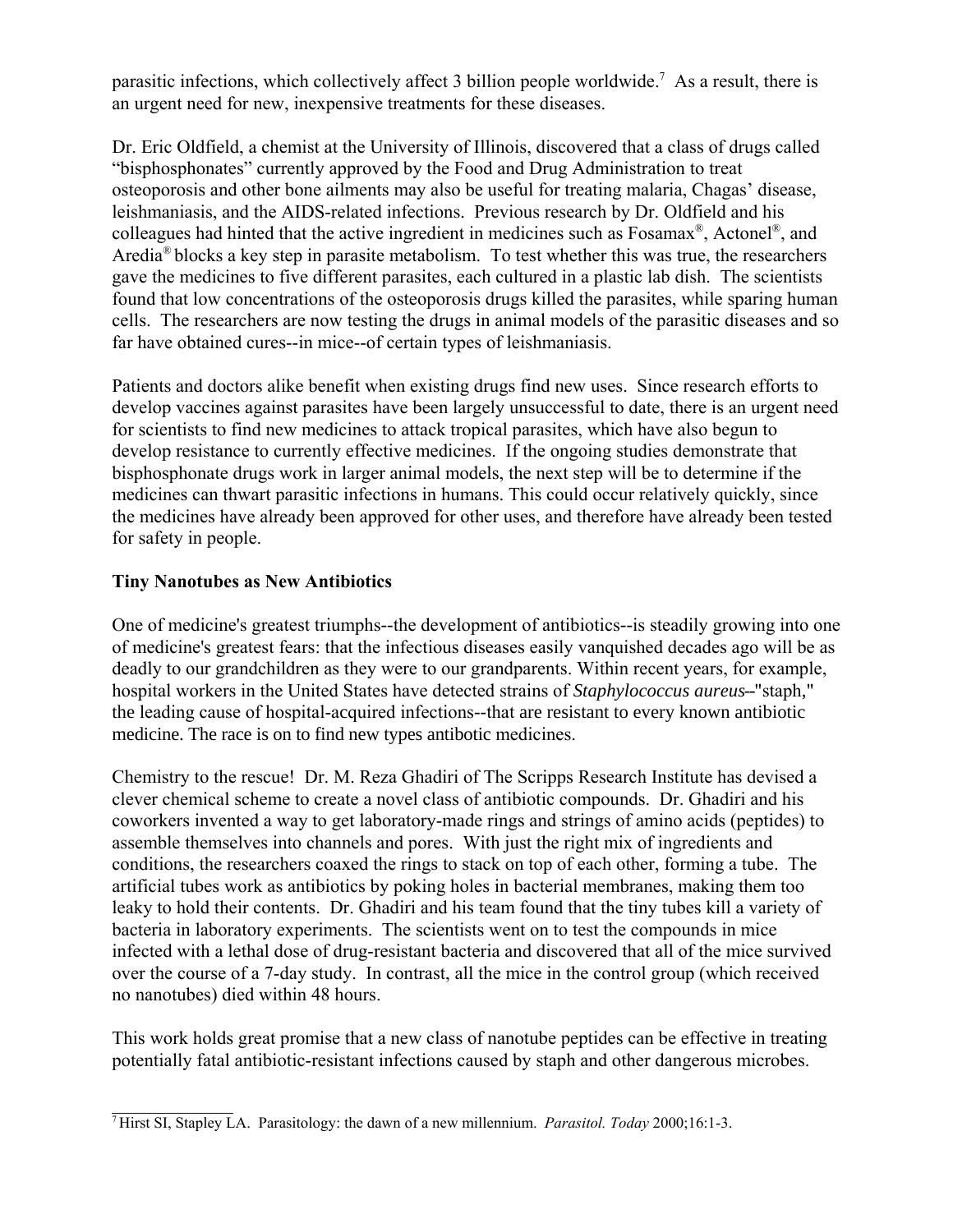parasitic infections, which collectively affect 3 billion people worldwide.[7] As a result, there is an urgent need for new, inexpensive treatments for these diseases.

Dr. Eric Oldfield, a chemist at the University of Illinois, discovered that a class of drugs called "bisphosphonates" currently approved by the Food and Drug Administration to treat osteoporosis and other bone ailments may also be useful for treating malaria, Chagas' disease, leishmaniasis, and the AIDS-related infections. Previous research by Dr. Oldfield and his colleagues had hinted that the active ingredient in medicines such as Fosamax®, Actonel®, and Aredia® blocks a key step in parasite metabolism. To test whether this was true, the researchers gave the medicines to five different parasites, each cultured in a plastic lab dish. The scientists found that low concentrations of the osteoporosis drugs killed the parasites, while sparing human cells. The researchers are now testing the drugs in animal models of the parasitic diseases and so far have obtained cures--in mice--of certain types of leishmaniasis.

Patients and doctors alike benefit when existing drugs find new uses. Since research efforts to develop vaccines against parasites have been largely unsuccessful to date, there is an urgent need for scientists to find new medicines to attack tropical parasites, which have also begun to develop resistance to currently effective medicines. If the ongoing studies demonstrate that bisphosphonate drugs work in larger animal models, the next step will be to determine if the medicines can thwart parasitic infections in humans. This could occur relatively quickly, since the medicines have already been approved for other uses, and therefore have already been tested for safety in people.

### Tiny Nanotubes as New Antibiotics

One of medicine's greatest triumphs--the development of antibiotics--is steadily growing into one of medicine's greatest fears: that the infectious diseases easily vanquished decades ago will be as deadly to our grandchildren as they were to our grandparents. Within recent years, for example, hospital workers in the United States have detected strains of *Staphylococcus aureus*--"staph," the leading cause of hospital-acquired infections--that are resistant to every known antibiotic medicine. The race is on to find new types antibotic medicines.

Chemistry to the rescue! Dr. M. Reza Ghadiri of The Scripps Research Institute has devised a clever chemical scheme to create a novel class of antibiotic compounds. Dr. Ghadiri and his coworkers invented a way to get laboratory-made rings and strings of amino acids (peptides) to assemble themselves into channels and pores. With just the right mix of ingredients and conditions, the researchers coaxed the rings to stack on top of each other, forming a tube. The artificial tubes work as antibiotics by poking holes in bacterial membranes, making them too leaky to hold their contents. Dr. Ghadiri and his team found that the tiny tubes kill a variety of bacteria in laboratory experiments. The scientists went on to test the compounds in mice infected with a lethal dose of drug-resistant bacteria and discovered that all of the mice survived over the course of a 7-day study. In contrast, all the mice in the control group (which received no nanotubes) died within 48 hours.

This work holds great promise that a new class of nanotube peptides can be effective in treating potentially fatal antibiotic-resistant infections caused by staph and other dangerous microbes.

---

[7] Hirst SI, Stapley LA. Parasitology: the dawn of a new millennium. *Parasitol. Today* 2000;16:1-3.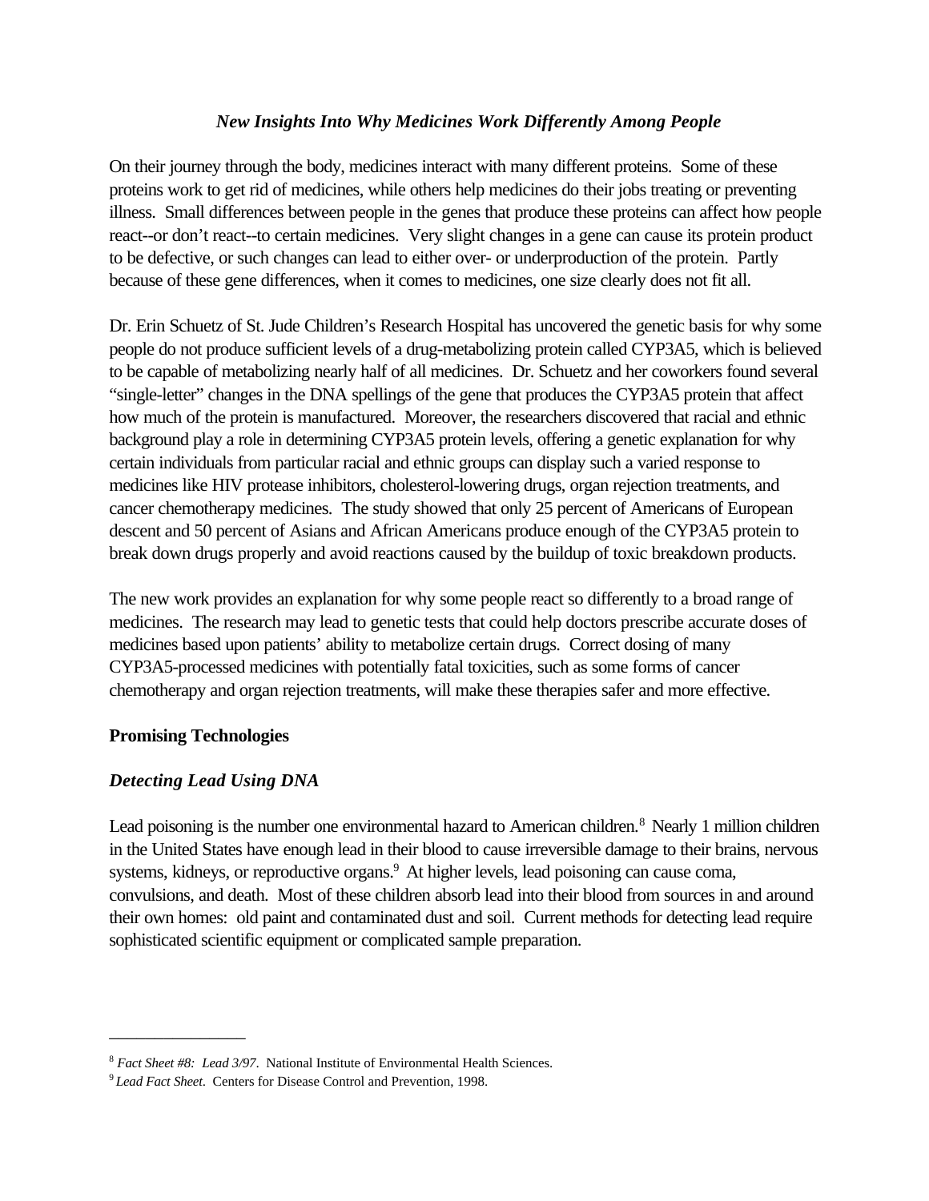### *New Insights Into Why Medicines Work Differently Among People*

On their journey through the body, medicines interact with many different proteins. Some of these proteins work to get rid of medicines, while others help medicines do their jobs treating or preventing illness. Small differences between people in the genes that produce these proteins can affect how people react--or don't react--to certain medicines. Very slight changes in a gene can cause its protein product to be defective, or such changes can lead to either over- or underproduction of the protein. Partly because of these gene differences, when it comes to medicines, one size clearly does not fit all.

Dr. Erin Schuetz of St. Jude Children's Research Hospital has uncovered the genetic basis for why some people do not produce sufficient levels of a drug-metabolizing protein called CYP3A5, which is believed to be capable of metabolizing nearly half of all medicines. Dr. Schuetz and her coworkers found several "single-letter" changes in the DNA spellings of the gene that produces the CYP3A5 protein that affect how much of the protein is manufactured. Moreover, the researchers discovered that racial and ethnic background play a role in determining CYP3A5 protein levels, offering a genetic explanation for why certain individuals from particular racial and ethnic groups can display such a varied response to medicines like HIV protease inhibitors, cholesterol-lowering drugs, organ rejection treatments, and cancer chemotherapy medicines. The study showed that only 25 percent of Americans of European descent and 50 percent of Asians and African Americans produce enough of the CYP3A5 protein to break down drugs properly and avoid reactions caused by the buildup of toxic breakdown products.

The new work provides an explanation for why some people react so differently to a broad range of medicines. The research may lead to genetic tests that could help doctors prescribe accurate doses of medicines based upon patients' ability to metabolize certain drugs. Correct dosing of many CYP3A5-processed medicines with potentially fatal toxicities, such as some forms of cancer chemotherapy and organ rejection treatments, will make these therapies safer and more effective.

## Promising Technologies

### *Detecting Lead Using DNA*

Lead poisoning is the number one environmental hazard to American children.[8] Nearly 1 million children in the United States have enough lead in their blood to cause irreversible damage to their brains, nervous systems, kidneys, or reproductive organs.[9] At higher levels, lead poisoning can cause coma, convulsions, and death. Most of these children absorb lead into their blood from sources in and around their own homes: old paint and contaminated dust and soil. Current methods for detecting lead require sophisticated scientific equipment or complicated sample preparation.

---

[8] *Fact Sheet #8: Lead 3/97*. National Institute of Environmental Health Sciences.

[9] *Lead Fact Sheet*. Centers for Disease Control and Prevention, 1998.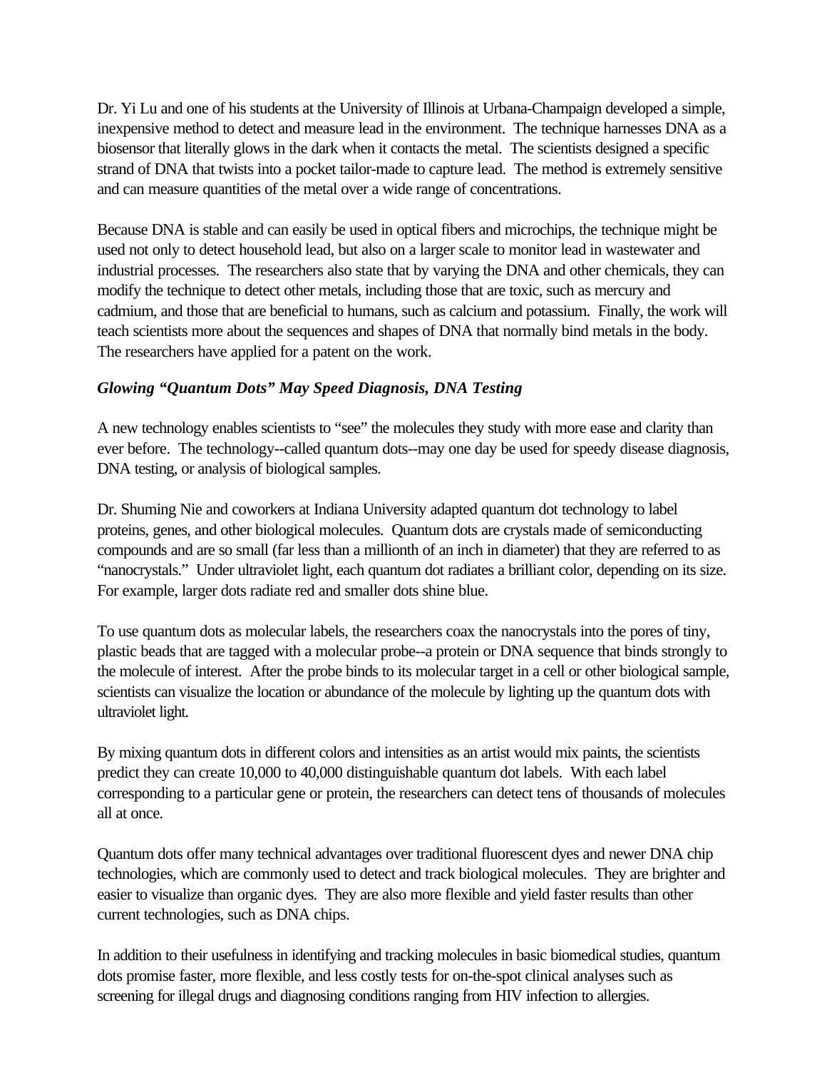Dr. Yi Lu and one of his students at the University of Illinois at Urbana-Champaign developed a simple, inexpensive method to detect and measure lead in the environment.  The technique harnesses DNA as a biosensor that literally glows in the dark when it contacts the metal.  The scientists designed a specific strand of DNA that twists into a pocket tailor-made to capture lead.  The method is extremely sensitive and can measure quantities of the metal over a wide range of concentrations.

Because DNA is stable and can easily be used in optical fibers and microchips, the technique might be used not only to detect household lead, but also on a larger scale to monitor lead in wastewater and industrial processes.  The researchers also state that by varying the DNA and other chemicals, they can modify the technique to detect other metals, including those that are toxic, such as mercury and cadmium, and those that are beneficial to humans, such as calcium and potassium.  Finally, the work will teach scientists more about the sequences and shapes of DNA that normally bind metals in the body. The researchers have applied for a patent on the work.

### ***Glowing "Quantum Dots" May Speed Diagnosis, DNA Testing***

A new technology enables scientists to "see" the molecules they study with more ease and clarity than ever before.  The technology--called quantum dots--may one day be used for speedy disease diagnosis, DNA testing, or analysis of biological samples.

Dr. Shuming Nie and coworkers at Indiana University adapted quantum dot technology to label proteins, genes, and other biological molecules.  Quantum dots are crystals made of semiconducting compounds and are so small (far less than a millionth of an inch in diameter) that they are referred to as "nanocrystals."  Under ultraviolet light, each quantum dot radiates a brilliant color, depending on its size. For example, larger dots radiate red and smaller dots shine blue.

To use quantum dots as molecular labels, the researchers coax the nanocrystals into the pores of tiny, plastic beads that are tagged with a molecular probe--a protein or DNA sequence that binds strongly to the molecule of interest.  After the probe binds to its molecular target in a cell or other biological sample, scientists can visualize the location or abundance of the molecule by lighting up the quantum dots with ultraviolet light.

By mixing quantum dots in different colors and intensities as an artist would mix paints, the scientists predict they can create 10,000 to 40,000 distinguishable quantum dot labels.  With each label corresponding to a particular gene or protein, the researchers can detect tens of thousands of molecules all at once.

Quantum dots offer many technical advantages over traditional fluorescent dyes and newer DNA chip technologies, which are commonly used to detect and track biological molecules.  They are brighter and easier to visualize than organic dyes.  They are also more flexible and yield faster results than other current technologies, such as DNA chips.

In addition to their usefulness in identifying and tracking molecules in basic biomedical studies, quantum dots promise faster, more flexible, and less costly tests for on-the-spot clinical analyses such as screening for illegal drugs and diagnosing conditions ranging from HIV infection to allergies.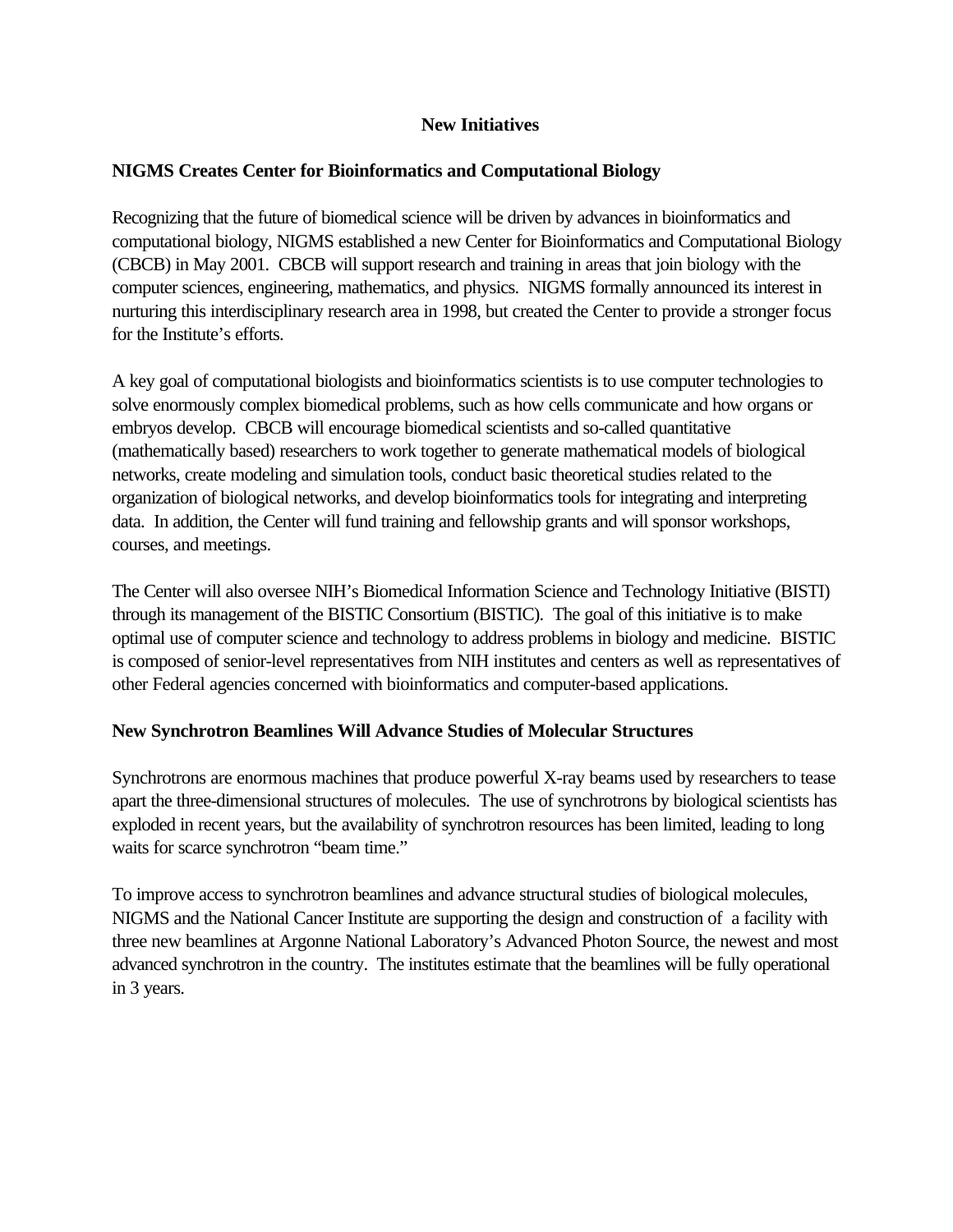# New Initiatives

## NIGMS Creates Center for Bioinformatics and Computational Biology

Recognizing that the future of biomedical science will be driven by advances in bioinformatics and computational biology, NIGMS established a new Center for Bioinformatics and Computational Biology (CBCB) in May 2001. CBCB will support research and training in areas that join biology with the computer sciences, engineering, mathematics, and physics. NIGMS formally announced its interest in nurturing this interdisciplinary research area in 1998, but created the Center to provide a stronger focus for the Institute's efforts.

A key goal of computational biologists and bioinformatics scientists is to use computer technologies to solve enormously complex biomedical problems, such as how cells communicate and how organs or embryos develop. CBCB will encourage biomedical scientists and so-called quantitative (mathematically based) researchers to work together to generate mathematical models of biological networks, create modeling and simulation tools, conduct basic theoretical studies related to the organization of biological networks, and develop bioinformatics tools for integrating and interpreting data. In addition, the Center will fund training and fellowship grants and will sponsor workshops, courses, and meetings.

The Center will also oversee NIH's Biomedical Information Science and Technology Initiative (BISTI) through its management of the BISTIC Consortium (BISTIC). The goal of this initiative is to make optimal use of computer science and technology to address problems in biology and medicine. BISTIC is composed of senior-level representatives from NIH institutes and centers as well as representatives of other Federal agencies concerned with bioinformatics and computer-based applications.

## New Synchrotron Beamlines Will Advance Studies of Molecular Structures

Synchrotrons are enormous machines that produce powerful X-ray beams used by researchers to tease apart the three-dimensional structures of molecules. The use of synchrotrons by biological scientists has exploded in recent years, but the availability of synchrotron resources has been limited, leading to long waits for scarce synchrotron "beam time."

To improve access to synchrotron beamlines and advance structural studies of biological molecules, NIGMS and the National Cancer Institute are supporting the design and construction of a facility with three new beamlines at Argonne National Laboratory's Advanced Photon Source, the newest and most advanced synchrotron in the country. The institutes estimate that the beamlines will be fully operational in 3 years.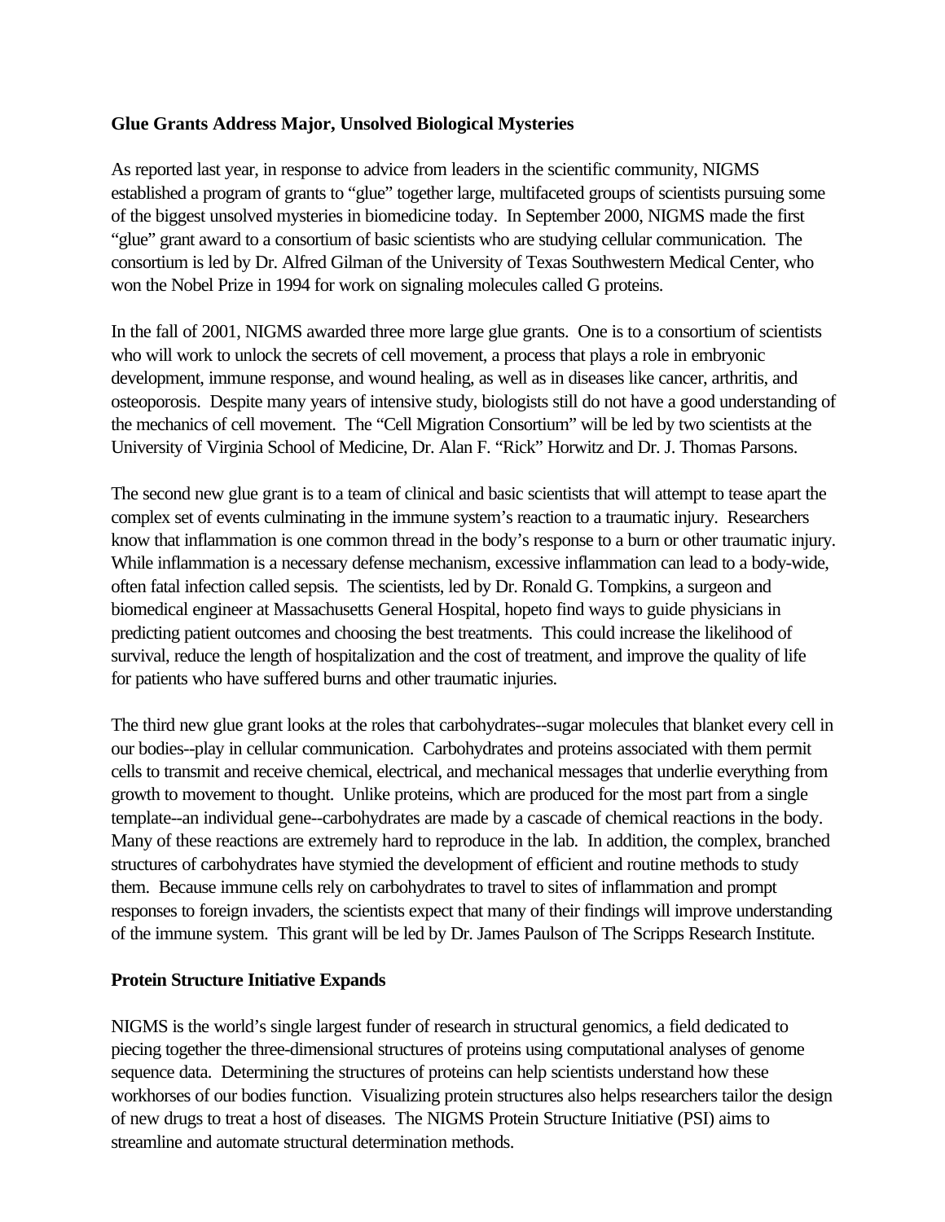**Glue Grants Address Major, Unsolved Biological Mysteries**

As reported last year, in response to advice from leaders in the scientific community, NIGMS established a program of grants to "glue" together large, multifaceted groups of scientists pursuing some of the biggest unsolved mysteries in biomedicine today. In September 2000, NIGMS made the first "glue" grant award to a consortium of basic scientists who are studying cellular communication. The consortium is led by Dr. Alfred Gilman of the University of Texas Southwestern Medical Center, who won the Nobel Prize in 1994 for work on signaling molecules called G proteins.

In the fall of 2001, NIGMS awarded three more large glue grants. One is to a consortium of scientists who will work to unlock the secrets of cell movement, a process that plays a role in embryonic development, immune response, and wound healing, as well as in diseases like cancer, arthritis, and osteoporosis. Despite many years of intensive study, biologists still do not have a good understanding of the mechanics of cell movement. The "Cell Migration Consortium" will be led by two scientists at the University of Virginia School of Medicine, Dr. Alan F. "Rick" Horwitz and Dr. J. Thomas Parsons.

The second new glue grant is to a team of clinical and basic scientists that will attempt to tease apart the complex set of events culminating in the immune system's reaction to a traumatic injury. Researchers know that inflammation is one common thread in the body's response to a burn or other traumatic injury. While inflammation is a necessary defense mechanism, excessive inflammation can lead to a body-wide, often fatal infection called sepsis. The scientists, led by Dr. Ronald G. Tompkins, a surgeon and biomedical engineer at Massachusetts General Hospital, hopeto find ways to guide physicians in predicting patient outcomes and choosing the best treatments. This could increase the likelihood of survival, reduce the length of hospitalization and the cost of treatment, and improve the quality of life for patients who have suffered burns and other traumatic injuries.

The third new glue grant looks at the roles that carbohydrates--sugar molecules that blanket every cell in our bodies--play in cellular communication. Carbohydrates and proteins associated with them permit cells to transmit and receive chemical, electrical, and mechanical messages that underlie everything from growth to movement to thought. Unlike proteins, which are produced for the most part from a single template--an individual gene--carbohydrates are made by a cascade of chemical reactions in the body. Many of these reactions are extremely hard to reproduce in the lab. In addition, the complex, branched structures of carbohydrates have stymied the development of efficient and routine methods to study them. Because immune cells rely on carbohydrates to travel to sites of inflammation and prompt responses to foreign invaders, the scientists expect that many of their findings will improve understanding of the immune system. This grant will be led by Dr. James Paulson of The Scripps Research Institute.

**Protein Structure Initiative Expands**

NIGMS is the world's single largest funder of research in structural genomics, a field dedicated to piecing together the three-dimensional structures of proteins using computational analyses of genome sequence data. Determining the structures of proteins can help scientists understand how these workhorses of our bodies function. Visualizing protein structures also helps researchers tailor the design of new drugs to treat a host of diseases. The NIGMS Protein Structure Initiative (PSI) aims to streamline and automate structural determination methods.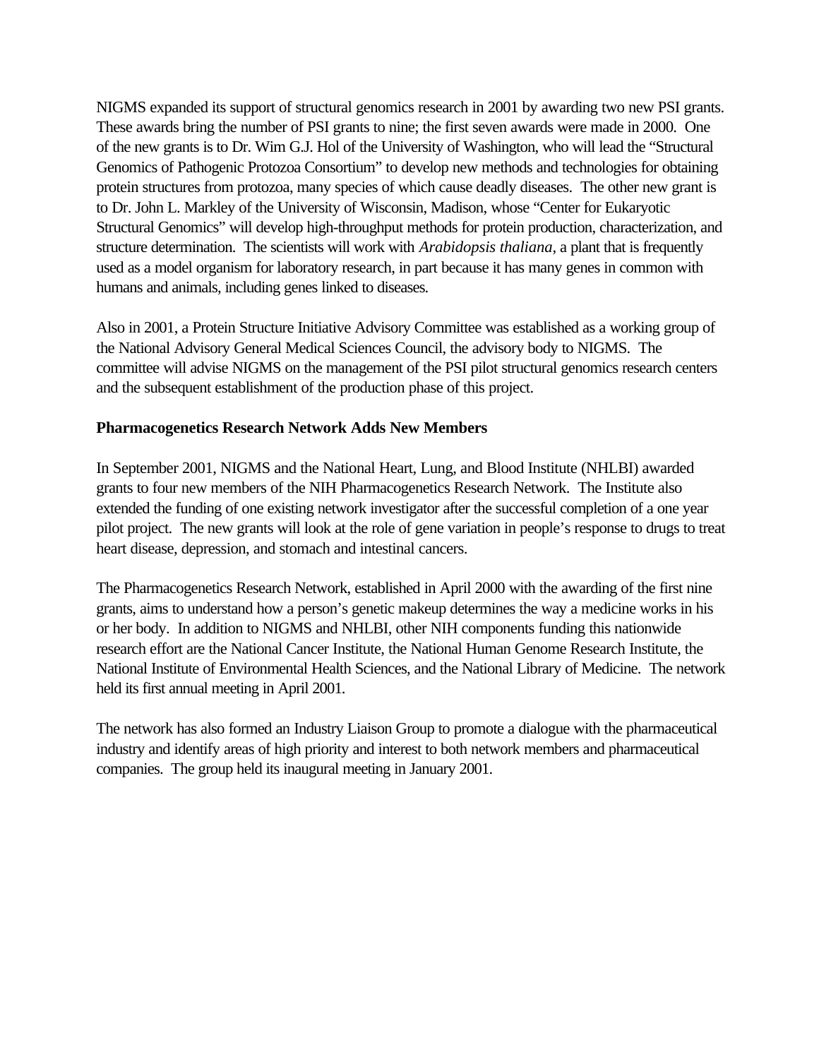NIGMS expanded its support of structural genomics research in 2001 by awarding two new PSI grants. These awards bring the number of PSI grants to nine; the first seven awards were made in 2000. One of the new grants is to Dr. Wim G.J. Hol of the University of Washington, who will lead the "Structural Genomics of Pathogenic Protozoa Consortium" to develop new methods and technologies for obtaining protein structures from protozoa, many species of which cause deadly diseases. The other new grant is to Dr. John L. Markley of the University of Wisconsin, Madison, whose "Center for Eukaryotic Structural Genomics" will develop high-throughput methods for protein production, characterization, and structure determination. The scientists will work with *Arabidopsis thaliana*, a plant that is frequently used as a model organism for laboratory research, in part because it has many genes in common with humans and animals, including genes linked to diseases.

Also in 2001, a Protein Structure Initiative Advisory Committee was established as a working group of the National Advisory General Medical Sciences Council, the advisory body to NIGMS. The committee will advise NIGMS on the management of the PSI pilot structural genomics research centers and the subsequent establishment of the production phase of this project.

**Pharmacogenetics Research Network Adds New Members**

In September 2001, NIGMS and the National Heart, Lung, and Blood Institute (NHLBI) awarded grants to four new members of the NIH Pharmacogenetics Research Network. The Institute also extended the funding of one existing network investigator after the successful completion of a one year pilot project. The new grants will look at the role of gene variation in people's response to drugs to treat heart disease, depression, and stomach and intestinal cancers.

The Pharmacogenetics Research Network, established in April 2000 with the awarding of the first nine grants, aims to understand how a person's genetic makeup determines the way a medicine works in his or her body. In addition to NIGMS and NHLBI, other NIH components funding this nationwide research effort are the National Cancer Institute, the National Human Genome Research Institute, the National Institute of Environmental Health Sciences, and the National Library of Medicine. The network held its first annual meeting in April 2001.

The network has also formed an Industry Liaison Group to promote a dialogue with the pharmaceutical industry and identify areas of high priority and interest to both network members and pharmaceutical companies. The group held its inaugural meeting in January 2001.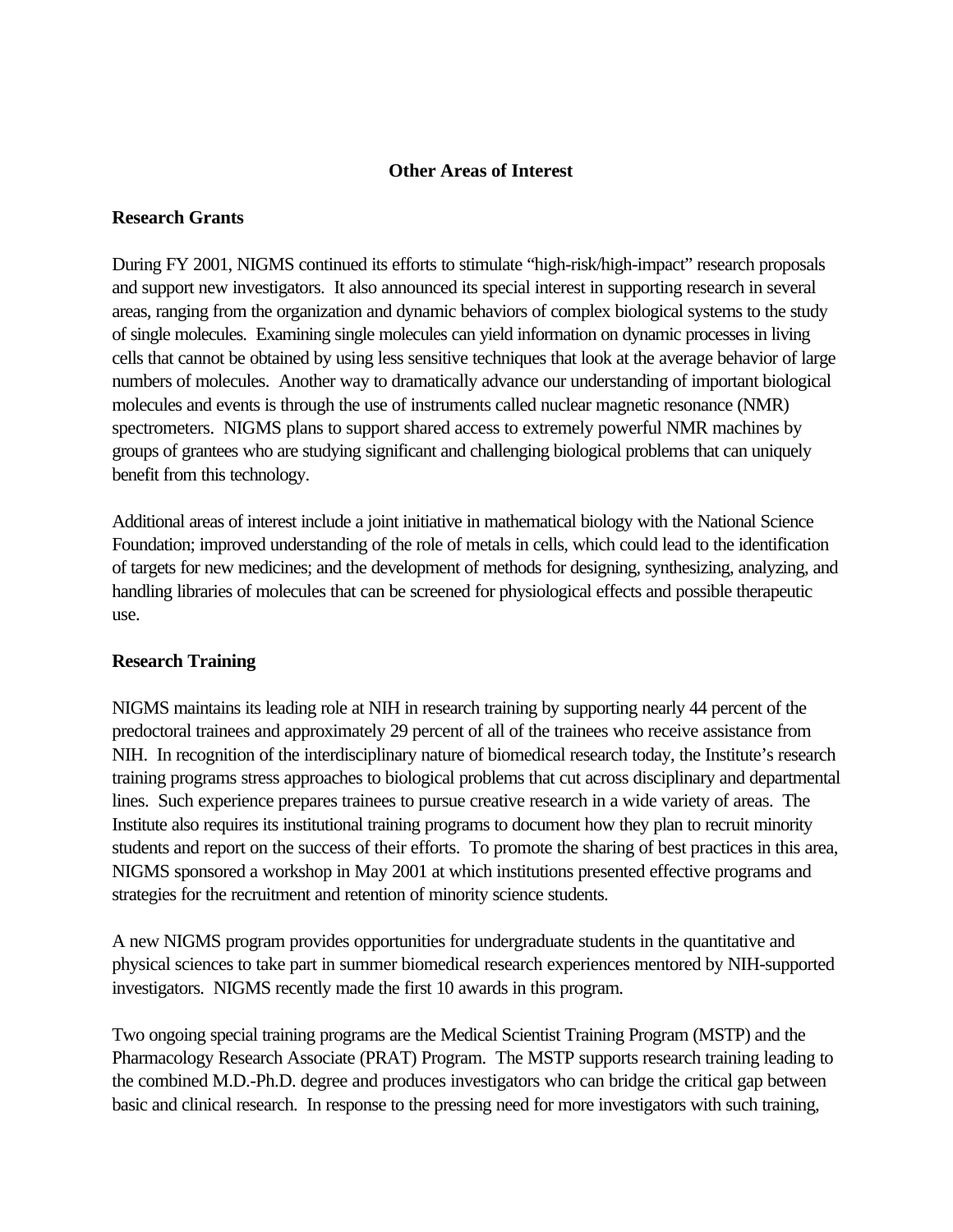## Other Areas of Interest

### Research Grants

During FY 2001, NIGMS continued its efforts to stimulate "high-risk/high-impact" research proposals and support new investigators. It also announced its special interest in supporting research in several areas, ranging from the organization and dynamic behaviors of complex biological systems to the study of single molecules. Examining single molecules can yield information on dynamic processes in living cells that cannot be obtained by using less sensitive techniques that look at the average behavior of large numbers of molecules. Another way to dramatically advance our understanding of important biological molecules and events is through the use of instruments called nuclear magnetic resonance (NMR) spectrometers. NIGMS plans to support shared access to extremely powerful NMR machines by groups of grantees who are studying significant and challenging biological problems that can uniquely benefit from this technology.

Additional areas of interest include a joint initiative in mathematical biology with the National Science Foundation; improved understanding of the role of metals in cells, which could lead to the identification of targets for new medicines; and the development of methods for designing, synthesizing, analyzing, and handling libraries of molecules that can be screened for physiological effects and possible therapeutic use.

### Research Training

NIGMS maintains its leading role at NIH in research training by supporting nearly 44 percent of the predoctoral trainees and approximately 29 percent of all of the trainees who receive assistance from NIH. In recognition of the interdisciplinary nature of biomedical research today, the Institute's research training programs stress approaches to biological problems that cut across disciplinary and departmental lines. Such experience prepares trainees to pursue creative research in a wide variety of areas. The Institute also requires its institutional training programs to document how they plan to recruit minority students and report on the success of their efforts. To promote the sharing of best practices in this area, NIGMS sponsored a workshop in May 2001 at which institutions presented effective programs and strategies for the recruitment and retention of minority science students.

A new NIGMS program provides opportunities for undergraduate students in the quantitative and physical sciences to take part in summer biomedical research experiences mentored by NIH-supported investigators. NIGMS recently made the first 10 awards in this program.

Two ongoing special training programs are the Medical Scientist Training Program (MSTP) and the Pharmacology Research Associate (PRAT) Program. The MSTP supports research training leading to the combined M.D.-Ph.D. degree and produces investigators who can bridge the critical gap between basic and clinical research. In response to the pressing need for more investigators with such training,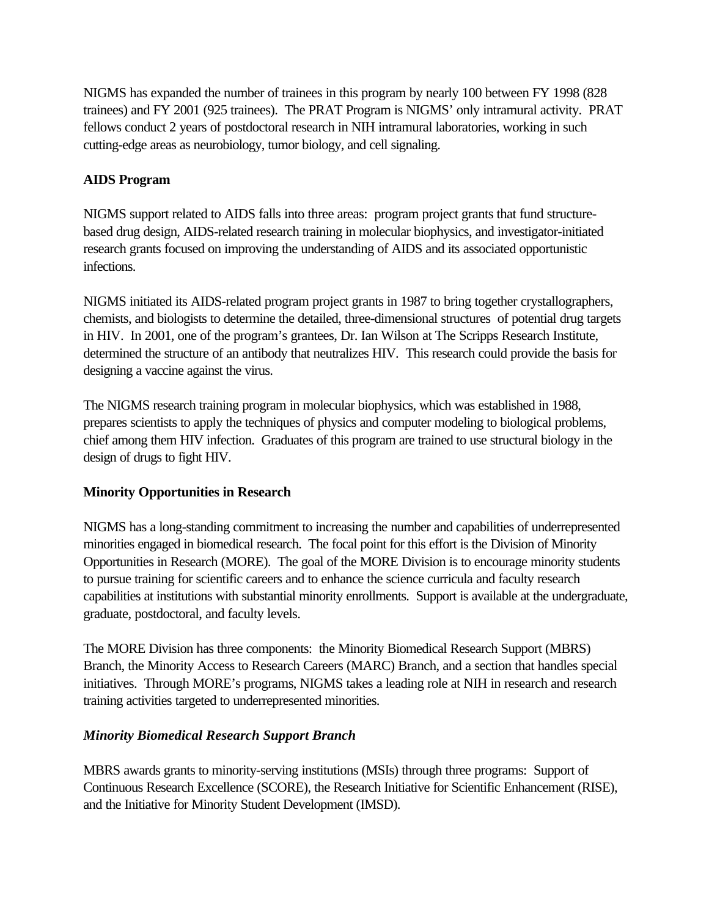NIGMS has expanded the number of trainees in this program by nearly 100 between FY 1998 (828 trainees) and FY 2001 (925 trainees). The PRAT Program is NIGMS' only intramural activity. PRAT fellows conduct 2 years of postdoctoral research in NIH intramural laboratories, working in such cutting-edge areas as neurobiology, tumor biology, and cell signaling.

## AIDS Program

NIGMS support related to AIDS falls into three areas: program project grants that fund structure-based drug design, AIDS-related research training in molecular biophysics, and investigator-initiated research grants focused on improving the understanding of AIDS and its associated opportunistic infections.

NIGMS initiated its AIDS-related program project grants in 1987 to bring together crystallographers, chemists, and biologists to determine the detailed, three-dimensional structures of potential drug targets in HIV. In 2001, one of the program's grantees, Dr. Ian Wilson at The Scripps Research Institute, determined the structure of an antibody that neutralizes HIV. This research could provide the basis for designing a vaccine against the virus.

The NIGMS research training program in molecular biophysics, which was established in 1988, prepares scientists to apply the techniques of physics and computer modeling to biological problems, chief among them HIV infection. Graduates of this program are trained to use structural biology in the design of drugs to fight HIV.

## Minority Opportunities in Research

NIGMS has a long-standing commitment to increasing the number and capabilities of underrepresented minorities engaged in biomedical research. The focal point for this effort is the Division of Minority Opportunities in Research (MORE). The goal of the MORE Division is to encourage minority students to pursue training for scientific careers and to enhance the science curricula and faculty research capabilities at institutions with substantial minority enrollments. Support is available at the undergraduate, graduate, postdoctoral, and faculty levels.

The MORE Division has three components: the Minority Biomedical Research Support (MBRS) Branch, the Minority Access to Research Careers (MARC) Branch, and a section that handles special initiatives. Through MORE's programs, NIGMS takes a leading role at NIH in research and research training activities targeted to underrepresented minorities.

### *Minority Biomedical Research Support Branch*

MBRS awards grants to minority-serving institutions (MSIs) through three programs: Support of Continuous Research Excellence (SCORE), the Research Initiative for Scientific Enhancement (RISE), and the Initiative for Minority Student Development (IMSD).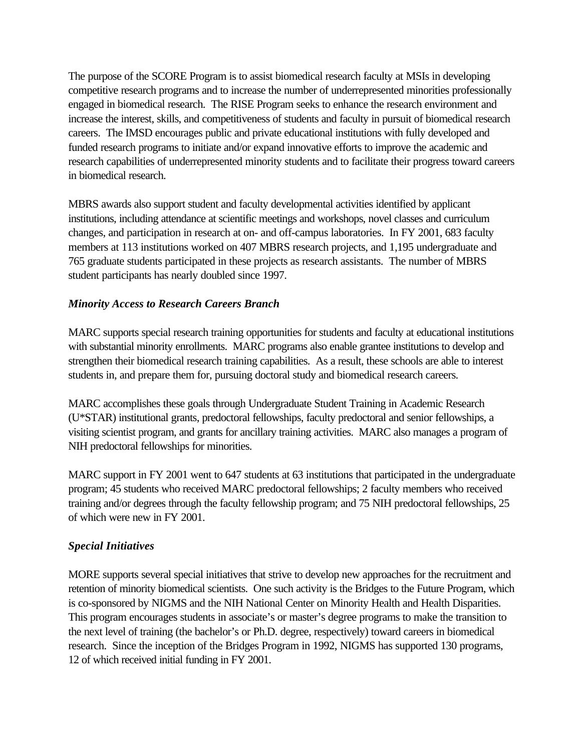The purpose of the SCORE Program is to assist biomedical research faculty at MSIs in developing competitive research programs and to increase the number of underrepresented minorities professionally engaged in biomedical research. The RISE Program seeks to enhance the research environment and increase the interest, skills, and competitiveness of students and faculty in pursuit of biomedical research careers. The IMSD encourages public and private educational institutions with fully developed and funded research programs to initiate and/or expand innovative efforts to improve the academic and research capabilities of underrepresented minority students and to facilitate their progress toward careers in biomedical research.

MBRS awards also support student and faculty developmental activities identified by applicant institutions, including attendance at scientific meetings and workshops, novel classes and curriculum changes, and participation in research at on- and off-campus laboratories. In FY 2001, 683 faculty members at 113 institutions worked on 407 MBRS research projects, and 1,195 undergraduate and 765 graduate students participated in these projects as research assistants. The number of MBRS student participants has nearly doubled since 1997.

### *Minority Access to Research Careers Branch*

MARC supports special research training opportunities for students and faculty at educational institutions with substantial minority enrollments. MARC programs also enable grantee institutions to develop and strengthen their biomedical research training capabilities. As a result, these schools are able to interest students in, and prepare them for, pursuing doctoral study and biomedical research careers.

MARC accomplishes these goals through Undergraduate Student Training in Academic Research (U*STAR) institutional grants, predoctoral fellowships, faculty predoctoral and senior fellowships, a visiting scientist program, and grants for ancillary training activities. MARC also manages a program of NIH predoctoral fellowships for minorities.

MARC support in FY 2001 went to 647 students at 63 institutions that participated in the undergraduate program; 45 students who received MARC predoctoral fellowships; 2 faculty members who received training and/or degrees through the faculty fellowship program; and 75 NIH predoctoral fellowships, 25 of which were new in FY 2001.

### *Special Initiatives*

MORE supports several special initiatives that strive to develop new approaches for the recruitment and retention of minority biomedical scientists. One such activity is the Bridges to the Future Program, which is co-sponsored by NIGMS and the NIH National Center on Minority Health and Health Disparities. This program encourages students in associate's or master's degree programs to make the transition to the next level of training (the bachelor's or Ph.D. degree, respectively) toward careers in biomedical research. Since the inception of the Bridges Program in 1992, NIGMS has supported 130 programs, 12 of which received initial funding in FY 2001.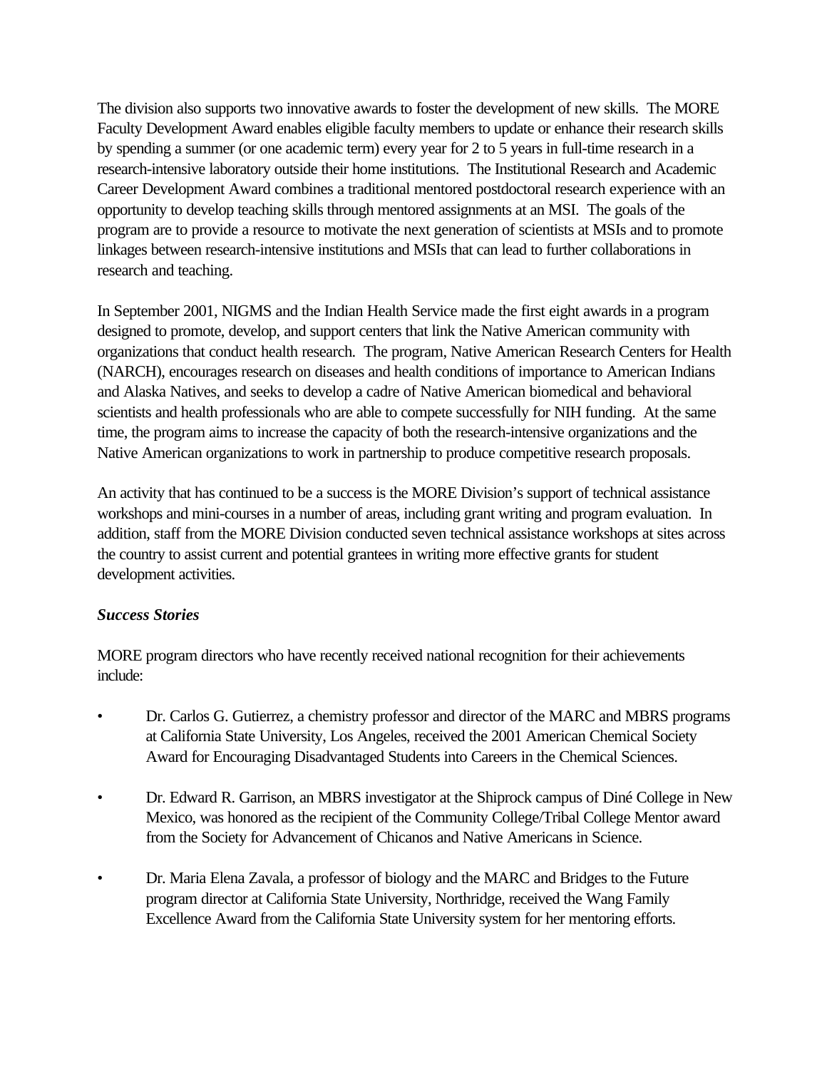The division also supports two innovative awards to foster the development of new skills. The MORE Faculty Development Award enables eligible faculty members to update or enhance their research skills by spending a summer (or one academic term) every year for 2 to 5 years in full-time research in a research-intensive laboratory outside their home institutions. The Institutional Research and Academic Career Development Award combines a traditional mentored postdoctoral research experience with an opportunity to develop teaching skills through mentored assignments at an MSI. The goals of the program are to provide a resource to motivate the next generation of scientists at MSIs and to promote linkages between research-intensive institutions and MSIs that can lead to further collaborations in research and teaching.

In September 2001, NIGMS and the Indian Health Service made the first eight awards in a program designed to promote, develop, and support centers that link the Native American community with organizations that conduct health research. The program, Native American Research Centers for Health (NARCH), encourages research on diseases and health conditions of importance to American Indians and Alaska Natives, and seeks to develop a cadre of Native American biomedical and behavioral scientists and health professionals who are able to compete successfully for NIH funding. At the same time, the program aims to increase the capacity of both the research-intensive organizations and the Native American organizations to work in partnership to produce competitive research proposals.

An activity that has continued to be a success is the MORE Division's support of technical assistance workshops and mini-courses in a number of areas, including grant writing and program evaluation. In addition, staff from the MORE Division conducted seven technical assistance workshops at sites across the country to assist current and potential grantees in writing more effective grants for student development activities.

***Success Stories***

MORE program directors who have recently received national recognition for their achievements include:

- Dr. Carlos G. Gutierrez, a chemistry professor and director of the MARC and MBRS programs at California State University, Los Angeles, received the 2001 American Chemical Society Award for Encouraging Disadvantaged Students into Careers in the Chemical Sciences.
- Dr. Edward R. Garrison, an MBRS investigator at the Shiprock campus of Diné College in New Mexico, was honored as the recipient of the Community College/Tribal College Mentor award from the Society for Advancement of Chicanos and Native Americans in Science.
- Dr. Maria Elena Zavala, a professor of biology and the MARC and Bridges to the Future program director at California State University, Northridge, received the Wang Family Excellence Award from the California State University system for her mentoring efforts.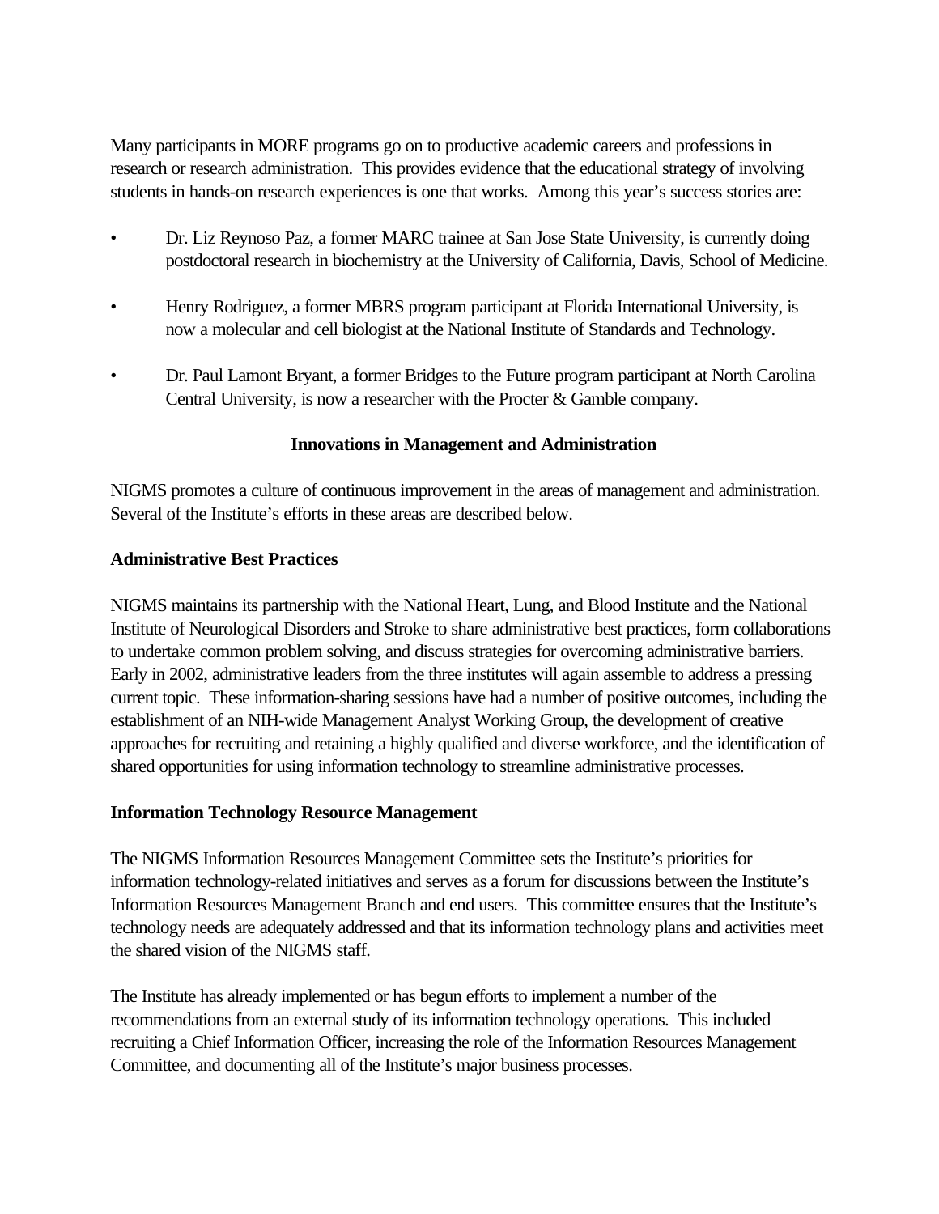Many participants in MORE programs go on to productive academic careers and professions in research or research administration. This provides evidence that the educational strategy of involving students in hands-on research experiences is one that works. Among this year's success stories are:

- Dr. Liz Reynoso Paz, a former MARC trainee at San Jose State University, is currently doing postdoctoral research in biochemistry at the University of California, Davis, School of Medicine.

- Henry Rodriguez, a former MBRS program participant at Florida International University, is now a molecular and cell biologist at the National Institute of Standards and Technology.

- Dr. Paul Lamont Bryant, a former Bridges to the Future program participant at North Carolina Central University, is now a researcher with the Procter & Gamble company.

## Innovations in Management and Administration

NIGMS promotes a culture of continuous improvement in the areas of management and administration. Several of the Institute's efforts in these areas are described below.

### Administrative Best Practices

NIGMS maintains its partnership with the National Heart, Lung, and Blood Institute and the National Institute of Neurological Disorders and Stroke to share administrative best practices, form collaborations to undertake common problem solving, and discuss strategies for overcoming administrative barriers. Early in 2002, administrative leaders from the three institutes will again assemble to address a pressing current topic. These information-sharing sessions have had a number of positive outcomes, including the establishment of an NIH-wide Management Analyst Working Group, the development of creative approaches for recruiting and retaining a highly qualified and diverse workforce, and the identification of shared opportunities for using information technology to streamline administrative processes.

### Information Technology Resource Management

The NIGMS Information Resources Management Committee sets the Institute's priorities for information technology-related initiatives and serves as a forum for discussions between the Institute's Information Resources Management Branch and end users. This committee ensures that the Institute's technology needs are adequately addressed and that its information technology plans and activities meet the shared vision of the NIGMS staff.

The Institute has already implemented or has begun efforts to implement a number of the recommendations from an external study of its information technology operations. This included recruiting a Chief Information Officer, increasing the role of the Information Resources Management Committee, and documenting all of the Institute's major business processes.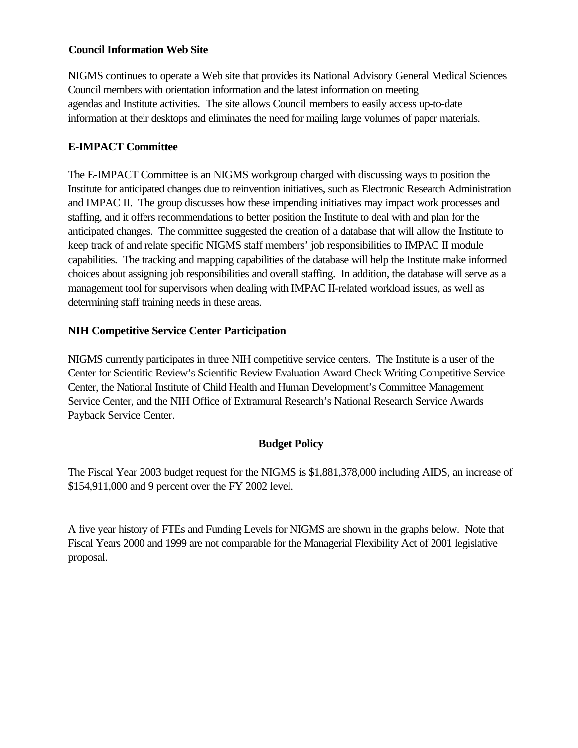### Council Information Web Site

NIGMS continues to operate a Web site that provides its National Advisory General Medical Sciences Council members with orientation information and the latest information on meeting agendas and Institute activities. The site allows Council members to easily access up-to-date information at their desktops and eliminates the need for mailing large volumes of paper materials.

### E-IMPACT Committee

The E-IMPACT Committee is an NIGMS workgroup charged with discussing ways to position the Institute for anticipated changes due to reinvention initiatives, such as Electronic Research Administration and IMPAC II. The group discusses how these impending initiatives may impact work processes and staffing, and it offers recommendations to better position the Institute to deal with and plan for the anticipated changes. The committee suggested the creation of a database that will allow the Institute to keep track of and relate specific NIGMS staff members' job responsibilities to IMPAC II module capabilities. The tracking and mapping capabilities of the database will help the Institute make informed choices about assigning job responsibilities and overall staffing. In addition, the database will serve as a management tool for supervisors when dealing with IMPAC II-related workload issues, as well as determining staff training needs in these areas.

### NIH Competitive Service Center Participation

NIGMS currently participates in three NIH competitive service centers. The Institute is a user of the Center for Scientific Review's Scientific Review Evaluation Award Check Writing Competitive Service Center, the National Institute of Child Health and Human Development's Committee Management Service Center, and the NIH Office of Extramural Research's National Research Service Awards Payback Service Center.

## Budget Policy

The Fiscal Year 2003 budget request for the NIGMS is $1,881,378,000 including AIDS, an increase of $154,911,000 and 9 percent over the FY 2002 level.

A five year history of FTEs and Funding Levels for NIGMS are shown in the graphs below. Note that Fiscal Years 2000 and 1999 are not comparable for the Managerial Flexibility Act of 2001 legislative proposal.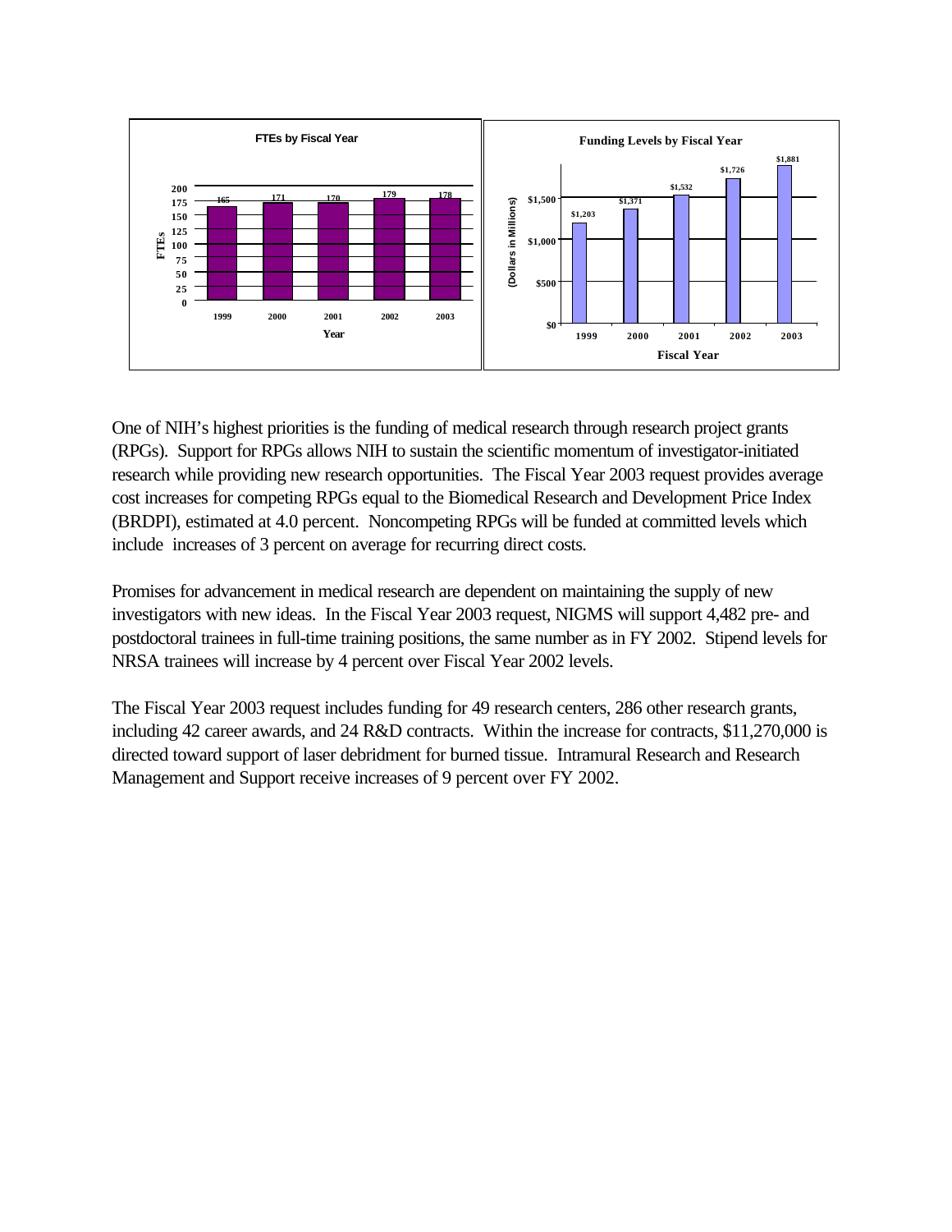**FTEs by Fiscal Year**

| Year | FTEs |
|---|---|
| 1999 | 165 |
| 2000 | 171 |
| 2001 | 170 |
| 2002 | 179 |
| 2003 | 178 |

**Funding Levels by Fiscal Year**

| Fiscal Year | (Dollars in Millions) |
|---|---|
| 1999 | $1,203 |
| 2000 | $1,371 |
| 2001 | $1,532 |
| 2002 | $1,726 |
| 2003 | $1,881 |

One of NIH's highest priorities is the funding of medical research through research project grants (RPGs). Support for RPGs allows NIH to sustain the scientific momentum of investigator-initiated research while providing new research opportunities. The Fiscal Year 2003 request provides average cost increases for competing RPGs equal to the Biomedical Research and Development Price Index (BRDPI), estimated at 4.0 percent. Noncompeting RPGs will be funded at committed levels which include increases of 3 percent on average for recurring direct costs.

Promises for advancement in medical research are dependent on maintaining the supply of new investigators with new ideas. In the Fiscal Year 2003 request, NIGMS will support 4,482 pre- and postdoctoral trainees in full-time training positions, the same number as in FY 2002. Stipend levels for NRSA trainees will increase by 4 percent over Fiscal Year 2002 levels.

The Fiscal Year 2003 request includes funding for 49 research centers, 286 other research grants, including 42 career awards, and 24 R&D contracts. Within the increase for contracts, $11,270,000 is directed toward support of laser debridment for burned tissue. Intramural Research and Research Management and Support receive increases of 9 percent over FY 2002.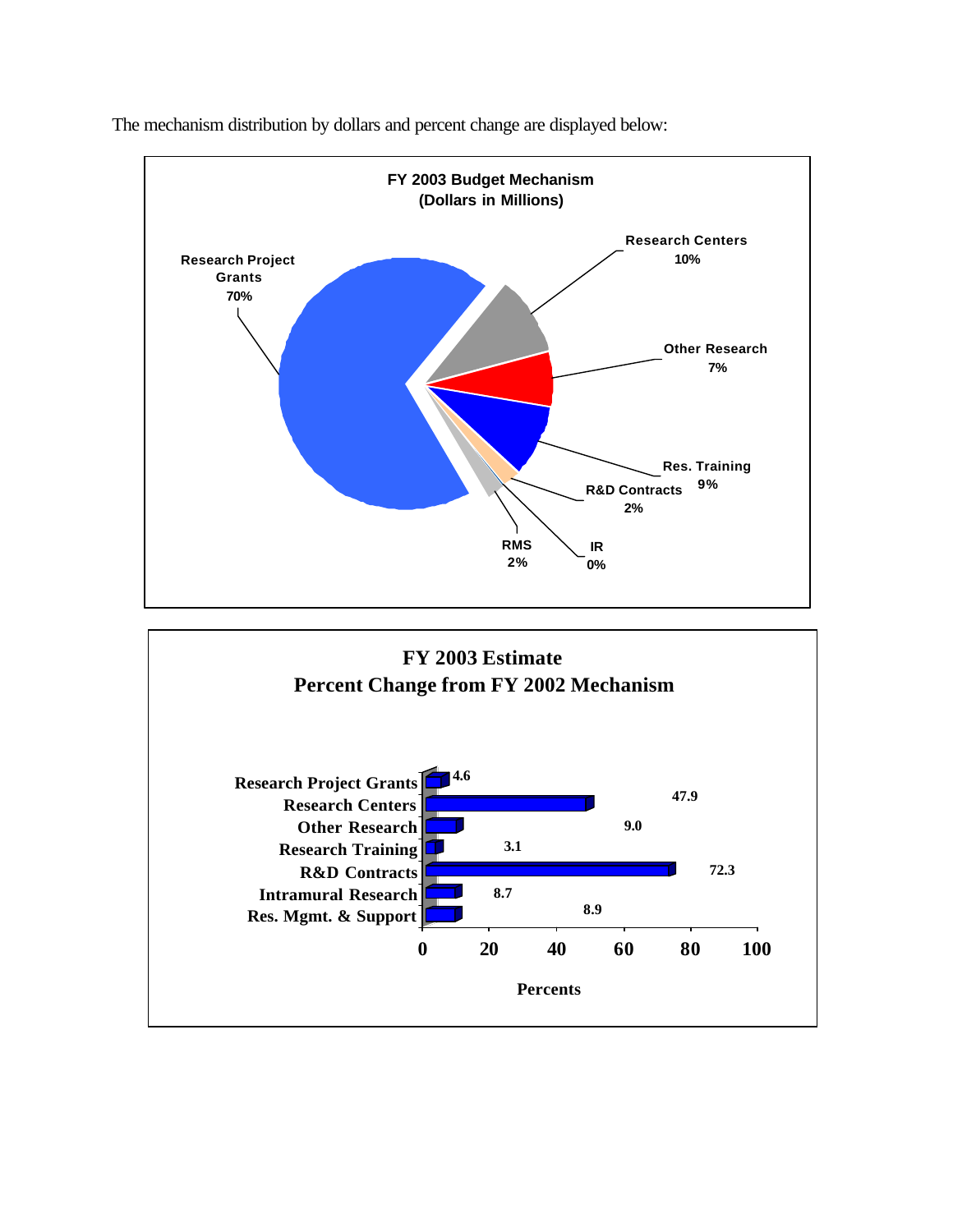The mechanism distribution by dollars and percent change are displayed below:

**FY 2003 Budget Mechanism (Dollars in Millions)**

| Mechanism | Percent |
|---|---|
| Research Project Grants | 70% |
| Research Centers | 10% |
| Other Research | 7% |
| Res. Training | 9% |
| R&D Contracts | 2% |
| IR | 0% |
| RMS | 2% |

**FY 2003 Estimate Percent Change from FY 2002 Mechanism**

| Mechanism | Percents |
|---|---|
| Research Project Grants | 4.6 |
| Research Centers | 47.9 |
| Other Research | 9.0 |
| Research Training | 3.1 |
| R&D Contracts | 72.3 |
| Intramural Research | 8.7 |
| Res. Mgmt. & Support | 8.9 |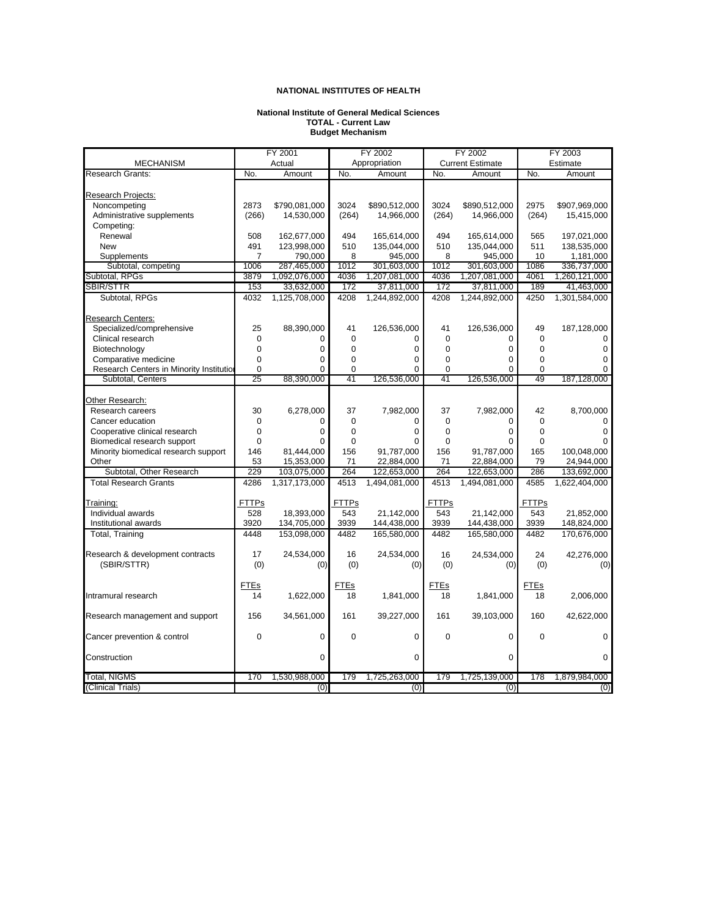**NATIONAL INSTITUTES OF HEALTH**

**National Institute of General Medical Sciences**
**TOTAL - Current Law**
**Budget Mechanism**

| MECHANISM | FY 2001 Actual | | FY 2002 Appropriation | | FY 2002 Current Estimate | | FY 2003 Estimate | |
|---|---|---|---|---|---|---|---|---|
| Research Grants: | No. | Amount | No. | Amount | No. | Amount | No. | Amount |
| Research Projects: | | | | | | | | |
| Noncompeting | 2873 | $790,081,000 | 3024 | $890,512,000 | 3024 | $890,512,000 | 2975 | $907,969,000 |
| Administrative supplements | (266) | 14,530,000 | (264) | 14,966,000 | (264) | 14,966,000 | (264) | 15,415,000 |
| Competing: | | | | | | | | |
| Renewal | 508 | 162,677,000 | 494 | 165,614,000 | 494 | 165,614,000 | 565 | 197,021,000 |
| New | 491 | 123,998,000 | 510 | 135,044,000 | 510 | 135,044,000 | 511 | 138,535,000 |
| Supplements | 7 | 790,000 | 8 | 945,000 | 8 | 945,000 | 10 | 1,181,000 |
| Subtotal, competing | 1006 | 287,465,000 | 1012 | 301,603,000 | 1012 | 301,603,000 | 1086 | 336,737,000 |
| Subtotal, RPGs | 3879 | 1,092,076,000 | 4036 | 1,207,081,000 | 4036 | 1,207,081,000 | 4061 | 1,260,121,000 |
| SBIR/STTR | 153 | 33,632,000 | 172 | 37,811,000 | 172 | 37,811,000 | 189 | 41,463,000 |
| Subtotal, RPGs | 4032 | 1,125,708,000 | 4208 | 1,244,892,000 | 4208 | 1,244,892,000 | 4250 | 1,301,584,000 |
| Research Centers: | | | | | | | | |
| Specialized/comprehensive | 25 | 88,390,000 | 41 | 126,536,000 | 41 | 126,536,000 | 49 | 187,128,000 |
| Clinical research | 0 | 0 | 0 | 0 | 0 | 0 | 0 | 0 |
| Biotechnology | 0 | 0 | 0 | 0 | 0 | 0 | 0 | 0 |
| Comparative medicine | 0 | 0 | 0 | 0 | 0 | 0 | 0 | 0 |
| Research Centers in Minority Institutions | 0 | 0 | 0 | 0 | 0 | 0 | 0 | 0 |
| Subtotal, Centers | 25 | 88,390,000 | 41 | 126,536,000 | 41 | 126,536,000 | 49 | 187,128,000 |
| Other Research: | | | | | | | | |
| Research careers | 30 | 6,278,000 | 37 | 7,982,000 | 37 | 7,982,000 | 42 | 8,700,000 |
| Cancer education | 0 | 0 | 0 | 0 | 0 | 0 | 0 | 0 |
| Cooperative clinical research | 0 | 0 | 0 | 0 | 0 | 0 | 0 | 0 |
| Biomedical research support | 0 | 0 | 0 | 0 | 0 | 0 | 0 | 0 |
| Minority biomedical research support | 146 | 81,444,000 | 156 | 91,787,000 | 156 | 91,787,000 | 165 | 100,048,000 |
| Other | 53 | 15,353,000 | 71 | 22,884,000 | 71 | 22,884,000 | 79 | 24,944,000 |
| Subtotal, Other Research | 229 | 103,075,000 | 264 | 122,653,000 | 264 | 122,653,000 | 286 | 133,692,000 |
| Total Research Grants | 4286 | 1,317,173,000 | 4513 | 1,494,081,000 | 4513 | 1,494,081,000 | 4585 | 1,622,404,000 |
| Training: | FTTPs | | FTTPs | | FTTPs | | FTTPs | |
| Individual awards | 528 | 18,393,000 | 543 | 21,142,000 | 543 | 21,142,000 | 543 | 21,852,000 |
| Institutional awards | 3920 | 134,705,000 | 3939 | 144,438,000 | 3939 | 144,438,000 | 3939 | 148,824,000 |
| Total, Training | 4448 | 153,098,000 | 4482 | 165,580,000 | 4482 | 165,580,000 | 4482 | 170,676,000 |
| Research & development contracts | 17 | 24,534,000 | 16 | 24,534,000 | 16 | 24,534,000 | 24 | 42,276,000 |
| (SBIR/STTR) | (0) | (0) | (0) | (0) | (0) | (0) | (0) | (0) |
| | FTEs | | FTEs | | FTEs | | FTEs | |
| Intramural research | 14 | 1,622,000 | 18 | 1,841,000 | 18 | 1,841,000 | 18 | 2,006,000 |
| Research management and support | 156 | 34,561,000 | 161 | 39,227,000 | 161 | 39,103,000 | 160 | 42,622,000 |
| Cancer prevention & control | 0 | 0 | 0 | 0 | 0 | 0 | 0 | 0 |
| Construction | | 0 | | 0 | | 0 | | 0 |
| Total, NIGMS | 170 | 1,530,988,000 | 179 | 1,725,263,000 | 179 | 1,725,139,000 | 178 | 1,879,984,000 |
| (Clinical Trials) | | (0) | | (0) | | (0) | | (0) |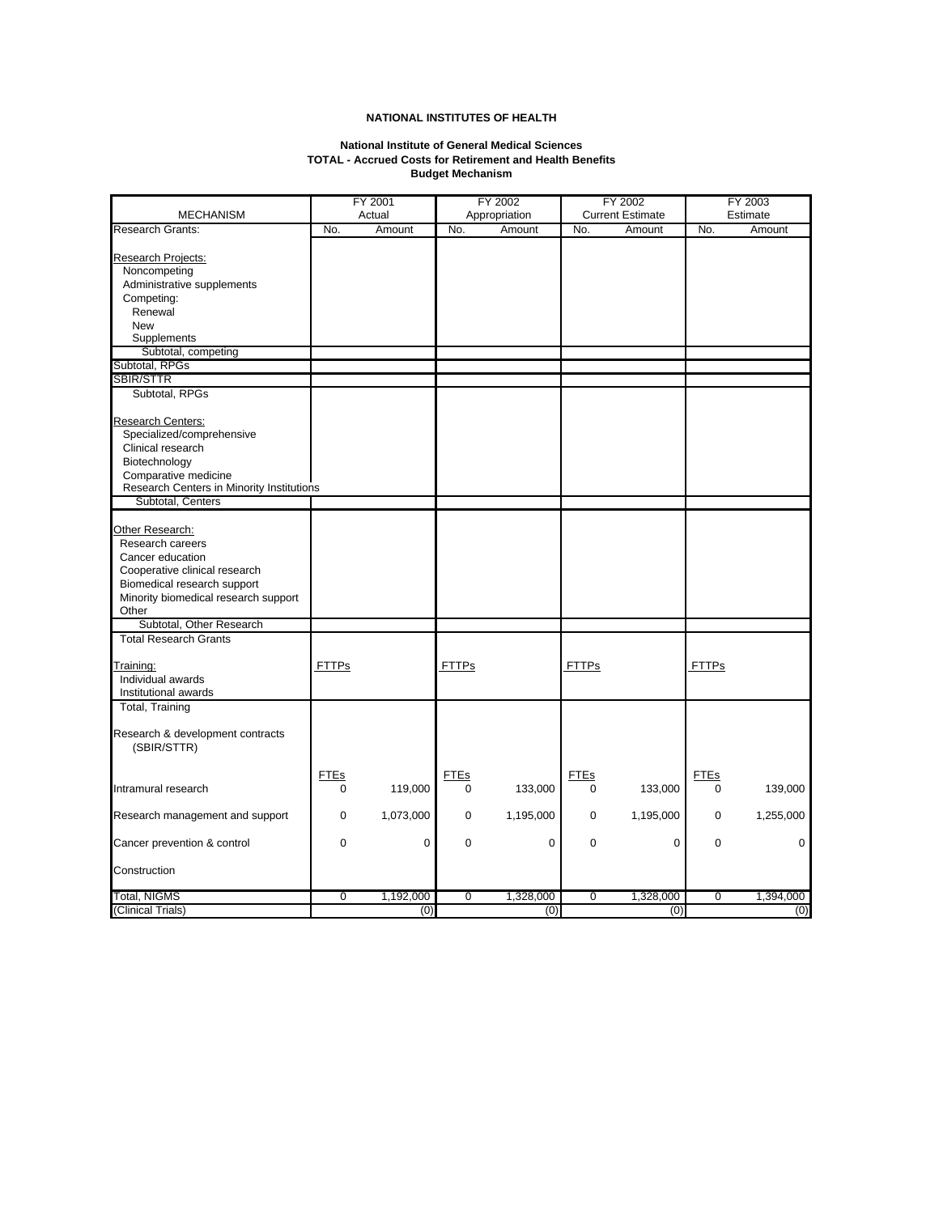**NATIONAL INSTITUTES OF HEALTH**

**National Institute of General Medical Sciences**
**TOTAL - Accrued Costs for Retirement and Health Benefits**
**Budget Mechanism**

| MECHANISM | FY 2001 Actual | | FY 2002 Appropriation | | FY 2002 Current Estimate | | FY 2003 Estimate | |
|---|---|---|---|---|---|---|---|---|
| Research Grants: | No. | Amount | No. | Amount | No. | Amount | No. | Amount |
| Research Projects: | | | | | | | | |
| Noncompeting | | | | | | | | |
| Administrative supplements | | | | | | | | |
| Competing: | | | | | | | | |
| Renewal | | | | | | | | |
| New | | | | | | | | |
| Supplements | | | | | | | | |
| Subtotal, competing | | | | | | | | |
| Subtotal, RPGs | | | | | | | | |
| SBIR/STTR | | | | | | | | |
| Subtotal, RPGs | | | | | | | | |
| Research Centers: | | | | | | | | |
| Specialized/comprehensive | | | | | | | | |
| Clinical research | | | | | | | | |
| Biotechnology | | | | | | | | |
| Comparative medicine | | | | | | | | |
| Research Centers in Minority Institutions | | | | | | | | |
| Subtotal, Centers | | | | | | | | |
| Other Research: | | | | | | | | |
| Research careers | | | | | | | | |
| Cancer education | | | | | | | | |
| Cooperative clinical research | | | | | | | | |
| Biomedical research support | | | | | | | | |
| Minority biomedical research support | | | | | | | | |
| Other | | | | | | | | |
| Subtotal, Other Research | | | | | | | | |
| Total Research Grants | | | | | | | | |
| Training: | FTTPs | | FTTPs | | FTTPs | | FTTPs | |
| Individual awards | | | | | | | | |
| Institutional awards | | | | | | | | |
| Total, Training | | | | | | | | |
| Research & development contracts (SBIR/STTR) | | | | | | | | |
| | FTEs | | FTEs | | FTEs | | FTEs | |
| Intramural research | 0 | 119,000 | 0 | 133,000 | 0 | 133,000 | 0 | 139,000 |
| Research management and support | 0 | 1,073,000 | 0 | 1,195,000 | 0 | 1,195,000 | 0 | 1,255,000 |
| Cancer prevention & control | 0 | 0 | 0 | 0 | 0 | 0 | 0 | 0 |
| Construction | | | | | | | | |
| Total, NIGMS | 0 | 1,192,000 | 0 | 1,328,000 | 0 | 1,328,000 | 0 | 1,394,000 |
| (Clinical Trials) | | (0) | | (0) | | (0) | | (0) |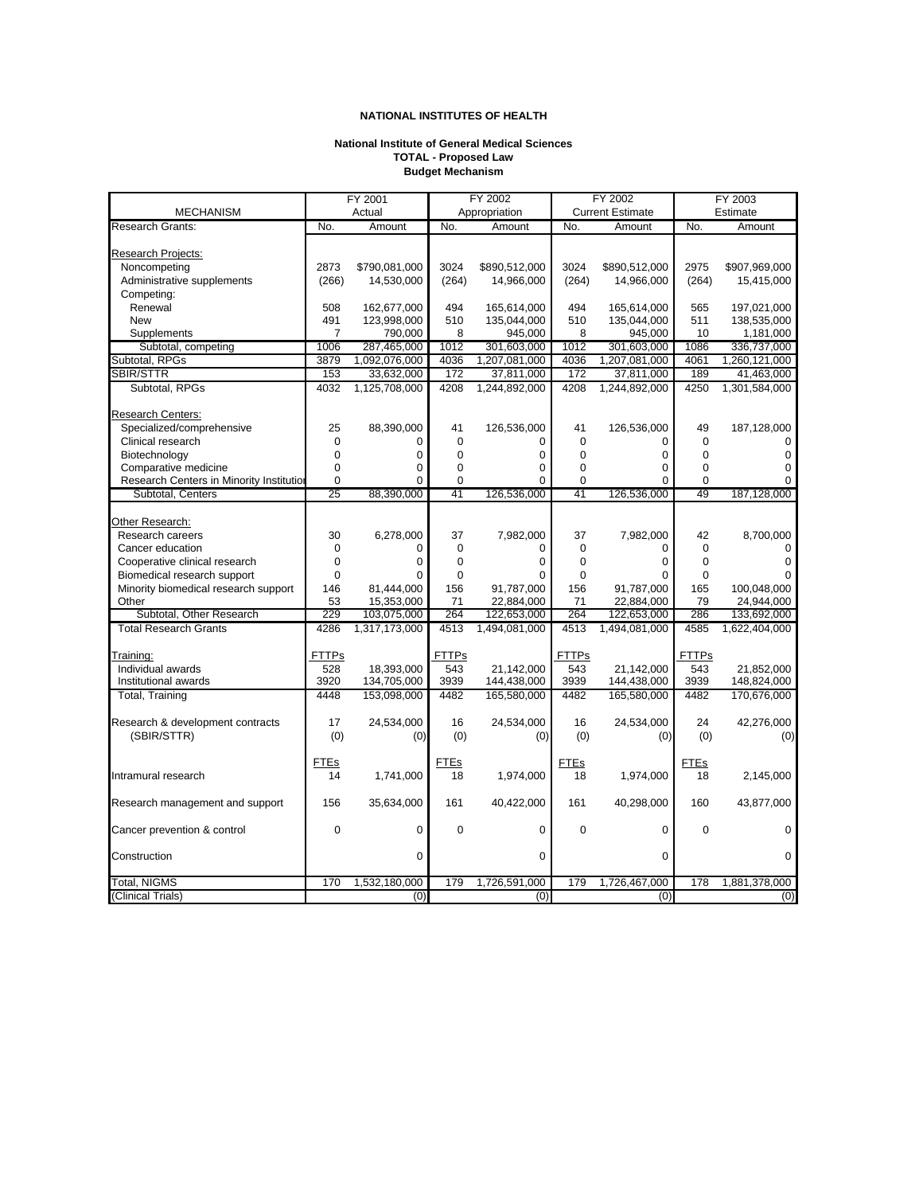**NATIONAL INSTITUTES OF HEALTH**

**National Institute of General Medical Sciences**
**TOTAL - Proposed Law**
**Budget Mechanism**

| MECHANISM | FY 2001 Actual | | FY 2002 Appropriation | | FY 2002 Current Estimate | | FY 2003 Estimate | |
|---|---|---|---|---|---|---|---|---|
| Research Grants: | No. | Amount | No. | Amount | No. | Amount | No. | Amount |
| Research Projects: | | | | | | | | |
| Noncompeting | 2873 | $790,081,000 | 3024 | $890,512,000 | 3024 | $890,512,000 | 2975 | $907,969,000 |
| Administrative supplements | (266) | 14,530,000 | (264) | 14,966,000 | (264) | 14,966,000 | (264) | 15,415,000 |
| Competing: | | | | | | | | |
| Renewal | 508 | 162,677,000 | 494 | 165,614,000 | 494 | 165,614,000 | 565 | 197,021,000 |
| New | 491 | 123,998,000 | 510 | 135,044,000 | 510 | 135,044,000 | 511 | 138,535,000 |
| Supplements | 7 | 790,000 | 8 | 945,000 | 8 | 945,000 | 10 | 1,181,000 |
| Subtotal, competing | 1006 | 287,465,000 | 1012 | 301,603,000 | 1012 | 301,603,000 | 1086 | 336,737,000 |
| Subtotal, RPGs | 3879 | 1,092,076,000 | 4036 | 1,207,081,000 | 4036 | 1,207,081,000 | 4061 | 1,260,121,000 |
| SBIR/STTR | 153 | 33,632,000 | 172 | 37,811,000 | 172 | 37,811,000 | 189 | 41,463,000 |
| Subtotal, RPGs | 4032 | 1,125,708,000 | 4208 | 1,244,892,000 | 4208 | 1,244,892,000 | 4250 | 1,301,584,000 |
| Research Centers: | | | | | | | | |
| Specialized/comprehensive | 25 | 88,390,000 | 41 | 126,536,000 | 41 | 126,536,000 | 49 | 187,128,000 |
| Clinical research | 0 | 0 | 0 | 0 | 0 | 0 | 0 | 0 |
| Biotechnology | 0 | 0 | 0 | 0 | 0 | 0 | 0 | 0 |
| Comparative medicine | 0 | 0 | 0 | 0 | 0 | 0 | 0 | 0 |
| Research Centers in Minority Institutions | 0 | 0 | 0 | 0 | 0 | 0 | 0 | 0 |
| Subtotal, Centers | 25 | 88,390,000 | 41 | 126,536,000 | 41 | 126,536,000 | 49 | 187,128,000 |
| Other Research: | | | | | | | | |
| Research careers | 30 | 6,278,000 | 37 | 7,982,000 | 37 | 7,982,000 | 42 | 8,700,000 |
| Cancer education | 0 | 0 | 0 | 0 | 0 | 0 | 0 | 0 |
| Cooperative clinical research | 0 | 0 | 0 | 0 | 0 | 0 | 0 | 0 |
| Biomedical research support | 0 | 0 | 0 | 0 | 0 | 0 | 0 | 0 |
| Minority biomedical research support | 146 | 81,444,000 | 156 | 91,787,000 | 156 | 91,787,000 | 165 | 100,048,000 |
| Other | 53 | 15,353,000 | 71 | 22,884,000 | 71 | 22,884,000 | 79 | 24,944,000 |
| Subtotal, Other Research | 229 | 103,075,000 | 264 | 122,653,000 | 264 | 122,653,000 | 286 | 133,692,000 |
| Total Research Grants | 4286 | 1,317,173,000 | 4513 | 1,494,081,000 | 4513 | 1,494,081,000 | 4585 | 1,622,404,000 |
| Training: | FTTPs | | FTTPs | | FTTPs | | FTTPs | |
| Individual awards | 528 | 18,393,000 | 543 | 21,142,000 | 543 | 21,142,000 | 543 | 21,852,000 |
| Institutional awards | 3920 | 134,705,000 | 3939 | 144,438,000 | 3939 | 144,438,000 | 3939 | 148,824,000 |
| Total, Training | 4448 | 153,098,000 | 4482 | 165,580,000 | 4482 | 165,580,000 | 4482 | 170,676,000 |
| Research & development contracts | 17 | 24,534,000 | 16 | 24,534,000 | 16 | 24,534,000 | 24 | 42,276,000 |
| (SBIR/STTR) | (0) | (0) | (0) | (0) | (0) | (0) | (0) | (0) |
| | FTEs | | FTEs | | FTEs | | FTEs | |
| Intramural research | 14 | 1,741,000 | 18 | 1,974,000 | 18 | 1,974,000 | 18 | 2,145,000 |
| Research management and support | 156 | 35,634,000 | 161 | 40,422,000 | 161 | 40,298,000 | 160 | 43,877,000 |
| Cancer prevention & control | 0 | 0 | 0 | 0 | 0 | 0 | 0 | 0 |
| Construction | | 0 | | 0 | | 0 | | 0 |
| Total, NIGMS | 170 | 1,532,180,000 | 179 | 1,726,591,000 | 179 | 1,726,467,000 | 178 | 1,881,378,000 |
| (Clinical Trials) | | (0) | | (0) | | (0) | | (0) |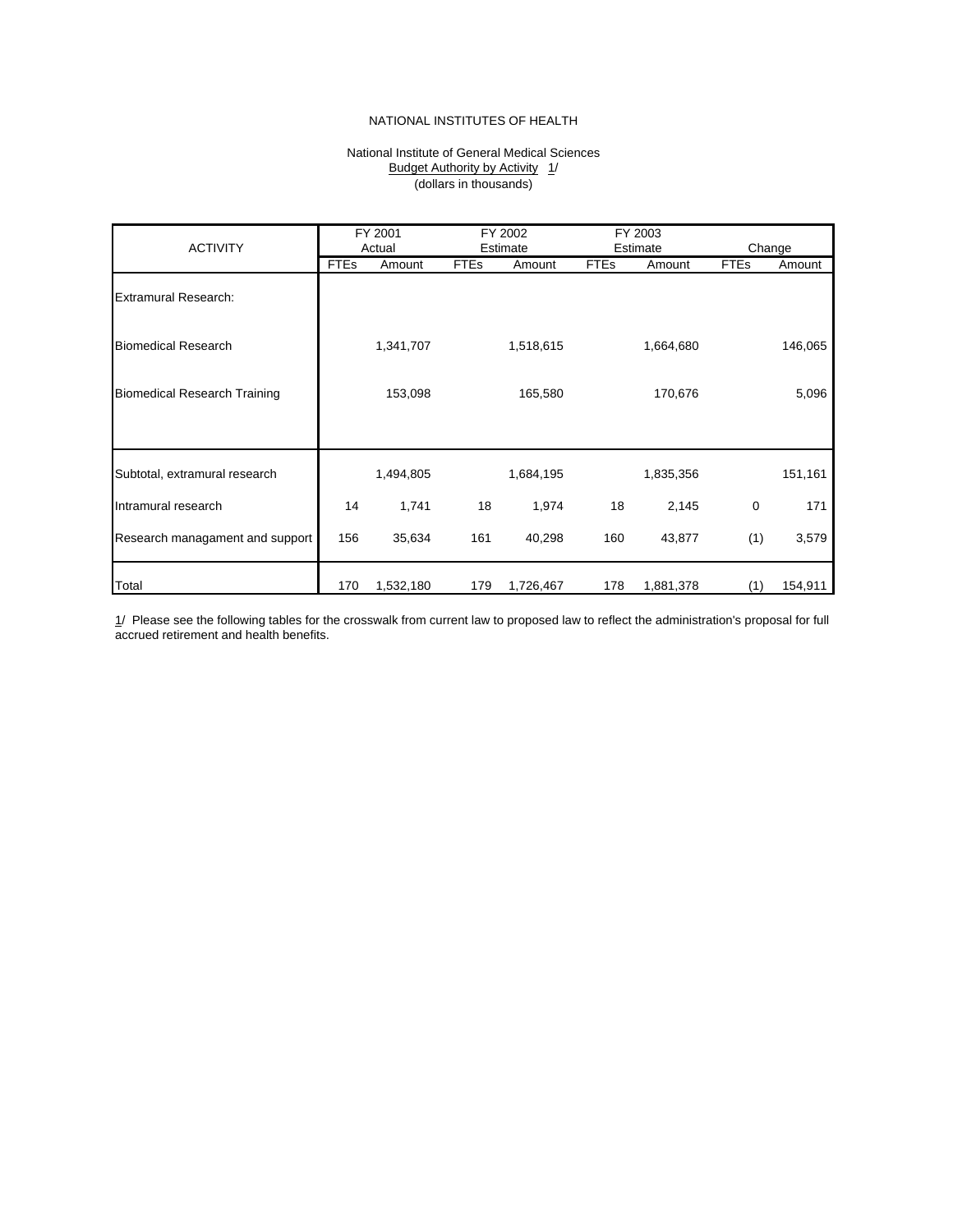NATIONAL INSTITUTES OF HEALTH

National Institute of General Medical Sciences
Budget Authority by Activity 1/
(dollars in thousands)

| ACTIVITY | FY 2001 Actual | | FY 2002 Estimate | | FY 2003 Estimate | | Change | |
|---|---|---|---|---|---|---|---|---|
| | FTEs | Amount | FTEs | Amount | FTEs | Amount | FTEs | Amount |
| Extramural Research: | | | | | | | | |
| Biomedical Research | | 1,341,707 | | 1,518,615 | | 1,664,680 | | 146,065 |
| Biomedical Research Training | | 153,098 | | 165,580 | | 170,676 | | 5,096 |
| Subtotal, extramural research | | 1,494,805 | | 1,684,195 | | 1,835,356 | | 151,161 |
| Intramural research | 14 | 1,741 | 18 | 1,974 | 18 | 2,145 | 0 | 171 |
| Research managament and support | 156 | 35,634 | 161 | 40,298 | 160 | 43,877 | (1) | 3,579 |
| Total | 170 | 1,532,180 | 179 | 1,726,467 | 178 | 1,881,378 | (1) | 154,911 |

1/ Please see the following tables for the crosswalk from current law to proposed law to reflect the administration's proposal for full accrued retirement and health benefits.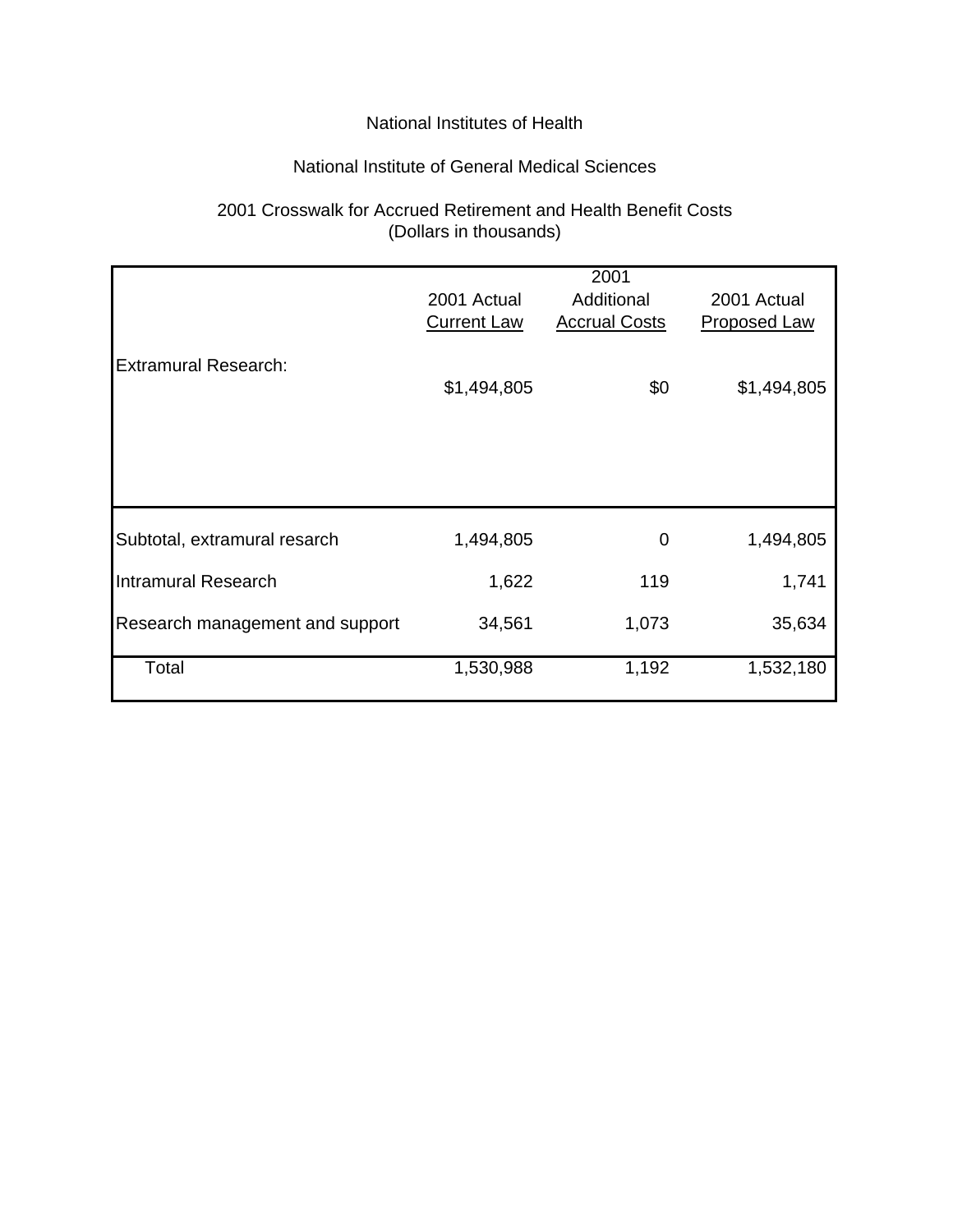National Institutes of Health

National Institute of General Medical Sciences

2001 Crosswalk for Accrued Retirement and Health Benefit Costs
(Dollars in thousands)

| | 2001 Actual Current Law | 2001 Additional Accrual Costs | 2001 Actual Proposed Law |
|---|---|---|---|
| Extramural Research: | $1,494,805 | $0 | $1,494,805 |
| Subtotal, extramural resarch | 1,494,805 | 0 | 1,494,805 |
| Intramural Research | 1,622 | 119 | 1,741 |
| Research management and support | 34,561 | 1,073 | 35,634 |
| Total | 1,530,988 | 1,192 | 1,532,180 |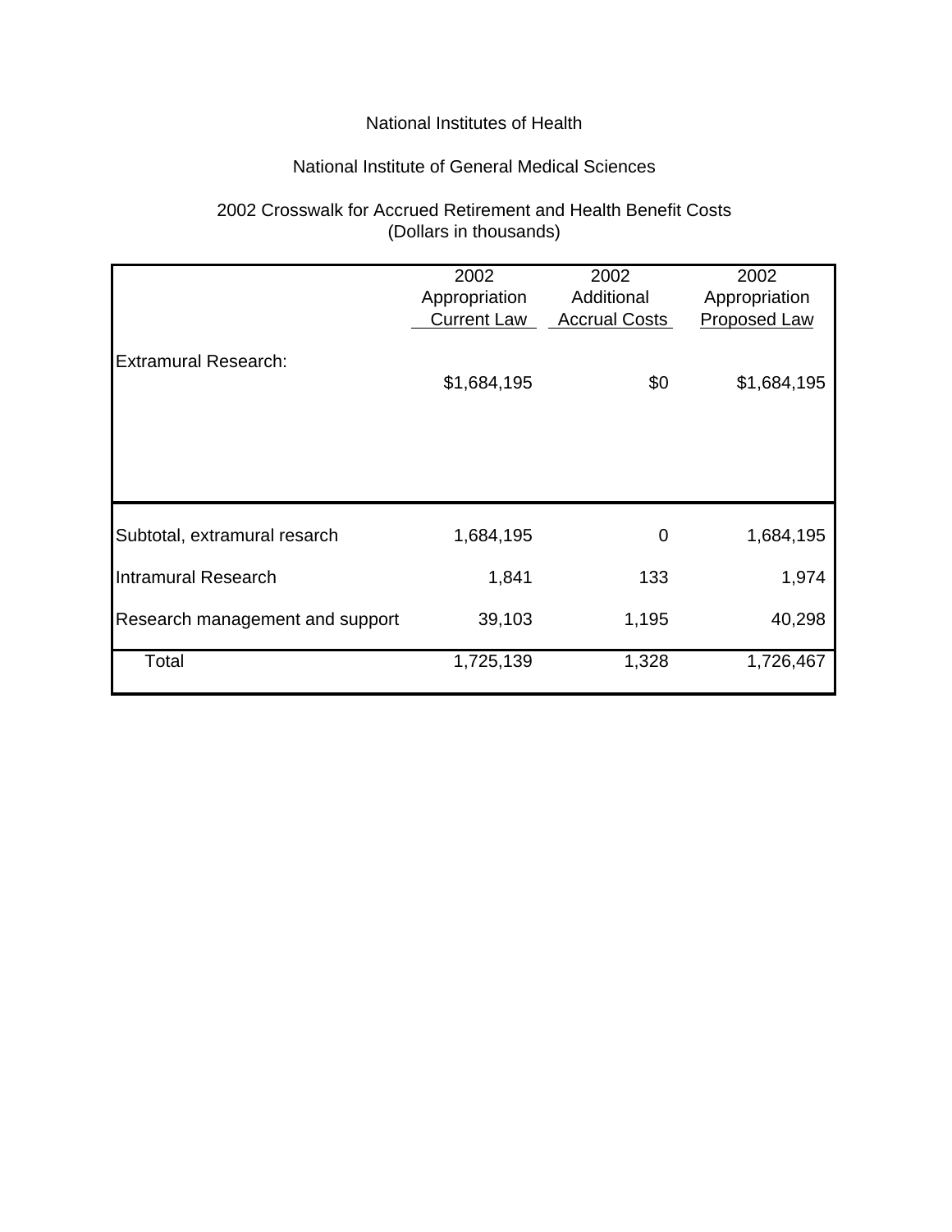National Institutes of Health

National Institute of General Medical Sciences

2002 Crosswalk for Accrued Retirement and Health Benefit Costs
(Dollars in thousands)

| | 2002 Appropriation Current Law | 2002 Additional Accrual Costs | 2002 Appropriation Proposed Law |
|---|---|---|---|
| Extramural Research: | $1,684,195 | $0 | $1,684,195 |
| Subtotal, extramural resarch | 1,684,195 | 0 | 1,684,195 |
| Intramural Research | 1,841 | 133 | 1,974 |
| Research management and support | 39,103 | 1,195 | 40,298 |
| Total | 1,725,139 | 1,328 | 1,726,467 |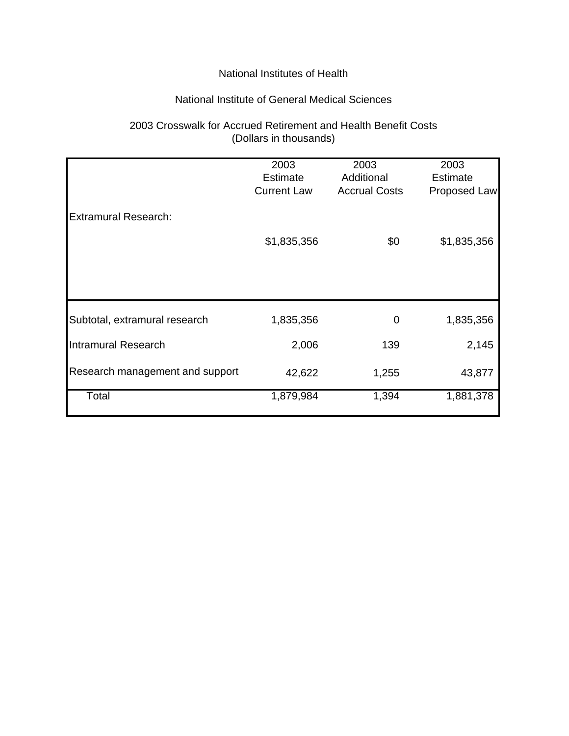National Institutes of Health

National Institute of General Medical Sciences

2003 Crosswalk for Accrued Retirement and Health Benefit Costs
(Dollars in thousands)

| | 2003 Estimate Current Law | 2003 Additional Accrual Costs | 2003 Estimate Proposed Law |
|---|---|---|---|
| Extramural Research: | | | |
| | $1,835,356 | $0 | $1,835,356 |
| Subtotal, extramural research | 1,835,356 | 0 | 1,835,356 |
| Intramural Research | 2,006 | 139 | 2,145 |
| Research management and support | 42,622 | 1,255 | 43,877 |
| Total | 1,879,984 | 1,394 | 1,881,378 |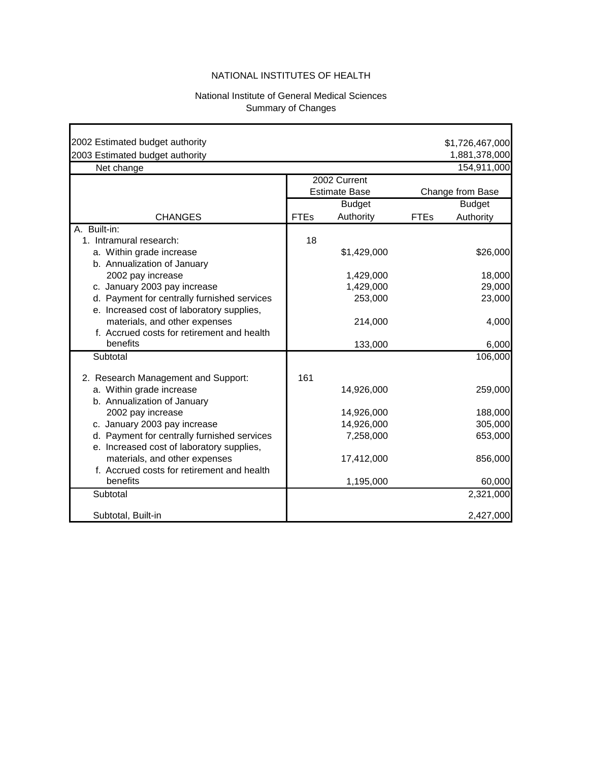NATIONAL INSTITUTES OF HEALTH

National Institute of General Medical Sciences
Summary of Changes

| | | | | |
|---|---|---|---|---|
| 2002 Estimated budget authority | | | | $1,726,467,000 |
| 2003 Estimated budget authority | | | | 1,881,378,000 |
| Net change | | | | 154,911,000 |
| | 2002 Current Estimate Base | | Change from Base | |
| CHANGES | FTEs | Budget Authority | FTEs | Budget Authority |
| A. Built-in: | | | | |
| 1. Intramural research: | 18 | | | |
| a. Within grade increase | | $1,429,000 | | $26,000 |
| b. Annualization of January 2002 pay increase | | 1,429,000 | | 18,000 |
| c. January 2003 pay increase | | 1,429,000 | | 29,000 |
| d. Payment for centrally furnished services | | 253,000 | | 23,000 |
| e. Increased cost of laboratory supplies, materials, and other expenses | | 214,000 | | 4,000 |
| f. Accrued costs for retirement and health benefits | | 133,000 | | 6,000 |
| Subtotal | | | | 106,000 |
| 2. Research Management and Support: | 161 | | | |
| a. Within grade increase | | 14,926,000 | | 259,000 |
| b. Annualization of January 2002 pay increase | | 14,926,000 | | 188,000 |
| c. January 2003 pay increase | | 14,926,000 | | 305,000 |
| d. Payment for centrally furnished services | | 7,258,000 | | 653,000 |
| e. Increased cost of laboratory supplies, materials, and other expenses | | 17,412,000 | | 856,000 |
| f. Accrued costs for retirement and health benefits | | 1,195,000 | | 60,000 |
| Subtotal | | | | 2,321,000 |
| Subtotal, Built-in | | | | 2,427,000 |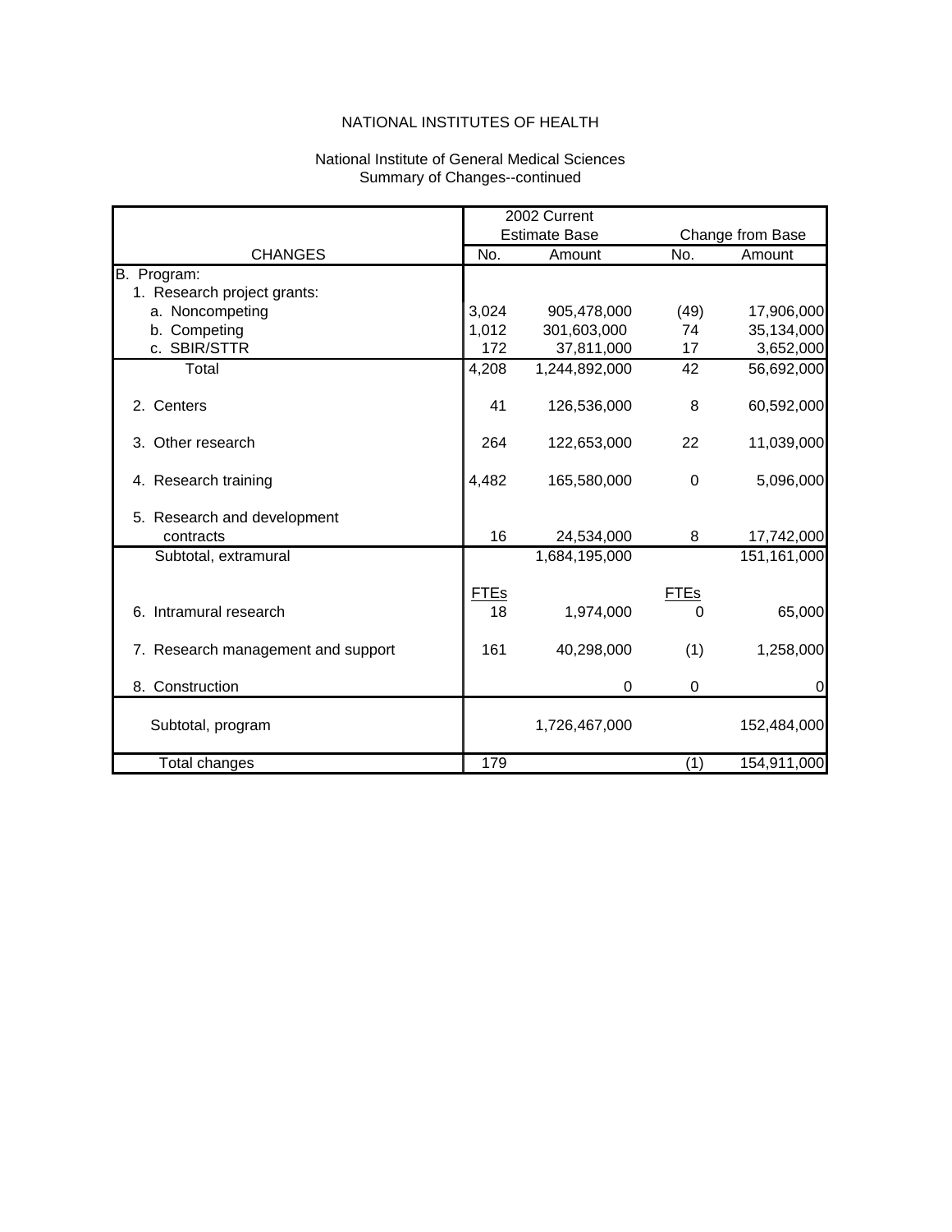NATIONAL INSTITUTES OF HEALTH

National Institute of General Medical Sciences
Summary of Changes--continued

| CHANGES | 2002 Current Estimate Base | | Change from Base | |
|---|---|---|---|---|
| | No. | Amount | No. | Amount |
| B. Program: | | | | |
| 1. Research project grants: | | | | |
| a. Noncompeting | 3,024 | 905,478,000 | (49) | 17,906,000 |
| b. Competing | 1,012 | 301,603,000 | 74 | 35,134,000 |
| c. SBIR/STTR | 172 | 37,811,000 | 17 | 3,652,000 |
| Total | 4,208 | 1,244,892,000 | 42 | 56,692,000 |
| 2. Centers | 41 | 126,536,000 | 8 | 60,592,000 |
| 3. Other research | 264 | 122,653,000 | 22 | 11,039,000 |
| 4. Research training | 4,482 | 165,580,000 | 0 | 5,096,000 |
| 5. Research and development contracts | 16 | 24,534,000 | 8 | 17,742,000 |
| Subtotal, extramural | | 1,684,195,000 | | 151,161,000 |
| | FTEs | | FTEs | |
| 6. Intramural research | 18 | 1,974,000 | 0 | 65,000 |
| 7. Research management and support | 161 | 40,298,000 | (1) | 1,258,000 |
| 8. Construction | | 0 | 0 | 0 |
| Subtotal, program | | 1,726,467,000 | | 152,484,000 |
| Total changes | 179 | | (1) | 154,911,000 |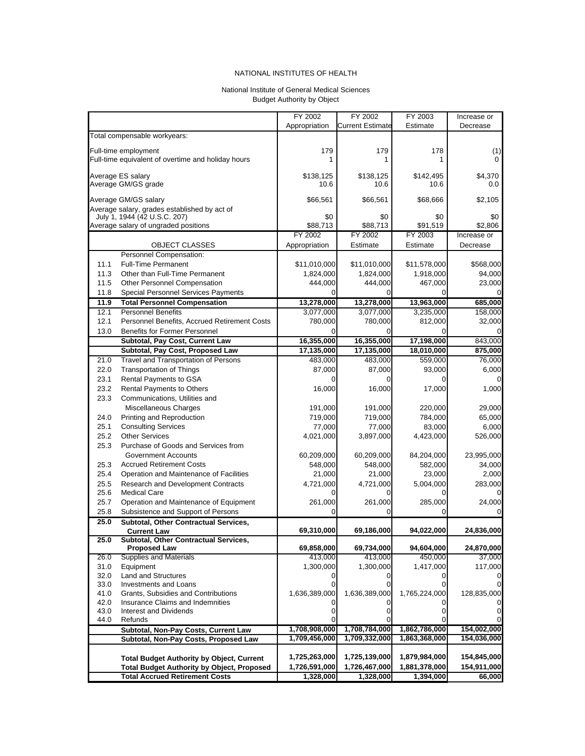# NATIONAL INSTITUTES OF HEALTH

## National Institute of General Medical Sciences
### Budget Authority by Object

| | | FY 2002 Appropriation | FY 2002 Current Estimate | FY 2003 Estimate | Increase or Decrease |
|---|---|---|---|---|---|
| Total compensable workyears: | | | | | |
| Full-time employment | | 179 | 179 | 178 | (1) |
| Full-time equivalent of overtime and holiday hours | | 1 | 1 | 1 | 0 |
| Average ES salary | | $138,125 | $138,125 | $142,495 | $4,370 |
| Average GM/GS grade | | 10.6 | 10.6 | 10.6 | 0.0 |
| Average GM/GS salary | | $66,561 | $66,561 | $68,666 | $2,105 |
| Average salary, grades established by act of July 1, 1944 (42 U.S.C. 207) | | $0 | $0 | $0 | $0 |
| Average salary of ungraded positions | | $88,713 | $88,713 | $91,519 | $2,806 |
| | OBJECT CLASSES | FY 2002 Appropriation | FY 2002 Estimate | FY 2003 Estimate | Increase or Decrease |
| | Personnel Compensation: | | | | |
| 11.1 | Full-Time Permanent | $11,010,000 | $11,010,000 | $11,578,000 | $568,000 |
| 11.3 | Other than Full-Time Permanent | 1,824,000 | 1,824,000 | 1,918,000 | 94,000 |
| 11.5 | Other Personnel Compensation | 444,000 | 444,000 | 467,000 | 23,000 |
| 11.8 | Special Personnel Services Payments | 0 | 0 | 0 | 0 |
| **11.9** | **Total Personnel Compensation** | **13,278,000** | **13,278,000** | **13,963,000** | **685,000** |
| 12.1 | Personnel Benefits | 3,077,000 | 3,077,000 | 3,235,000 | 158,000 |
| 12.1 | Personnel Benefits, Accrued Retirement Costs | 780,000 | 780,000 | 812,000 | 32,000 |
| 13.0 | Benefits for Former Personnel | 0 | 0 | 0 | 0 |
| | **Subtotal, Pay Cost, Current Law** | **16,355,000** | **16,355,000** | **17,198,000** | 843,000 |
| | **Subtotal, Pay Cost, Proposed Law** | **17,135,000** | **17,135,000** | **18,010,000** | **875,000** |
| 21.0 | Travel and Transportation of Persons | 483,000 | 483,000 | 559,000 | 76,000 |
| 22.0 | Transportation of Things | 87,000 | 87,000 | 93,000 | 6,000 |
| 23.1 | Rental Payments to GSA | 0 | 0 | 0 | 0 |
| 23.2 | Rental Payments to Others | 16,000 | 16,000 | 17,000 | 1,000 |
| 23.3 | Communications, Utilities and Miscellaneous Charges | 191,000 | 191,000 | 220,000 | 29,000 |
| 24.0 | Printing and Reproduction | 719,000 | 719,000 | 784,000 | 65,000 |
| 25.1 | Consulting Services | 77,000 | 77,000 | 83,000 | 6,000 |
| 25.2 | Other Services | 4,021,000 | 3,897,000 | 4,423,000 | 526,000 |
| 25.3 | Purchase of Goods and Services from Government Accounts | 60,209,000 | 60,209,000 | 84,204,000 | 23,995,000 |
| 25.3 | Accrued Retirement Costs | 548,000 | 548,000 | 582,000 | 34,000 |
| 25.4 | Operation and Maintenance of Facilities | 21,000 | 21,000 | 23,000 | 2,000 |
| 25.5 | Research and Development Contracts | 4,721,000 | 4,721,000 | 5,004,000 | 283,000 |
| 25.6 | Medical Care | 0 | 0 | 0 | 0 |
| 25.7 | Operation and Maintenance of Equipment | 261,000 | 261,000 | 285,000 | 24,000 |
| 25.8 | Subsistence and Support of Persons | 0 | 0 | 0 | 0 |
| **25.0** | **Subtotal, Other Contractual Services, Current Law** | **69,310,000** | **69,186,000** | **94,022,000** | **24,836,000** |
| **25.0** | **Subtotal, Other Contractual Services, Proposed Law** | **69,858,000** | **69,734,000** | **94,604,000** | **24,870,000** |
| 26.0 | Supplies and Materials | 413,000 | 413,000 | 450,000 | 37,000 |
| 31.0 | Equipment | 1,300,000 | 1,300,000 | 1,417,000 | 117,000 |
| 32.0 | Land and Structures | 0 | 0 | 0 | 0 |
| 33.0 | Investments and Loans | 0 | 0 | 0 | 0 |
| 41.0 | Grants, Subsidies and Contributions | 1,636,389,000 | 1,636,389,000 | 1,765,224,000 | 128,835,000 |
| 42.0 | Insurance Claims and Indemnities | 0 | 0 | 0 | 0 |
| 43.0 | Interest and Dividends | 0 | 0 | 0 | 0 |
| 44.0 | Refunds | 0 | 0 | 0 | 0 |
| | **Subtotal, Non-Pay Costs, Current Law** | **1,708,908,000** | **1,708,784,000** | **1,862,786,000** | **154,002,000** |
| | **Subtotal, Non-Pay Costs, Proposed Law** | **1,709,456,000** | **1,709,332,000** | **1,863,368,000** | **154,036,000** |
| | **Total Budget Authority by Object, Current** | **1,725,263,000** | **1,725,139,000** | **1,879,984,000** | **154,845,000** |
| | **Total Budget Authority by Object, Proposed** | **1,726,591,000** | **1,726,467,000** | **1,881,378,000** | **154,911,000** |
| | **Total Accrued Retirement Costs** | **1,328,000** | **1,328,000** | **1,394,000** | **66,000** |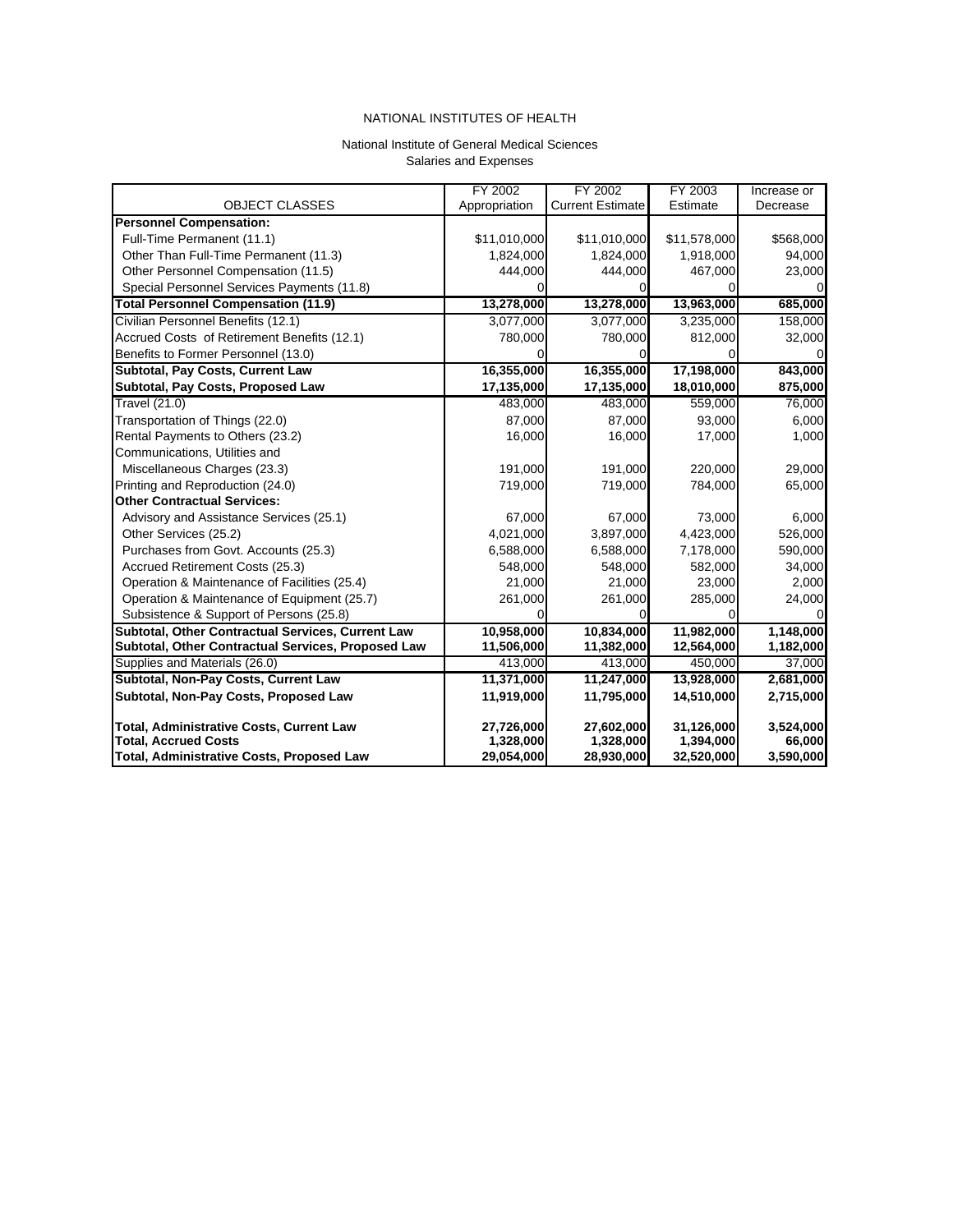NATIONAL INSTITUTES OF HEALTH

National Institute of General Medical Sciences
Salaries and Expenses

| OBJECT CLASSES | FY 2002 Appropriation | FY 2002 Current Estimate | FY 2003 Estimate | Increase or Decrease |
|---|---|---|---|---|
| **Personnel Compensation:** | | | | |
| Full-Time Permanent (11.1) | $11,010,000 | $11,010,000 | $11,578,000 | $568,000 |
| Other Than Full-Time Permanent (11.3) | 1,824,000 | 1,824,000 | 1,918,000 | 94,000 |
| Other Personnel Compensation (11.5) | 444,000 | 444,000 | 467,000 | 23,000 |
| Special Personnel Services Payments (11.8) | 0 | 0 | 0 | 0 |
| **Total Personnel Compensation (11.9)** | **13,278,000** | **13,278,000** | **13,963,000** | **685,000** |
| Civilian Personnel Benefits (12.1) | 3,077,000 | 3,077,000 | 3,235,000 | 158,000 |
| Accrued Costs of Retirement Benefits (12.1) | 780,000 | 780,000 | 812,000 | 32,000 |
| Benefits to Former Personnel (13.0) | 0 | 0 | 0 | 0 |
| **Subtotal, Pay Costs, Current Law** | **16,355,000** | **16,355,000** | **17,198,000** | **843,000** |
| **Subtotal, Pay Costs, Proposed Law** | **17,135,000** | **17,135,000** | **18,010,000** | **875,000** |
| Travel (21.0) | 483,000 | 483,000 | 559,000 | 76,000 |
| Transportation of Things (22.0) | 87,000 | 87,000 | 93,000 | 6,000 |
| Rental Payments to Others (23.2) | 16,000 | 16,000 | 17,000 | 1,000 |
| Communications, Utilities and Miscellaneous Charges (23.3) | 191,000 | 191,000 | 220,000 | 29,000 |
| Printing and Reproduction (24.0) | 719,000 | 719,000 | 784,000 | 65,000 |
| **Other Contractual Services:** | | | | |
| Advisory and Assistance Services (25.1) | 67,000 | 67,000 | 73,000 | 6,000 |
| Other Services (25.2) | 4,021,000 | 3,897,000 | 4,423,000 | 526,000 |
| Purchases from Govt. Accounts (25.3) | 6,588,000 | 6,588,000 | 7,178,000 | 590,000 |
| Accrued Retirement Costs (25.3) | 548,000 | 548,000 | 582,000 | 34,000 |
| Operation & Maintenance of Facilities (25.4) | 21,000 | 21,000 | 23,000 | 2,000 |
| Operation & Maintenance of Equipment (25.7) | 261,000 | 261,000 | 285,000 | 24,000 |
| Subsistence & Support of Persons (25.8) | 0 | 0 | 0 | 0 |
| **Subtotal, Other Contractual Services, Current Law** | **10,958,000** | **10,834,000** | **11,982,000** | **1,148,000** |
| **Subtotal, Other Contractual Services, Proposed Law** | **11,506,000** | **11,382,000** | **12,564,000** | **1,182,000** |
| Supplies and Materials (26.0) | 413,000 | 413,000 | 450,000 | 37,000 |
| **Subtotal, Non-Pay Costs, Current Law** | **11,371,000** | **11,247,000** | **13,928,000** | **2,681,000** |
| **Subtotal, Non-Pay Costs, Proposed Law** | **11,919,000** | **11,795,000** | **14,510,000** | **2,715,000** |
| **Total, Administrative Costs, Current Law** | **27,726,000** | **27,602,000** | **31,126,000** | **3,524,000** |
| **Total, Accrued Costs** | **1,328,000** | **1,328,000** | **1,394,000** | **66,000** |
| **Total, Administrative Costs, Proposed Law** | **29,054,000** | **28,930,000** | **32,520,000** | **3,590,000** |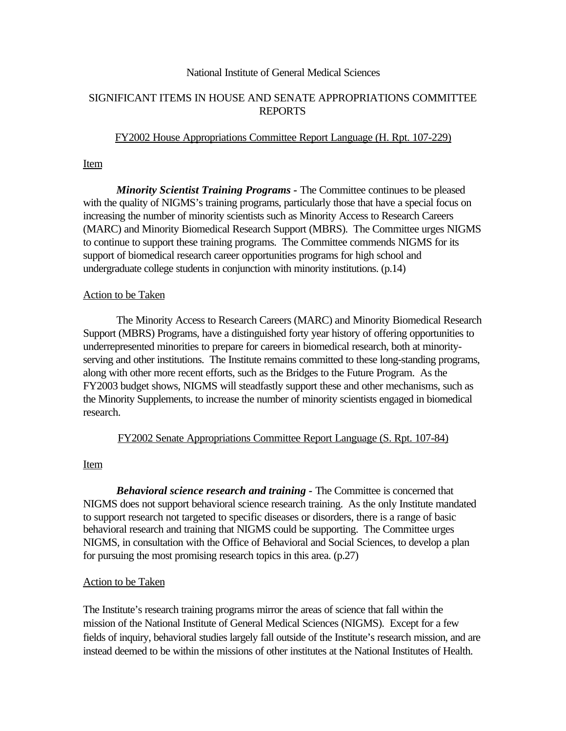National Institute of General Medical Sciences

SIGNIFICANT ITEMS IN HOUSE AND SENATE APPROPRIATIONS COMMITTEE REPORTS

FY2002 House Appropriations Committee Report Language (H. Rpt. 107-229)

Item

***Minority Scientist Training Programs*** - The Committee continues to be pleased with the quality of NIGMS's training programs, particularly those that have a special focus on increasing the number of minority scientists such as Minority Access to Research Careers (MARC) and Minority Biomedical Research Support (MBRS). The Committee urges NIGMS to continue to support these training programs. The Committee commends NIGMS for its support of biomedical research career opportunities programs for high school and undergraduate college students in conjunction with minority institutions. (p.14)

Action to be Taken

The Minority Access to Research Careers (MARC) and Minority Biomedical Research Support (MBRS) Programs, have a distinguished forty year history of offering opportunities to underrepresented minorities to prepare for careers in biomedical research, both at minority-serving and other institutions. The Institute remains committed to these long-standing programs, along with other more recent efforts, such as the Bridges to the Future Program. As the FY2003 budget shows, NIGMS will steadfastly support these and other mechanisms, such as the Minority Supplements, to increase the number of minority scientists engaged in biomedical research.

FY2002 Senate Appropriations Committee Report Language (S. Rpt. 107-84)

Item

***Behavioral science research and training*** - The Committee is concerned that NIGMS does not support behavioral science research training. As the only Institute mandated to support research not targeted to specific diseases or disorders, there is a range of basic behavioral research and training that NIGMS could be supporting. The Committee urges NIGMS, in consultation with the Office of Behavioral and Social Sciences, to develop a plan for pursuing the most promising research topics in this area. (p.27)

Action to be Taken

The Institute's research training programs mirror the areas of science that fall within the mission of the National Institute of General Medical Sciences (NIGMS). Except for a few fields of inquiry, behavioral studies largely fall outside of the Institute's research mission, and are instead deemed to be within the missions of other institutes at the National Institutes of Health.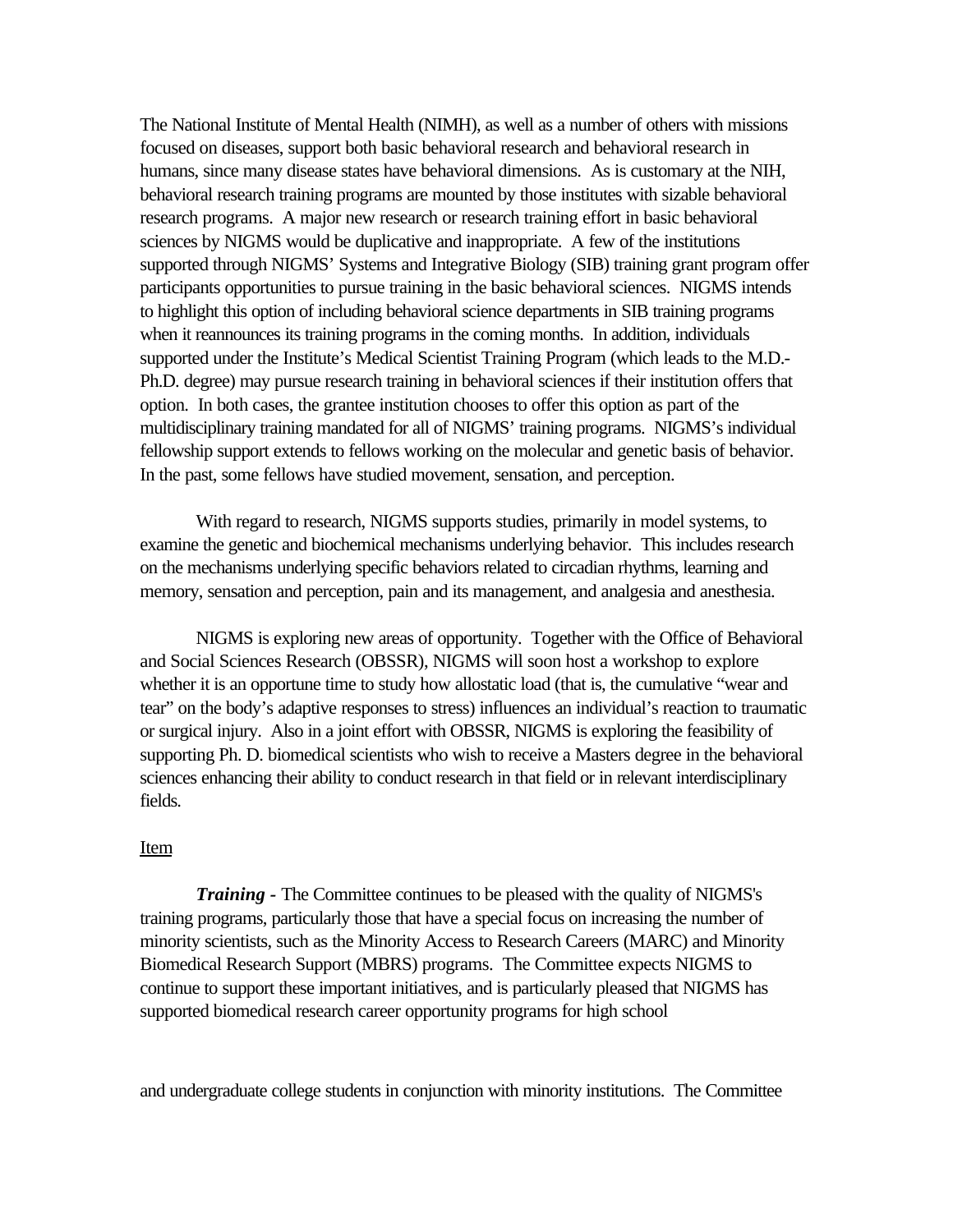The National Institute of Mental Health (NIMH), as well as a number of others with missions focused on diseases, support both basic behavioral research and behavioral research in humans, since many disease states have behavioral dimensions. As is customary at the NIH, behavioral research training programs are mounted by those institutes with sizable behavioral research programs. A major new research or research training effort in basic behavioral sciences by NIGMS would be duplicative and inappropriate. A few of the institutions supported through NIGMS' Systems and Integrative Biology (SIB) training grant program offer participants opportunities to pursue training in the basic behavioral sciences. NIGMS intends to highlight this option of including behavioral science departments in SIB training programs when it reannounces its training programs in the coming months. In addition, individuals supported under the Institute's Medical Scientist Training Program (which leads to the M.D.-Ph.D. degree) may pursue research training in behavioral sciences if their institution offers that option. In both cases, the grantee institution chooses to offer this option as part of the multidisciplinary training mandated for all of NIGMS' training programs. NIGMS's individual fellowship support extends to fellows working on the molecular and genetic basis of behavior. In the past, some fellows have studied movement, sensation, and perception.

With regard to research, NIGMS supports studies, primarily in model systems, to examine the genetic and biochemical mechanisms underlying behavior. This includes research on the mechanisms underlying specific behaviors related to circadian rhythms, learning and memory, sensation and perception, pain and its management, and analgesia and anesthesia.

NIGMS is exploring new areas of opportunity. Together with the Office of Behavioral and Social Sciences Research (OBSSR), NIGMS will soon host a workshop to explore whether it is an opportune time to study how allostatic load (that is, the cumulative "wear and tear" on the body's adaptive responses to stress) influences an individual's reaction to traumatic or surgical injury. Also in a joint effort with OBSSR, NIGMS is exploring the feasibility of supporting Ph. D. biomedical scientists who wish to receive a Masters degree in the behavioral sciences enhancing their ability to conduct research in that field or in relevant interdisciplinary fields.

Item

***Training*** - The Committee continues to be pleased with the quality of NIGMS's training programs, particularly those that have a special focus on increasing the number of minority scientists, such as the Minority Access to Research Careers (MARC) and Minority Biomedical Research Support (MBRS) programs. The Committee expects NIGMS to continue to support these important initiatives, and is particularly pleased that NIGMS has supported biomedical research career opportunity programs for high school and undergraduate college students in conjunction with minority institutions. The Committee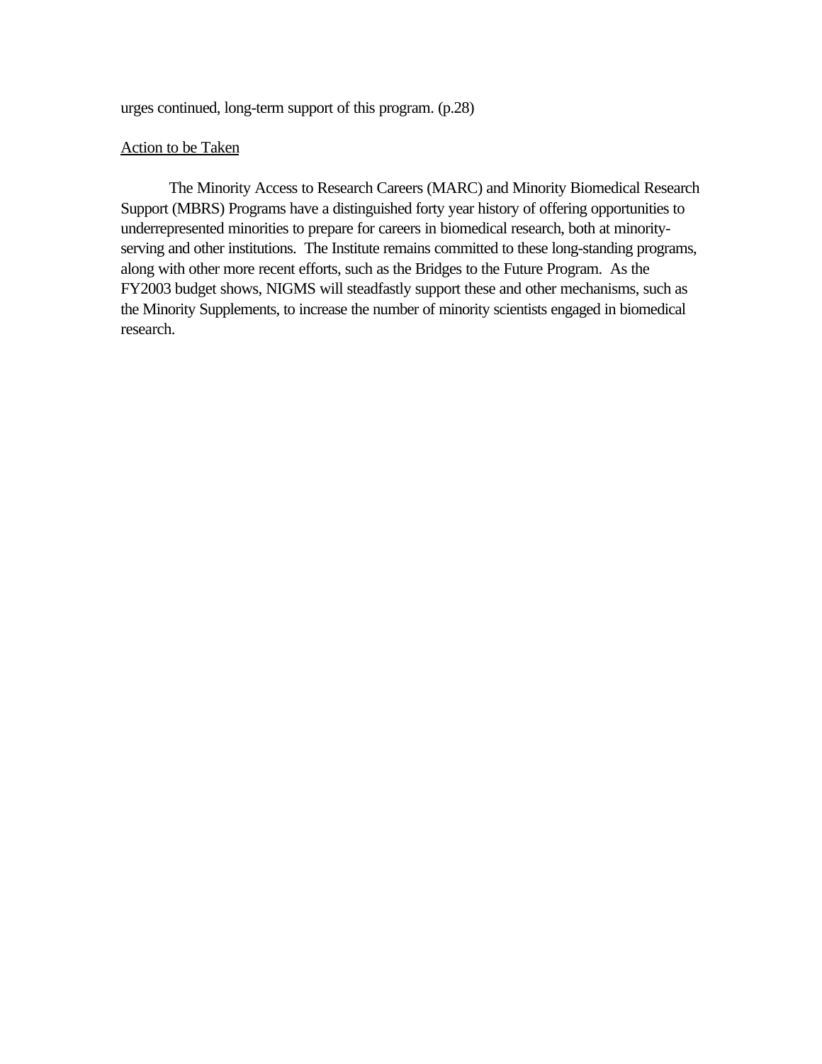urges continued, long-term support of this program. (p.28)

Action to be Taken

The Minority Access to Research Careers (MARC) and Minority Biomedical Research Support (MBRS) Programs have a distinguished forty year history of offering opportunities to underrepresented minorities to prepare for careers in biomedical research, both at minority-serving and other institutions. The Institute remains committed to these long-standing programs, along with other more recent efforts, such as the Bridges to the Future Program. As the FY2003 budget shows, NIGMS will steadfastly support these and other mechanisms, such as the Minority Supplements, to increase the number of minority scientists engaged in biomedical research.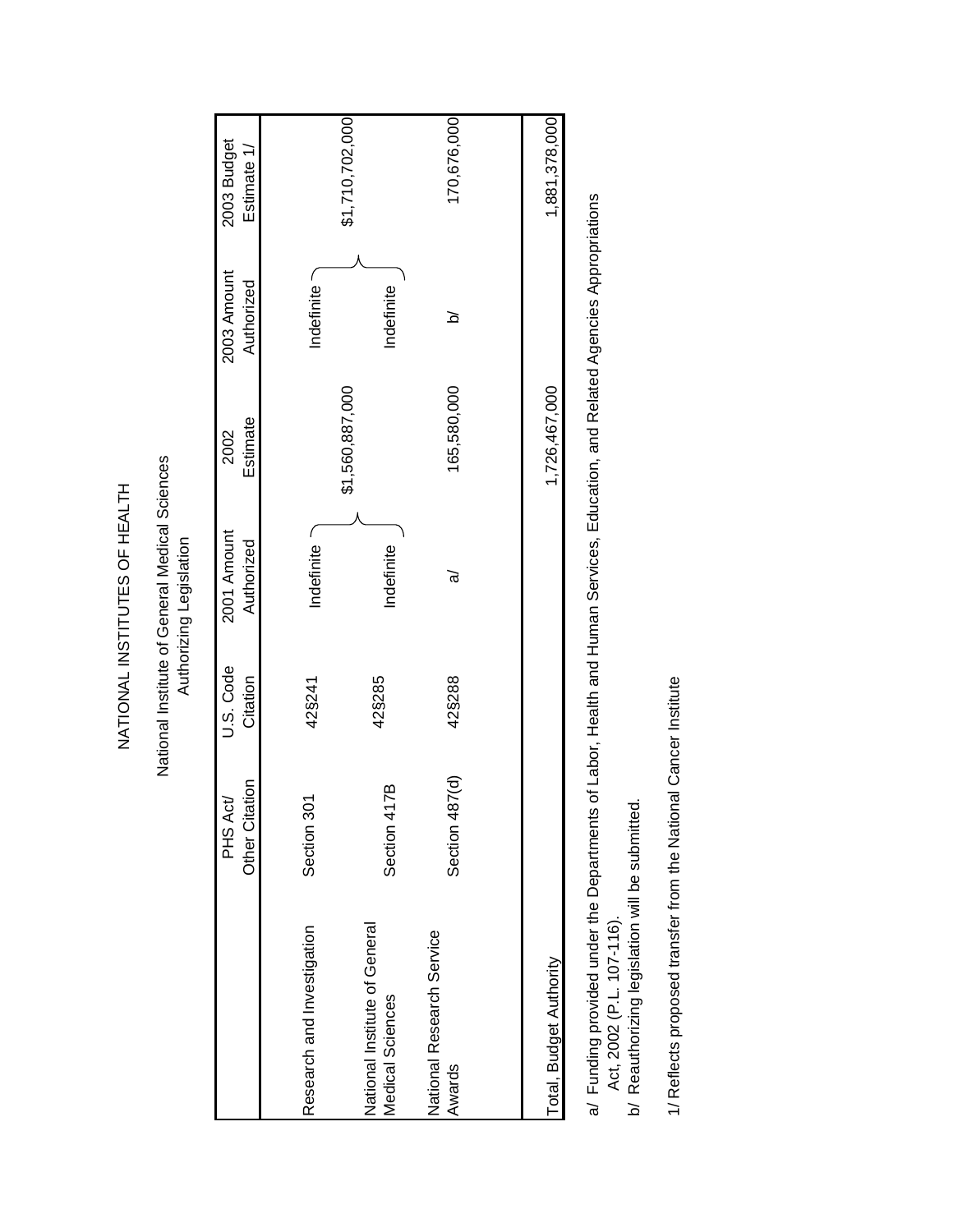# NATIONAL INSTITUTES OF HEALTH

## National Institute of General Medical Sciences
### Authorizing Legislation

| | PHS Act/ Other Citation | U.S. Code Citation | 2001 Amount Authorized | 2002 Estimate | 2003 Amount Authorized | 2003 Budget Estimate 1/ |
|---|---|---|---|---|---|---|
| Research and Investigation | Section 301 | 42§241 | Indefinite | $1,560,887,000 | Indefinite | $1,710,702,000 |
| National Institute of General Medical Sciences | Section 417B | 42§285 | Indefinite | | Indefinite | |
| National Research Service Awards | Section 487(d) | 42§288 | a/ | 165,580,000 | b/ | 170,676,000 |
| Total, Budget Authority | | | | 1,726,467,000 | | 1,881,378,000 |

a/ Funding provided under the Departments of Labor, Health and Human Services, Education, and Related Agencies Appropriations Act, 2002 (P.L. 107-116).

b/ Reauthorizing legislation will be submitted.

1/ Reflects proposed transfer from the National Cancer Institute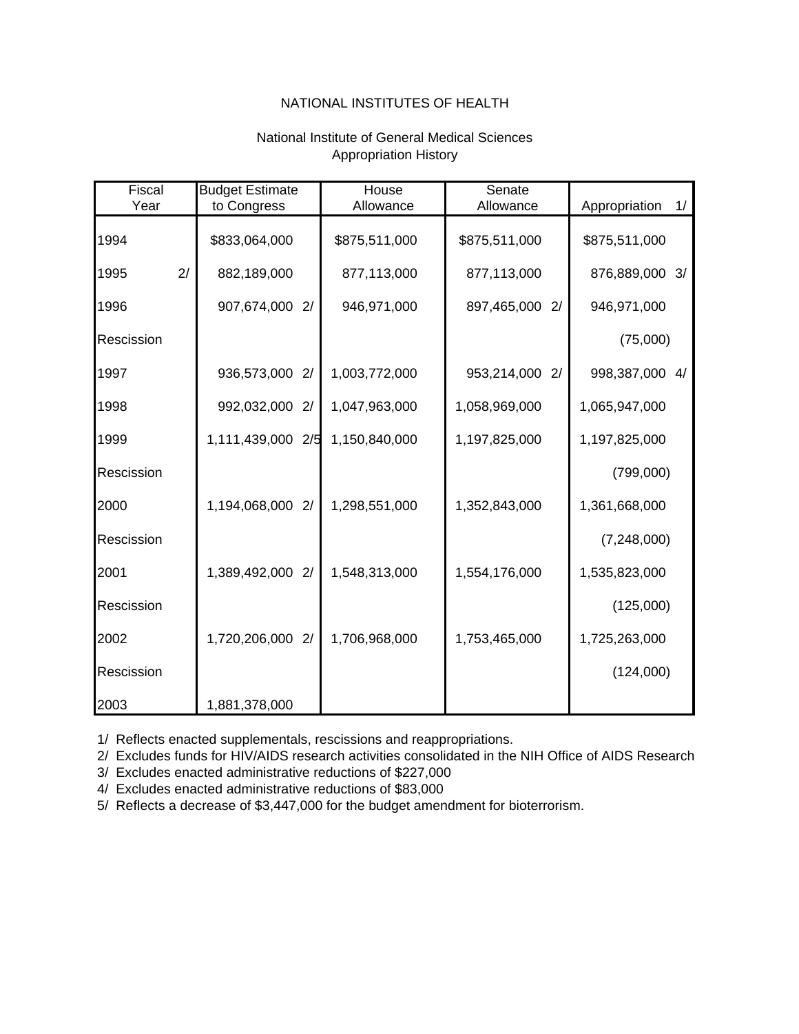NATIONAL INSTITUTES OF HEALTH

National Institute of General Medical Sciences
Appropriation History

| Fiscal Year | Budget Estimate to Congress | House Allowance | Senate Allowance | Appropriation 1/ |
|---|---|---|---|---|
| 1994 | $833,064,000 | $875,511,000 | $875,511,000 | $875,511,000 |
| 1995 2/ | 882,189,000 | 877,113,000 | 877,113,000 | 876,889,000 3/ |
| 1996 | 907,674,000 2/ | 946,971,000 | 897,465,000 2/ | 946,971,000 |
| Rescission | | | | (75,000) |
| 1997 | 936,573,000 2/ | 1,003,772,000 | 953,214,000 2/ | 998,387,000 4/ |
| 1998 | 992,032,000 2/ | 1,047,963,000 | 1,058,969,000 | 1,065,947,000 |
| 1999 | 1,111,439,000 2/5 | 1,150,840,000 | 1,197,825,000 | 1,197,825,000 |
| Rescission | | | | (799,000) |
| 2000 | 1,194,068,000 2/ | 1,298,551,000 | 1,352,843,000 | 1,361,668,000 |
| Rescission | | | | (7,248,000) |
| 2001 | 1,389,492,000 2/ | 1,548,313,000 | 1,554,176,000 | 1,535,823,000 |
| Rescission | | | | (125,000) |
| 2002 | 1,720,206,000 2/ | 1,706,968,000 | 1,753,465,000 | 1,725,263,000 |
| Rescission | | | | (124,000) |
| 2003 | 1,881,378,000 | | | |

1/ Reflects enacted supplementals, rescissions and reappropriations.
2/ Excludes funds for HIV/AIDS research activities consolidated in the NIH Office of AIDS Research
3/ Excludes enacted administrative reductions of $227,000
4/ Excludes enacted administrative reductions of $83,000
5/ Reflects a decrease of $3,447,000 for the budget amendment for bioterrorism.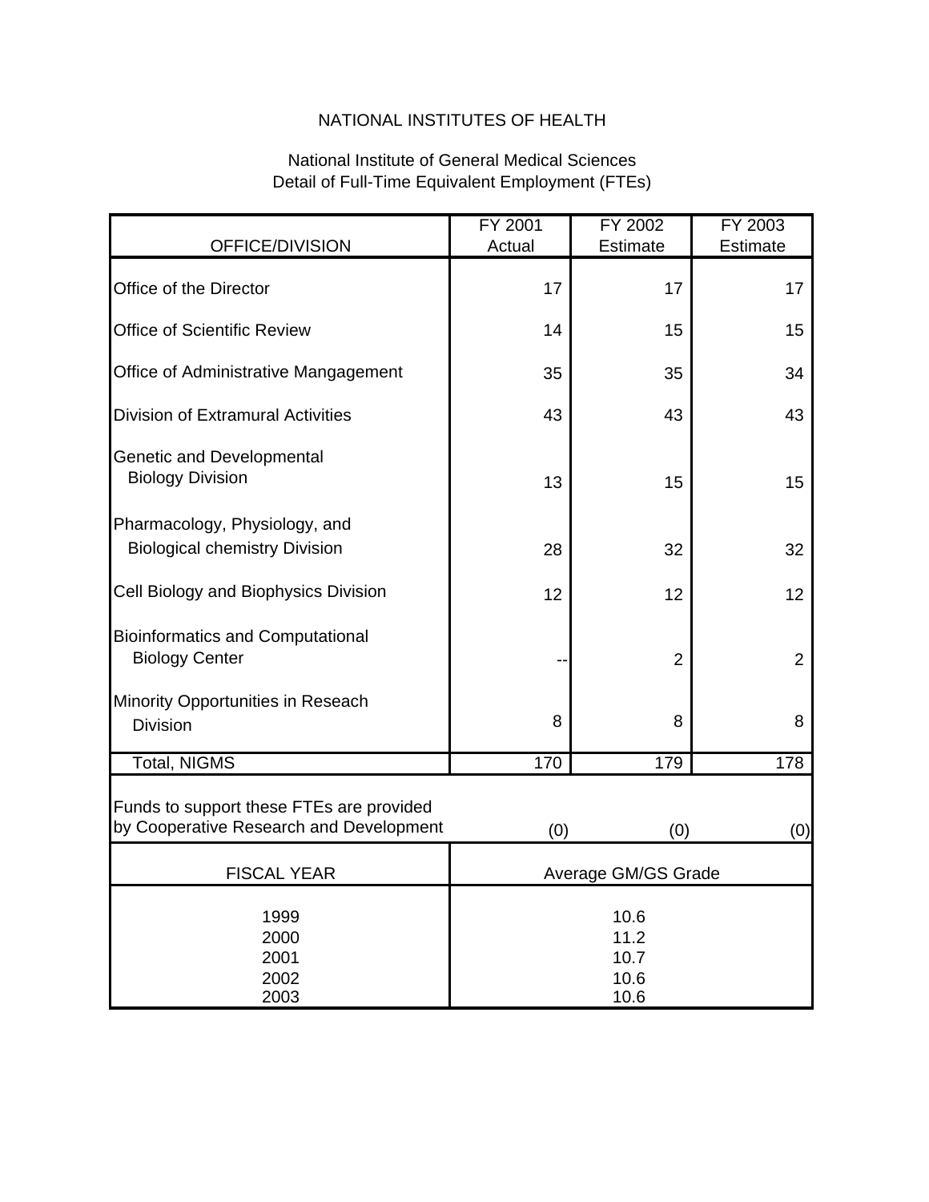NATIONAL INSTITUTES OF HEALTH

National Institute of General Medical Sciences
Detail of Full-Time Equivalent Employment (FTEs)

| OFFICE/DIVISION | FY 2001 Actual | FY 2002 Estimate | FY 2003 Estimate |
|---|---|---|---|
| Office of the Director | 17 | 17 | 17 |
| Office of Scientific Review | 14 | 15 | 15 |
| Office of Administrative Mangagement | 35 | 35 | 34 |
| Division of Extramural Activities | 43 | 43 | 43 |
| Genetic and Developmental Biology Division | 13 | 15 | 15 |
| Pharmacology, Physiology, and Biological chemistry Division | 28 | 32 | 32 |
| Cell Biology and Biophysics Division | 12 | 12 | 12 |
| Bioinformatics and Computational Biology Center | -- | 2 | 2 |
| Minority Opportunities in Reseach Division | 8 | 8 | 8 |
| Total, NIGMS | 170 | 179 | 178 |
| Funds to support these FTEs are provided by Cooperative Research and Development | (0) | (0) | (0) |

| FISCAL YEAR | Average GM/GS Grade |
|---|---|
| 1999 | 10.6 |
| 2000 | 11.2 |
| 2001 | 10.7 |
| 2002 | 10.6 |
| 2003 | 10.6 |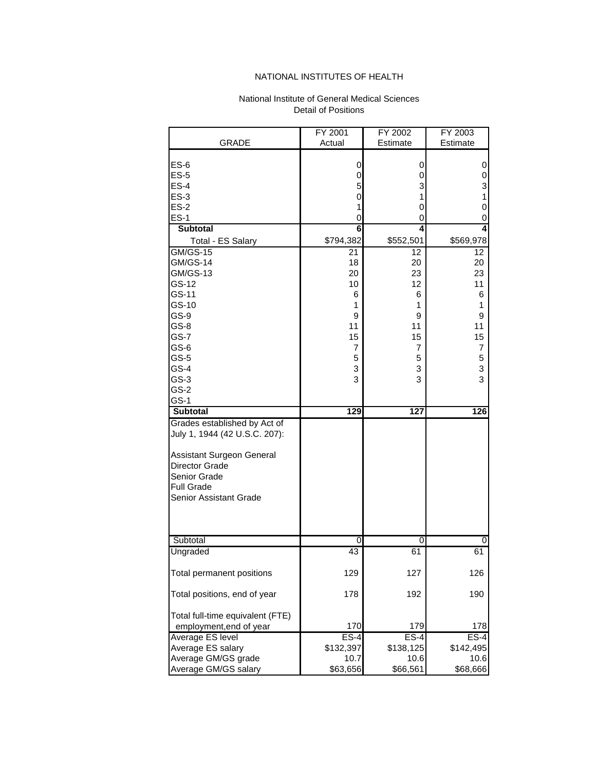NATIONAL INSTITUTES OF HEALTH

National Institute of General Medical Sciences
Detail of Positions

| GRADE | FY 2001 Actual | FY 2002 Estimate | FY 2003 Estimate |
|---|---|---|---|
| ES-6 | 0 | 0 | 0 |
| ES-5 | 0 | 0 | 0 |
| ES-4 | 5 | 3 | 3 |
| ES-3 | 0 | 1 | 1 |
| ES-2 | 1 | 0 | 0 |
| ES-1 | 0 | 0 | 0 |
| **Subtotal** | **6** | **4** | **4** |
| Total - ES Salary | $794,382 | $552,501 | $569,978 |
| GM/GS-15 | 21 | 12 | 12 |
| GM/GS-14 | 18 | 20 | 20 |
| GM/GS-13 | 20 | 23 | 23 |
| GS-12 | 10 | 12 | 11 |
| GS-11 | 6 | 6 | 6 |
| GS-10 | 1 | 1 | 1 |
| GS-9 | 9 | 9 | 9 |
| GS-8 | 11 | 11 | 11 |
| GS-7 | 15 | 15 | 15 |
| GS-6 | 7 | 7 | 7 |
| GS-5 | 5 | 5 | 5 |
| GS-4 | 3 | 3 | 3 |
| GS-3 | 3 | 3 | 3 |
| GS-2 | | | |
| GS-1 | | | |
| **Subtotal** | **129** | **127** | **126** |
| Grades established by Act of July 1, 1944 (42 U.S.C. 207): | | | |
| Assistant Surgeon General | | | |
| Director Grade | | | |
| Senior Grade | | | |
| Full Grade | | | |
| Senior Assistant Grade | | | |
| Subtotal | 0 | 0 | 0 |
| Ungraded | 43 | 61 | 61 |
| Total permanent positions | 129 | 127 | 126 |
| Total positions, end of year | 178 | 192 | 190 |
| Total full-time equivalent (FTE) employment,end of year | 170 | 179 | 178 |
| Average ES level | ES-4 | ES-4 | ES-4 |
| Average ES salary | $132,397 | $138,125 | $142,495 |
| Average GM/GS grade | 10.7 | 10.6 | 10.6 |
| Average GM/GS salary | $63,656 | $66,561 | $68,666 |